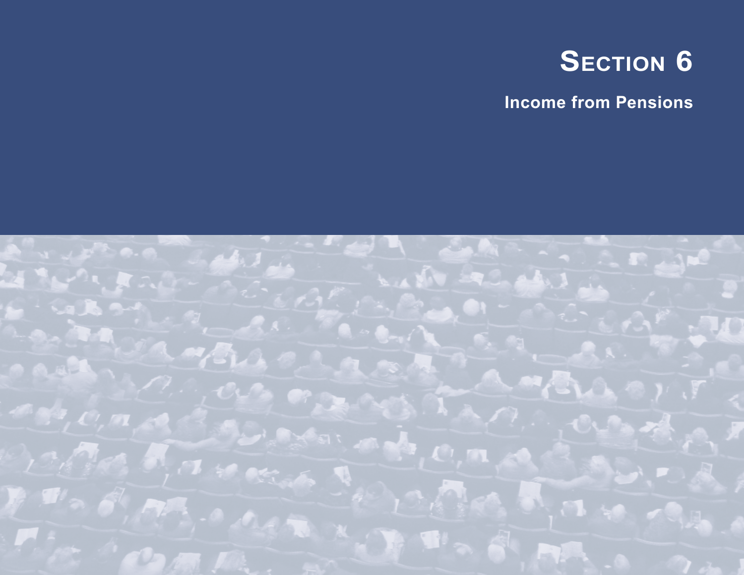# Section 6

## Income from Pensions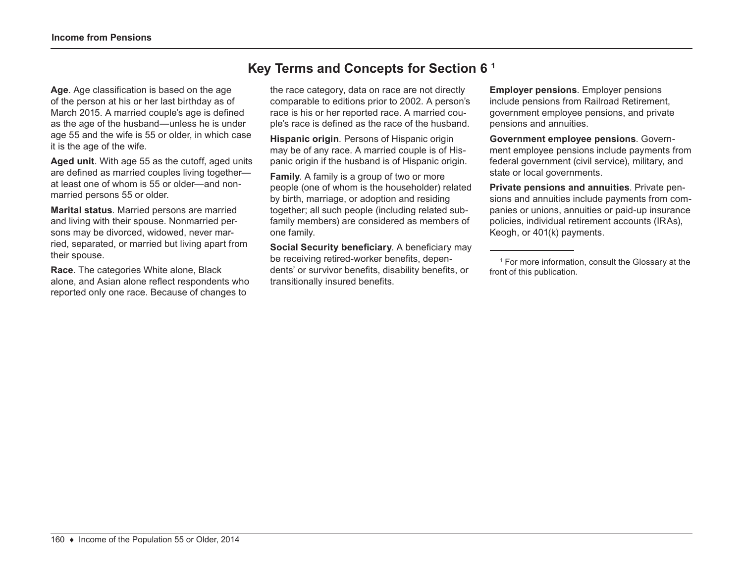## Key Terms and Concepts for Section 6 [1]

**Age**. Age classification is based on the age of the person at his or her last birthday as of March 2015. A married couple's age is defined as the age of the husband—unless he is under age 55 and the wife is 55 or older, in which case it is the age of the wife.

**Aged unit**. With age 55 as the cutoff, aged units are defined as married couples living together—at least one of whom is 55 or older—and nonmarried persons 55 or older.

**Marital status**. Married persons are married and living with their spouse. Nonmarried persons may be divorced, widowed, never married, separated, or married but living apart from their spouse.

**Race**. The categories White alone, Black alone, and Asian alone reflect respondents who reported only one race. Because of changes to the race category, data on race are not directly comparable to editions prior to 2002. A person's race is his or her reported race. A married couple's race is defined as the race of the husband.

**Hispanic origin**. Persons of Hispanic origin may be of any race. A married couple is of Hispanic origin if the husband is of Hispanic origin.

**Family**. A family is a group of two or more people (one of whom is the householder) related by birth, marriage, or adoption and residing together; all such people (including related subfamily members) are considered as members of one family.

**Social Security beneficiary**. A beneficiary may be receiving retired-worker benefits, dependents' or survivor benefits, disability benefits, or transitionally insured benefits.

**Employer pensions**. Employer pensions include pensions from Railroad Retirement, government employee pensions, and private pensions and annuities.

**Government employee pensions**. Government employee pensions include payments from federal government (civil service), military, and state or local governments.

**Private pensions and annuities**. Private pensions and annuities include payments from companies or unions, annuities or paid-up insurance policies, individual retirement accounts (IRAs), Keogh, or 401(k) payments.

---

[1] For more information, consult the Glossary at the front of this publication.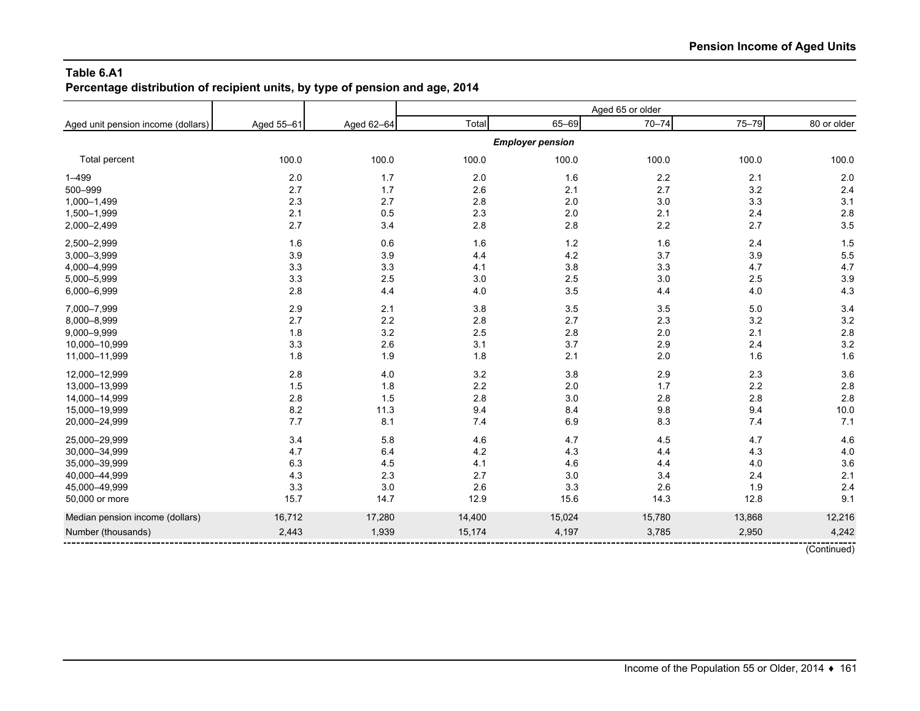## Table 6.A1
**Percentage distribution of recipient units, by type of pension and age, 2014**

| Aged unit pension income (dollars) | Aged 55–61 | Aged 62–64 | Aged 65 or older | | | | |
|---|---|---|---|---|---|---|---|
| | | | Total | 65–69 | 70–74 | 75–79 | 80 or older |
| | | | ***Employer pension*** | | | | |
| Total percent | 100.0 | 100.0 | 100.0 | 100.0 | 100.0 | 100.0 | 100.0 |
| 1–499 | 2.0 | 1.7 | 2.0 | 1.6 | 2.2 | 2.1 | 2.0 |
| 500–999 | 2.7 | 1.7 | 2.6 | 2.1 | 2.7 | 3.2 | 2.4 |
| 1,000–1,499 | 2.3 | 2.7 | 2.8 | 2.0 | 3.0 | 3.3 | 3.1 |
| 1,500–1,999 | 2.1 | 0.5 | 2.3 | 2.0 | 2.1 | 2.4 | 2.8 |
| 2,000–2,499 | 2.7 | 3.4 | 2.8 | 2.8 | 2.2 | 2.7 | 3.5 |
| 2,500–2,999 | 1.6 | 0.6 | 1.6 | 1.2 | 1.6 | 2.4 | 1.5 |
| 3,000–3,999 | 3.9 | 3.9 | 4.4 | 4.2 | 3.7 | 3.9 | 5.5 |
| 4,000–4,999 | 3.3 | 3.3 | 4.1 | 3.8 | 3.3 | 4.7 | 4.7 |
| 5,000–5,999 | 3.3 | 2.5 | 3.0 | 2.5 | 3.0 | 2.5 | 3.9 |
| 6,000–6,999 | 2.8 | 4.4 | 4.0 | 3.5 | 4.4 | 4.0 | 4.3 |
| 7,000–7,999 | 2.9 | 2.1 | 3.8 | 3.5 | 3.5 | 5.0 | 3.4 |
| 8,000–8,999 | 2.7 | 2.2 | 2.8 | 2.7 | 2.3 | 3.2 | 3.2 |
| 9,000–9,999 | 1.8 | 3.2 | 2.5 | 2.8 | 2.0 | 2.1 | 2.8 |
| 10,000–10,999 | 3.3 | 2.6 | 3.1 | 3.7 | 2.9 | 2.4 | 3.2 |
| 11,000–11,999 | 1.8 | 1.9 | 1.8 | 2.1 | 2.0 | 1.6 | 1.6 |
| 12,000–12,999 | 2.8 | 4.0 | 3.2 | 3.8 | 2.9 | 2.3 | 3.6 |
| 13,000–13,999 | 1.5 | 1.8 | 2.2 | 2.0 | 1.7 | 2.2 | 2.8 |
| 14,000–14,999 | 2.8 | 1.5 | 2.8 | 3.0 | 2.8 | 2.8 | 2.8 |
| 15,000–19,999 | 8.2 | 11.3 | 9.4 | 8.4 | 9.8 | 9.4 | 10.0 |
| 20,000–24,999 | 7.7 | 8.1 | 7.4 | 6.9 | 8.3 | 7.4 | 7.1 |
| 25,000–29,999 | 3.4 | 5.8 | 4.6 | 4.7 | 4.5 | 4.7 | 4.6 |
| 30,000–34,999 | 4.7 | 6.4 | 4.2 | 4.3 | 4.4 | 4.3 | 4.0 |
| 35,000–39,999 | 6.3 | 4.5 | 4.1 | 4.6 | 4.4 | 4.0 | 3.6 |
| 40,000–44,999 | 4.3 | 2.3 | 2.7 | 3.0 | 3.4 | 2.4 | 2.1 |
| 45,000–49,999 | 3.3 | 3.0 | 2.6 | 3.3 | 2.6 | 1.9 | 2.4 |
| 50,000 or more | 15.7 | 14.7 | 12.9 | 15.6 | 14.3 | 12.8 | 9.1 |
| Median pension income (dollars) | 16,712 | 17,280 | 14,400 | 15,024 | 15,780 | 13,868 | 12,216 |
| Number (thousands) | 2,443 | 1,939 | 15,174 | 4,197 | 3,785 | 2,950 | 4,242 |

(Continued)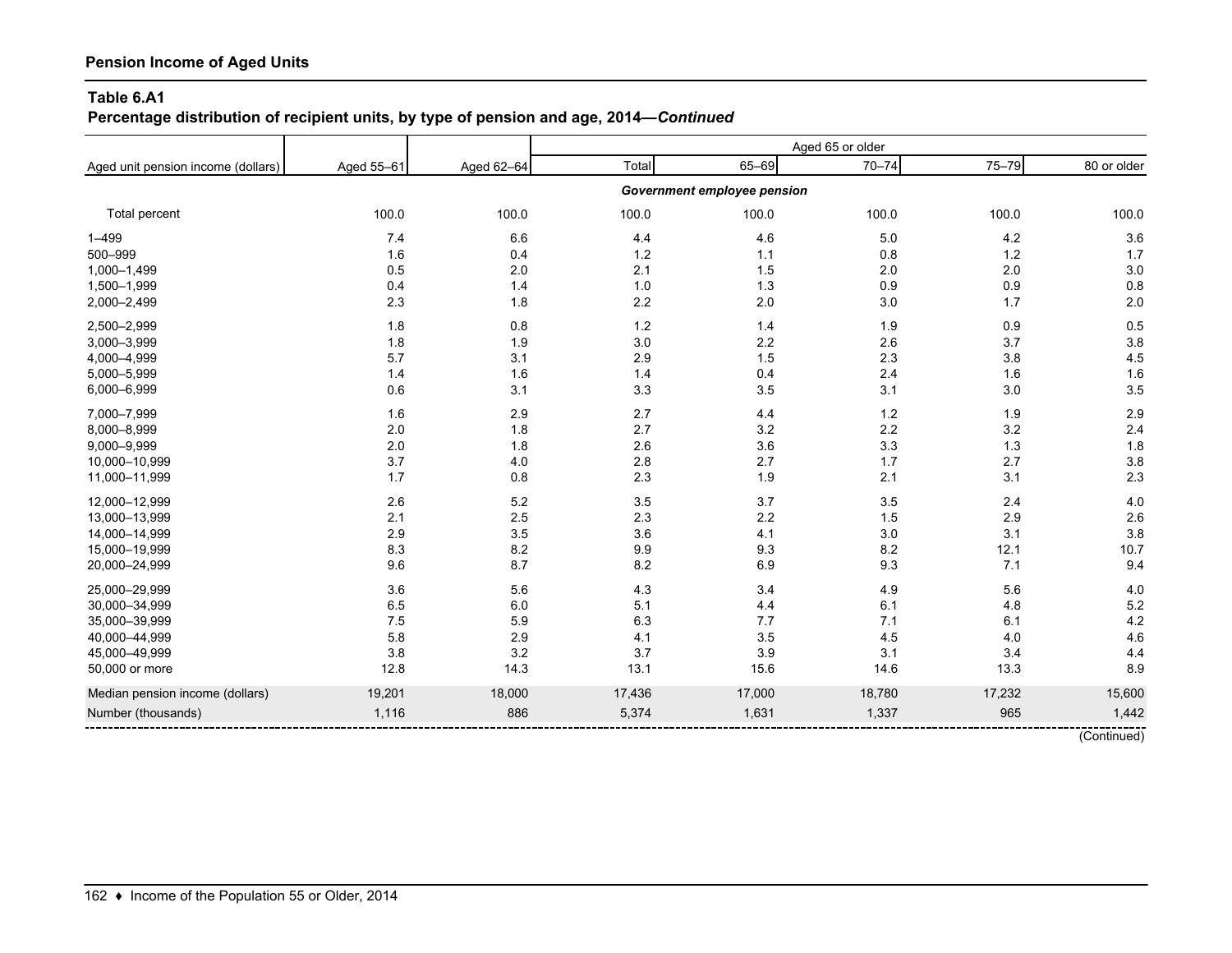## Pension Income of Aged Units

### Table 6.A1

**Percentage distribution of recipient units, by type of pension and age, 2014—*Continued***

| Aged unit pension income (dollars) | Aged 55–61 | Aged 62–64 | Aged 65 or older | | | | |
|---|---|---|---|---|---|---|---|
| | | | Total | 65–69 | 70–74 | 75–79 | 80 or older |
| | | | ***Government employee pension*** | | | | |
| Total percent | 100.0 | 100.0 | 100.0 | 100.0 | 100.0 | 100.0 | 100.0 |
| 1–499 | 7.4 | 6.6 | 4.4 | 4.6 | 5.0 | 4.2 | 3.6 |
| 500–999 | 1.6 | 0.4 | 1.2 | 1.1 | 0.8 | 1.2 | 1.7 |
| 1,000–1,499 | 0.5 | 2.0 | 2.1 | 1.5 | 2.0 | 2.0 | 3.0 |
| 1,500–1,999 | 0.4 | 1.4 | 1.0 | 1.3 | 0.9 | 0.9 | 0.8 |
| 2,000–2,499 | 2.3 | 1.8 | 2.2 | 2.0 | 3.0 | 1.7 | 2.0 |
| 2,500–2,999 | 1.8 | 0.8 | 1.2 | 1.4 | 1.9 | 0.9 | 0.5 |
| 3,000–3,999 | 1.8 | 1.9 | 3.0 | 2.2 | 2.6 | 3.7 | 3.8 |
| 4,000–4,999 | 5.7 | 3.1 | 2.9 | 1.5 | 2.3 | 3.8 | 4.5 |
| 5,000–5,999 | 1.4 | 1.6 | 1.4 | 0.4 | 2.4 | 1.6 | 1.6 |
| 6,000–6,999 | 0.6 | 3.1 | 3.3 | 3.5 | 3.1 | 3.0 | 3.5 |
| 7,000–7,999 | 1.6 | 2.9 | 2.7 | 4.4 | 1.2 | 1.9 | 2.9 |
| 8,000–8,999 | 2.0 | 1.8 | 2.7 | 3.2 | 2.2 | 3.2 | 2.4 |
| 9,000–9,999 | 2.0 | 1.8 | 2.6 | 3.6 | 3.3 | 1.3 | 1.8 |
| 10,000–10,999 | 3.7 | 4.0 | 2.8 | 2.7 | 1.7 | 2.7 | 3.8 |
| 11,000–11,999 | 1.7 | 0.8 | 2.3 | 1.9 | 2.1 | 3.1 | 2.3 |
| 12,000–12,999 | 2.6 | 5.2 | 3.5 | 3.7 | 3.5 | 2.4 | 4.0 |
| 13,000–13,999 | 2.1 | 2.5 | 2.3 | 2.2 | 1.5 | 2.9 | 2.6 |
| 14,000–14,999 | 2.9 | 3.5 | 3.6 | 4.1 | 3.0 | 3.1 | 3.8 |
| 15,000–19,999 | 8.3 | 8.2 | 9.9 | 9.3 | 8.2 | 12.1 | 10.7 |
| 20,000–24,999 | 9.6 | 8.7 | 8.2 | 6.9 | 9.3 | 7.1 | 9.4 |
| 25,000–29,999 | 3.6 | 5.6 | 4.3 | 3.4 | 4.9 | 5.6 | 4.0 |
| 30,000–34,999 | 6.5 | 6.0 | 5.1 | 4.4 | 6.1 | 4.8 | 5.2 |
| 35,000–39,999 | 7.5 | 5.9 | 6.3 | 7.7 | 7.1 | 6.1 | 4.2 |
| 40,000–44,999 | 5.8 | 2.9 | 4.1 | 3.5 | 4.5 | 4.0 | 4.6 |
| 45,000–49,999 | 3.8 | 3.2 | 3.7 | 3.9 | 3.1 | 3.4 | 4.4 |
| 50,000 or more | 12.8 | 14.3 | 13.1 | 15.6 | 14.6 | 13.3 | 8.9 |
| Median pension income (dollars) | 19,201 | 18,000 | 17,436 | 17,000 | 18,780 | 17,232 | 15,600 |
| Number (thousands) | 1,116 | 886 | 5,374 | 1,631 | 1,337 | 965 | 1,442 |

(Continued)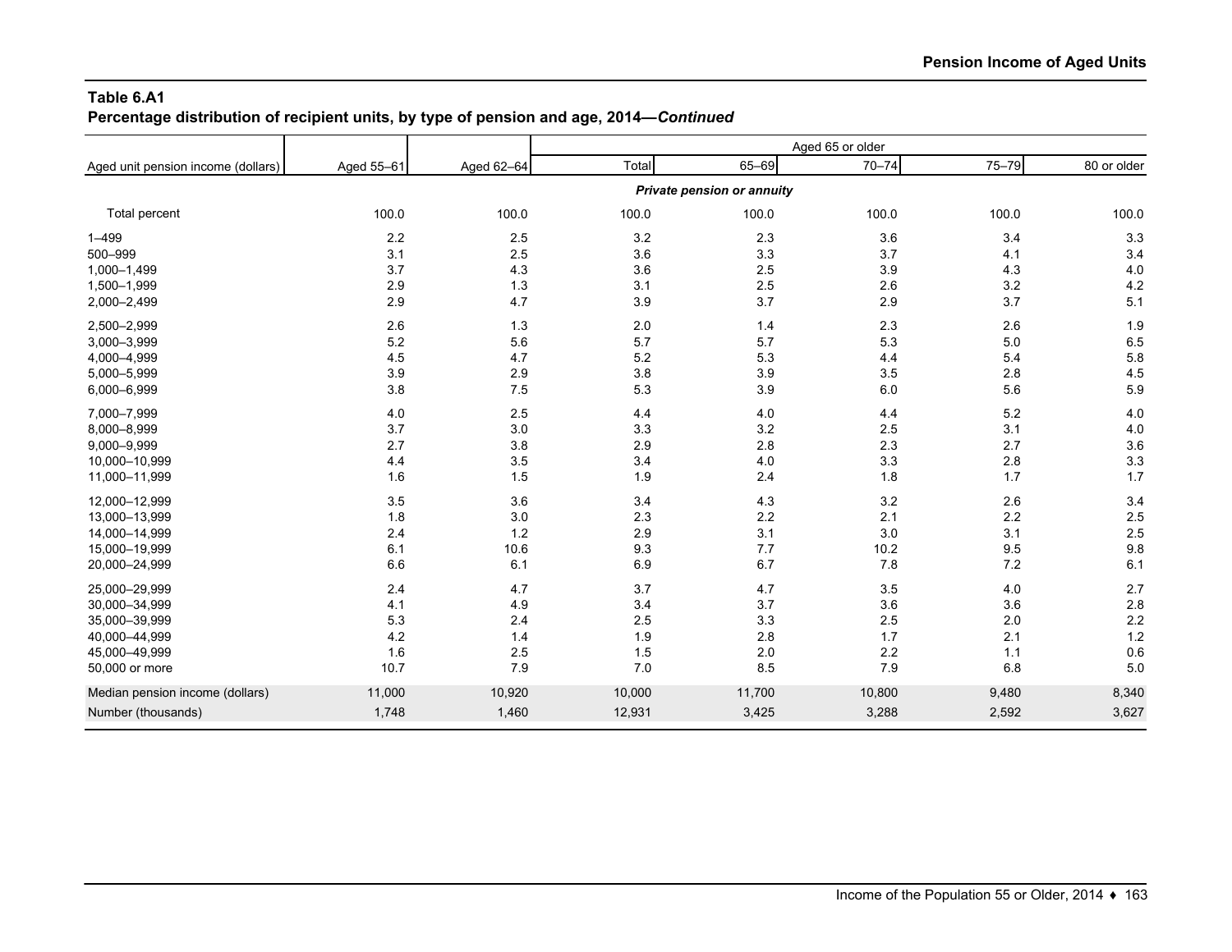**Table 6.A1**
**Percentage distribution of recipient units, by type of pension and age, 2014—*Continued***

| Aged unit pension income (dollars) | Aged 55–61 | Aged 62–64 | Aged 65 or older | | | | |
|---|---|---|---|---|---|---|---|
| | | | Total | 65–69 | 70–74 | 75–79 | 80 or older |
| | | | *Private pension or annuity* | | | | |
| Total percent | 100.0 | 100.0 | 100.0 | 100.0 | 100.0 | 100.0 | 100.0 |
| 1–499 | 2.2 | 2.5 | 3.2 | 2.3 | 3.6 | 3.4 | 3.3 |
| 500–999 | 3.1 | 2.5 | 3.6 | 3.3 | 3.7 | 4.1 | 3.4 |
| 1,000–1,499 | 3.7 | 4.3 | 3.6 | 2.5 | 3.9 | 4.3 | 4.0 |
| 1,500–1,999 | 2.9 | 1.3 | 3.1 | 2.5 | 2.6 | 3.2 | 4.2 |
| 2,000–2,499 | 2.9 | 4.7 | 3.9 | 3.7 | 2.9 | 3.7 | 5.1 |
| 2,500–2,999 | 2.6 | 1.3 | 2.0 | 1.4 | 2.3 | 2.6 | 1.9 |
| 3,000–3,999 | 5.2 | 5.6 | 5.7 | 5.7 | 5.3 | 5.0 | 6.5 |
| 4,000–4,999 | 4.5 | 4.7 | 5.2 | 5.3 | 4.4 | 5.4 | 5.8 |
| 5,000–5,999 | 3.9 | 2.9 | 3.8 | 3.9 | 3.5 | 2.8 | 4.5 |
| 6,000–6,999 | 3.8 | 7.5 | 5.3 | 3.9 | 6.0 | 5.6 | 5.9 |
| 7,000–7,999 | 4.0 | 2.5 | 4.4 | 4.0 | 4.4 | 5.2 | 4.0 |
| 8,000–8,999 | 3.7 | 3.0 | 3.3 | 3.2 | 2.5 | 3.1 | 4.0 |
| 9,000–9,999 | 2.7 | 3.8 | 2.9 | 2.8 | 2.3 | 2.7 | 3.6 |
| 10,000–10,999 | 4.4 | 3.5 | 3.4 | 4.0 | 3.3 | 2.8 | 3.3 |
| 11,000–11,999 | 1.6 | 1.5 | 1.9 | 2.4 | 1.8 | 1.7 | 1.7 |
| 12,000–12,999 | 3.5 | 3.6 | 3.4 | 4.3 | 3.2 | 2.6 | 3.4 |
| 13,000–13,999 | 1.8 | 3.0 | 2.3 | 2.2 | 2.1 | 2.2 | 2.5 |
| 14,000–14,999 | 2.4 | 1.2 | 2.9 | 3.1 | 3.0 | 3.1 | 2.5 |
| 15,000–19,999 | 6.1 | 10.6 | 9.3 | 7.7 | 10.2 | 9.5 | 9.8 |
| 20,000–24,999 | 6.6 | 6.1 | 6.9 | 6.7 | 7.8 | 7.2 | 6.1 |
| 25,000–29,999 | 2.4 | 4.7 | 3.7 | 4.7 | 3.5 | 4.0 | 2.7 |
| 30,000–34,999 | 4.1 | 4.9 | 3.4 | 3.7 | 3.6 | 3.6 | 2.8 |
| 35,000–39,999 | 5.3 | 2.4 | 2.5 | 3.3 | 2.5 | 2.0 | 2.2 |
| 40,000–44,999 | 4.2 | 1.4 | 1.9 | 2.8 | 1.7 | 2.1 | 1.2 |
| 45,000–49,999 | 1.6 | 2.5 | 1.5 | 2.0 | 2.2 | 1.1 | 0.6 |
| 50,000 or more | 10.7 | 7.9 | 7.0 | 8.5 | 7.9 | 6.8 | 5.0 |
| Median pension income (dollars) | 11,000 | 10,920 | 10,000 | 11,700 | 10,800 | 9,480 | 8,340 |
| Number (thousands) | 1,748 | 1,460 | 12,931 | 3,425 | 3,288 | 2,592 | 3,627 |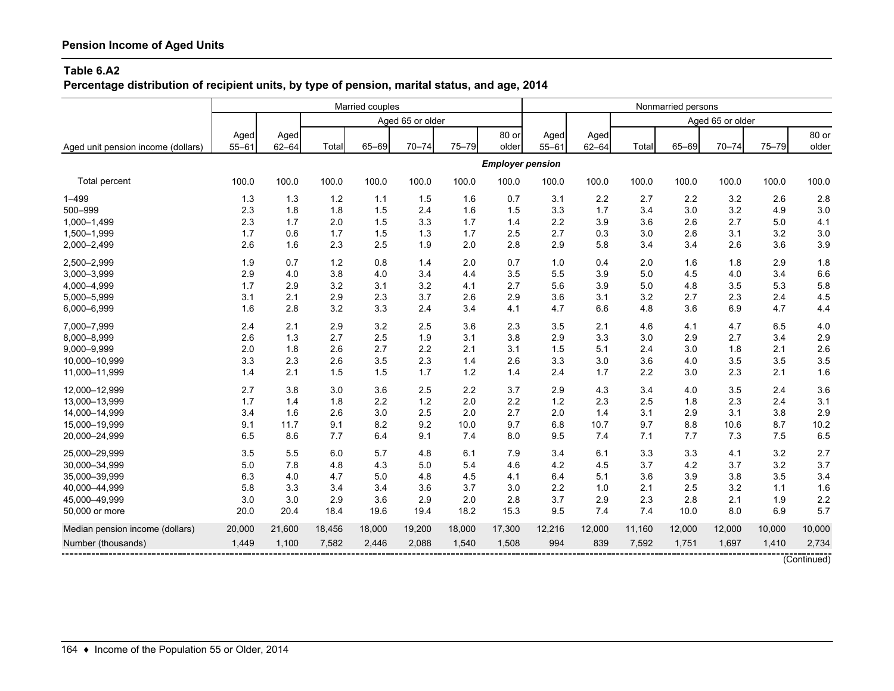**Pension Income of Aged Units**

### Table 6.A2
**Percentage distribution of recipient units, by type of pension, marital status, and age, 2014**

| Aged unit pension income (dollars) | Married couples | | | | | | | Nonmarried persons | | | | | | |
|---|---|---|---|---|---|---|---|---|---|---|---|---|---|---|
| | | | Aged 65 or older | | | | | | | Aged 65 or older | | | | |
| | Aged 55–61 | Aged 62–64 | Total | 65–69 | 70–74 | 75–79 | 80 or older | Aged 55–61 | Aged 62–64 | Total | 65–69 | 70–74 | 75–79 | 80 or older |
| | ***Employer pension*** | | | | | | | | | | | | | |
| Total percent | 100.0 | 100.0 | 100.0 | 100.0 | 100.0 | 100.0 | 100.0 | 100.0 | 100.0 | 100.0 | 100.0 | 100.0 | 100.0 | 100.0 |
| 1–499 | 1.3 | 1.3 | 1.2 | 1.1 | 1.5 | 1.6 | 0.7 | 3.1 | 2.2 | 2.7 | 2.2 | 3.2 | 2.6 | 2.8 |
| 500–999 | 2.3 | 1.8 | 1.8 | 1.5 | 2.4 | 1.6 | 1.5 | 3.3 | 1.7 | 3.4 | 3.0 | 3.2 | 4.9 | 3.0 |
| 1,000–1,499 | 2.3 | 1.7 | 2.0 | 1.5 | 3.3 | 1.7 | 1.4 | 2.2 | 3.9 | 3.6 | 2.6 | 2.7 | 5.0 | 4.1 |
| 1,500–1,999 | 1.7 | 0.6 | 1.7 | 1.5 | 1.3 | 1.7 | 2.5 | 2.7 | 0.3 | 3.0 | 2.6 | 3.1 | 3.2 | 3.0 |
| 2,000–2,499 | 2.6 | 1.6 | 2.3 | 2.5 | 1.9 | 2.0 | 2.8 | 2.9 | 5.8 | 3.4 | 3.4 | 2.6 | 3.6 | 3.9 |
| 2,500–2,999 | 1.9 | 0.7 | 1.2 | 0.8 | 1.4 | 2.0 | 0.7 | 1.0 | 0.4 | 2.0 | 1.6 | 1.8 | 2.9 | 1.8 |
| 3,000–3,999 | 2.9 | 4.0 | 3.8 | 4.0 | 3.4 | 4.4 | 3.5 | 5.5 | 3.9 | 5.0 | 4.5 | 4.0 | 3.4 | 6.6 |
| 4,000–4,999 | 1.7 | 2.9 | 3.2 | 3.1 | 3.2 | 4.1 | 2.7 | 5.6 | 3.9 | 5.0 | 4.8 | 3.5 | 5.3 | 5.8 |
| 5,000–5,999 | 3.1 | 2.1 | 2.9 | 2.3 | 3.7 | 2.6 | 2.9 | 3.6 | 3.1 | 3.2 | 2.7 | 2.3 | 2.4 | 4.5 |
| 6,000–6,999 | 1.6 | 2.8 | 3.2 | 3.3 | 2.4 | 3.4 | 4.1 | 4.7 | 6.6 | 4.8 | 3.6 | 6.9 | 4.7 | 4.4 |
| 7,000–7,999 | 2.4 | 2.1 | 2.9 | 3.2 | 2.5 | 3.6 | 2.3 | 3.5 | 2.1 | 4.6 | 4.1 | 4.7 | 6.5 | 4.0 |
| 8,000–8,999 | 2.6 | 1.3 | 2.7 | 2.5 | 1.9 | 3.1 | 3.8 | 2.9 | 3.3 | 3.0 | 2.9 | 2.7 | 3.4 | 2.9 |
| 9,000–9,999 | 2.0 | 1.8 | 2.6 | 2.7 | 2.2 | 2.1 | 3.1 | 1.5 | 5.1 | 2.4 | 3.0 | 1.8 | 2.1 | 2.6 |
| 10,000–10,999 | 3.3 | 2.3 | 2.6 | 3.5 | 2.3 | 1.4 | 2.6 | 3.3 | 3.0 | 3.6 | 4.0 | 3.5 | 3.5 | 3.5 |
| 11,000–11,999 | 1.4 | 2.1 | 1.5 | 1.5 | 1.7 | 1.2 | 1.4 | 2.4 | 1.7 | 2.2 | 3.0 | 2.3 | 2.1 | 1.6 |
| 12,000–12,999 | 2.7 | 3.8 | 3.0 | 3.6 | 2.5 | 2.2 | 3.7 | 2.9 | 4.3 | 3.4 | 4.0 | 3.5 | 2.4 | 3.6 |
| 13,000–13,999 | 1.7 | 1.4 | 1.8 | 2.2 | 1.2 | 2.0 | 2.2 | 1.2 | 2.3 | 2.5 | 1.8 | 2.3 | 2.4 | 3.1 |
| 14,000–14,999 | 3.4 | 1.6 | 2.6 | 3.0 | 2.5 | 2.0 | 2.7 | 2.0 | 1.4 | 3.1 | 2.9 | 3.1 | 3.8 | 2.9 |
| 15,000–19,999 | 9.1 | 11.7 | 9.1 | 8.2 | 9.2 | 10.0 | 9.7 | 6.8 | 10.7 | 9.7 | 8.8 | 10.6 | 8.7 | 10.2 |
| 20,000–24,999 | 6.5 | 8.6 | 7.7 | 6.4 | 9.1 | 7.4 | 8.0 | 9.5 | 7.4 | 7.1 | 7.7 | 7.3 | 7.5 | 6.5 |
| 25,000–29,999 | 3.5 | 5.5 | 6.0 | 5.7 | 4.8 | 6.1 | 7.9 | 3.4 | 6.1 | 3.3 | 3.3 | 4.1 | 3.2 | 2.7 |
| 30,000–34,999 | 5.0 | 7.8 | 4.8 | 4.3 | 5.0 | 5.4 | 4.6 | 4.2 | 4.5 | 3.7 | 4.2 | 3.7 | 3.2 | 3.7 |
| 35,000–39,999 | 6.3 | 4.0 | 4.7 | 5.0 | 4.8 | 4.5 | 4.1 | 6.4 | 5.1 | 3.6 | 3.9 | 3.8 | 3.5 | 3.4 |
| 40,000–44,999 | 5.8 | 3.3 | 3.4 | 3.4 | 3.6 | 3.7 | 3.0 | 2.2 | 1.0 | 2.1 | 2.5 | 3.2 | 1.1 | 1.6 |
| 45,000–49,999 | 3.0 | 3.0 | 2.9 | 3.6 | 2.9 | 2.0 | 2.8 | 3.7 | 2.9 | 2.3 | 2.8 | 2.1 | 1.9 | 2.2 |
| 50,000 or more | 20.0 | 20.4 | 18.4 | 19.6 | 19.4 | 18.2 | 15.3 | 9.5 | 7.4 | 7.4 | 10.0 | 8.0 | 6.9 | 5.7 |
| Median pension income (dollars) | 20,000 | 21,600 | 18,456 | 18,000 | 19,200 | 18,000 | 17,300 | 12,216 | 12,000 | 11,160 | 12,000 | 12,000 | 10,000 | 10,000 |
| Number (thousands) | 1,449 | 1,100 | 7,582 | 2,446 | 2,088 | 1,540 | 1,508 | 994 | 839 | 7,592 | 1,751 | 1,697 | 1,410 | 2,734 |

(Continued)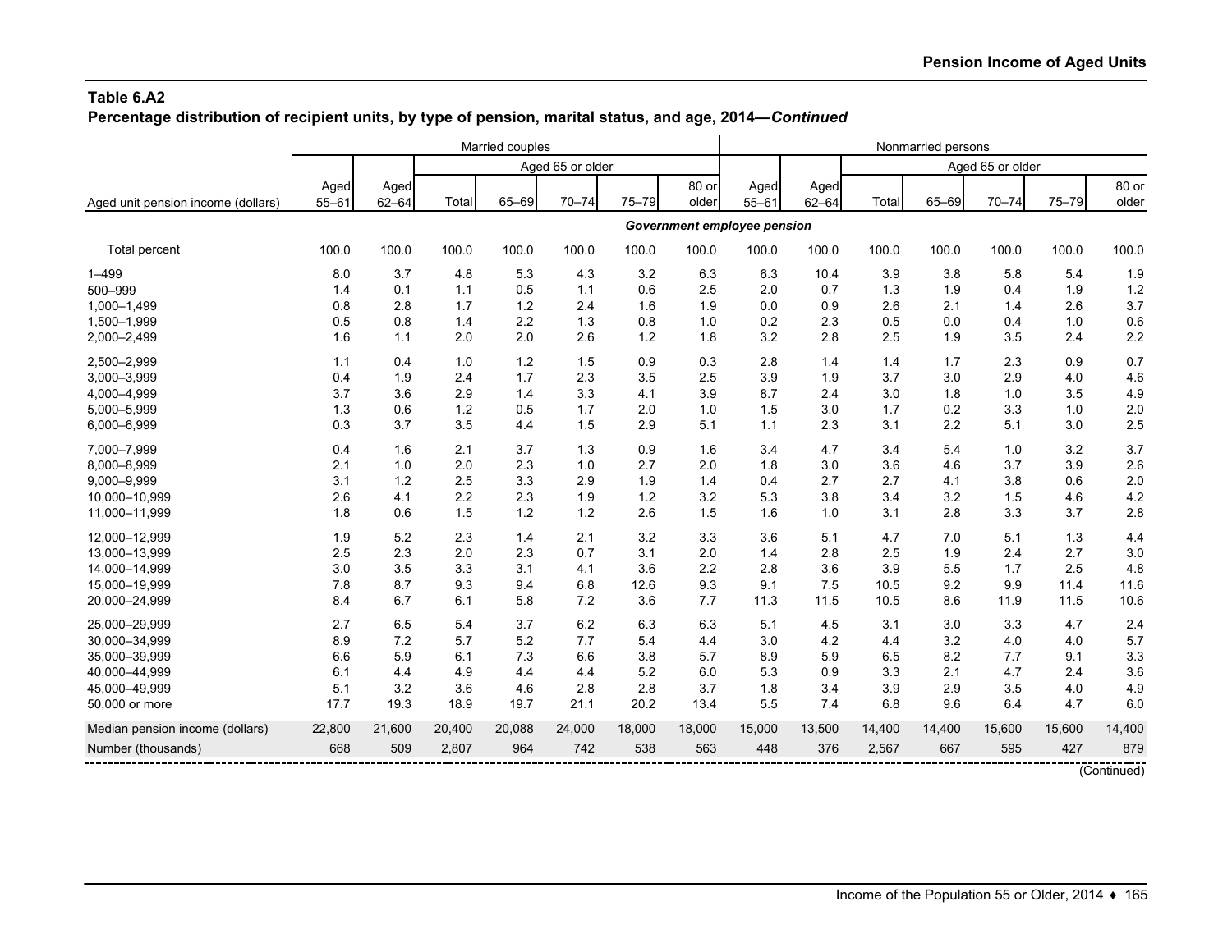**Table 6.A2**
**Percentage distribution of recipient units, by type of pension, marital status, and age, 2014—*Continued***

| Aged unit pension income (dollars) | Married couples | | | | | | | Nonmarried persons | | | | | | |
|---|---|---|---|---|---|---|---|---|---|---|---|---|---|---|
| | | | Aged 65 or older | | | | | | | Aged 65 or older | | | | |
| | Aged 55–61 | Aged 62–64 | Total | 65–69 | 70–74 | 75–79 | 80 or older | Aged 55–61 | Aged 62–64 | Total | 65–69 | 70–74 | 75–79 | 80 or older |
| | *Government employee pension* | | | | | | | | | | | | | |
| Total percent | 100.0 | 100.0 | 100.0 | 100.0 | 100.0 | 100.0 | 100.0 | 100.0 | 100.0 | 100.0 | 100.0 | 100.0 | 100.0 | 100.0 |
| 1–499 | 8.0 | 3.7 | 4.8 | 5.3 | 4.3 | 3.2 | 6.3 | 6.3 | 10.4 | 3.9 | 3.8 | 5.8 | 5.4 | 1.9 |
| 500–999 | 1.4 | 0.1 | 1.1 | 0.5 | 1.1 | 0.6 | 2.5 | 2.0 | 0.7 | 1.3 | 1.9 | 0.4 | 1.9 | 1.2 |
| 1,000–1,499 | 0.8 | 2.8 | 1.7 | 1.2 | 2.4 | 1.6 | 1.9 | 0.0 | 0.9 | 2.6 | 2.1 | 1.4 | 2.6 | 3.7 |
| 1,500–1,999 | 0.5 | 0.8 | 1.4 | 2.2 | 1.3 | 0.8 | 1.0 | 0.2 | 2.3 | 0.5 | 0.0 | 0.4 | 1.0 | 0.6 |
| 2,000–2,499 | 1.6 | 1.1 | 2.0 | 2.0 | 2.6 | 1.2 | 1.8 | 3.2 | 2.8 | 2.5 | 1.9 | 3.5 | 2.4 | 2.2 |
| 2,500–2,999 | 1.1 | 0.4 | 1.0 | 1.2 | 1.5 | 0.9 | 0.3 | 2.8 | 1.4 | 1.4 | 1.7 | 2.3 | 0.9 | 0.7 |
| 3,000–3,999 | 0.4 | 1.9 | 2.4 | 1.7 | 2.3 | 3.5 | 2.5 | 3.9 | 1.9 | 3.7 | 3.0 | 2.9 | 4.0 | 4.6 |
| 4,000–4,999 | 3.7 | 3.6 | 2.9 | 1.4 | 3.3 | 4.1 | 3.9 | 8.7 | 2.4 | 3.0 | 1.8 | 1.0 | 3.5 | 4.9 |
| 5,000–5,999 | 1.3 | 0.6 | 1.2 | 0.5 | 1.7 | 2.0 | 1.0 | 1.5 | 3.0 | 1.7 | 0.2 | 3.3 | 1.0 | 2.0 |
| 6,000–6,999 | 0.3 | 3.7 | 3.5 | 4.4 | 1.5 | 2.9 | 5.1 | 1.1 | 2.3 | 3.1 | 2.2 | 5.1 | 3.0 | 2.5 |
| 7,000–7,999 | 0.4 | 1.6 | 2.1 | 3.7 | 1.3 | 0.9 | 1.6 | 3.4 | 4.7 | 3.4 | 5.4 | 1.0 | 3.2 | 3.7 |
| 8,000–8,999 | 2.1 | 1.0 | 2.0 | 2.3 | 1.0 | 2.7 | 2.0 | 1.8 | 3.0 | 3.6 | 4.6 | 3.7 | 3.9 | 2.6 |
| 9,000–9,999 | 3.1 | 1.2 | 2.5 | 3.3 | 2.9 | 1.9 | 1.4 | 0.4 | 2.7 | 2.7 | 4.1 | 3.8 | 0.6 | 2.0 |
| 10,000–10,999 | 2.6 | 4.1 | 2.2 | 2.3 | 1.9 | 1.2 | 3.2 | 5.3 | 3.8 | 3.4 | 3.2 | 1.5 | 4.6 | 4.2 |
| 11,000–11,999 | 1.8 | 0.6 | 1.5 | 1.2 | 1.2 | 2.6 | 1.5 | 1.6 | 1.0 | 3.1 | 2.8 | 3.3 | 3.7 | 2.8 |
| 12,000–12,999 | 1.9 | 5.2 | 2.3 | 1.4 | 2.1 | 3.2 | 3.3 | 3.6 | 5.1 | 4.7 | 7.0 | 5.1 | 1.3 | 4.4 |
| 13,000–13,999 | 2.5 | 2.3 | 2.0 | 2.3 | 0.7 | 3.1 | 2.0 | 1.4 | 2.8 | 2.5 | 1.9 | 2.4 | 2.7 | 3.0 |
| 14,000–14,999 | 3.0 | 3.5 | 3.3 | 3.1 | 4.1 | 3.6 | 2.2 | 2.8 | 3.6 | 3.9 | 5.5 | 1.7 | 2.5 | 4.8 |
| 15,000–19,999 | 7.8 | 8.7 | 9.3 | 9.4 | 6.8 | 12.6 | 9.3 | 9.1 | 7.5 | 10.5 | 9.2 | 9.9 | 11.4 | 11.6 |
| 20,000–24,999 | 8.4 | 6.7 | 6.1 | 5.8 | 7.2 | 3.6 | 7.7 | 11.3 | 11.5 | 10.5 | 8.6 | 11.9 | 11.5 | 10.6 |
| 25,000–29,999 | 2.7 | 6.5 | 5.4 | 3.7 | 6.2 | 6.3 | 6.3 | 5.1 | 4.5 | 3.1 | 3.0 | 3.3 | 4.7 | 2.4 |
| 30,000–34,999 | 8.9 | 7.2 | 5.7 | 5.2 | 7.7 | 5.4 | 4.4 | 3.0 | 4.2 | 4.4 | 3.2 | 4.0 | 4.0 | 5.7 |
| 35,000–39,999 | 6.6 | 5.9 | 6.1 | 7.3 | 6.6 | 3.8 | 5.7 | 8.9 | 5.9 | 6.5 | 8.2 | 7.7 | 9.1 | 3.3 |
| 40,000–44,999 | 6.1 | 4.4 | 4.9 | 4.4 | 4.4 | 5.2 | 6.0 | 5.3 | 0.9 | 3.3 | 2.1 | 4.7 | 2.4 | 3.6 |
| 45,000–49,999 | 5.1 | 3.2 | 3.6 | 4.6 | 2.8 | 2.8 | 3.7 | 1.8 | 3.4 | 3.9 | 2.9 | 3.5 | 4.0 | 4.9 |
| 50,000 or more | 17.7 | 19.3 | 18.9 | 19.7 | 21.1 | 20.2 | 13.4 | 5.5 | 7.4 | 6.8 | 9.6 | 6.4 | 4.7 | 6.0 |
| Median pension income (dollars) | 22,800 | 21,600 | 20,400 | 20,088 | 24,000 | 18,000 | 18,000 | 15,000 | 13,500 | 14,400 | 14,400 | 15,600 | 15,600 | 14,400 |
| Number (thousands) | 668 | 509 | 2,807 | 964 | 742 | 538 | 563 | 448 | 376 | 2,567 | 667 | 595 | 427 | 879 |

(Continued)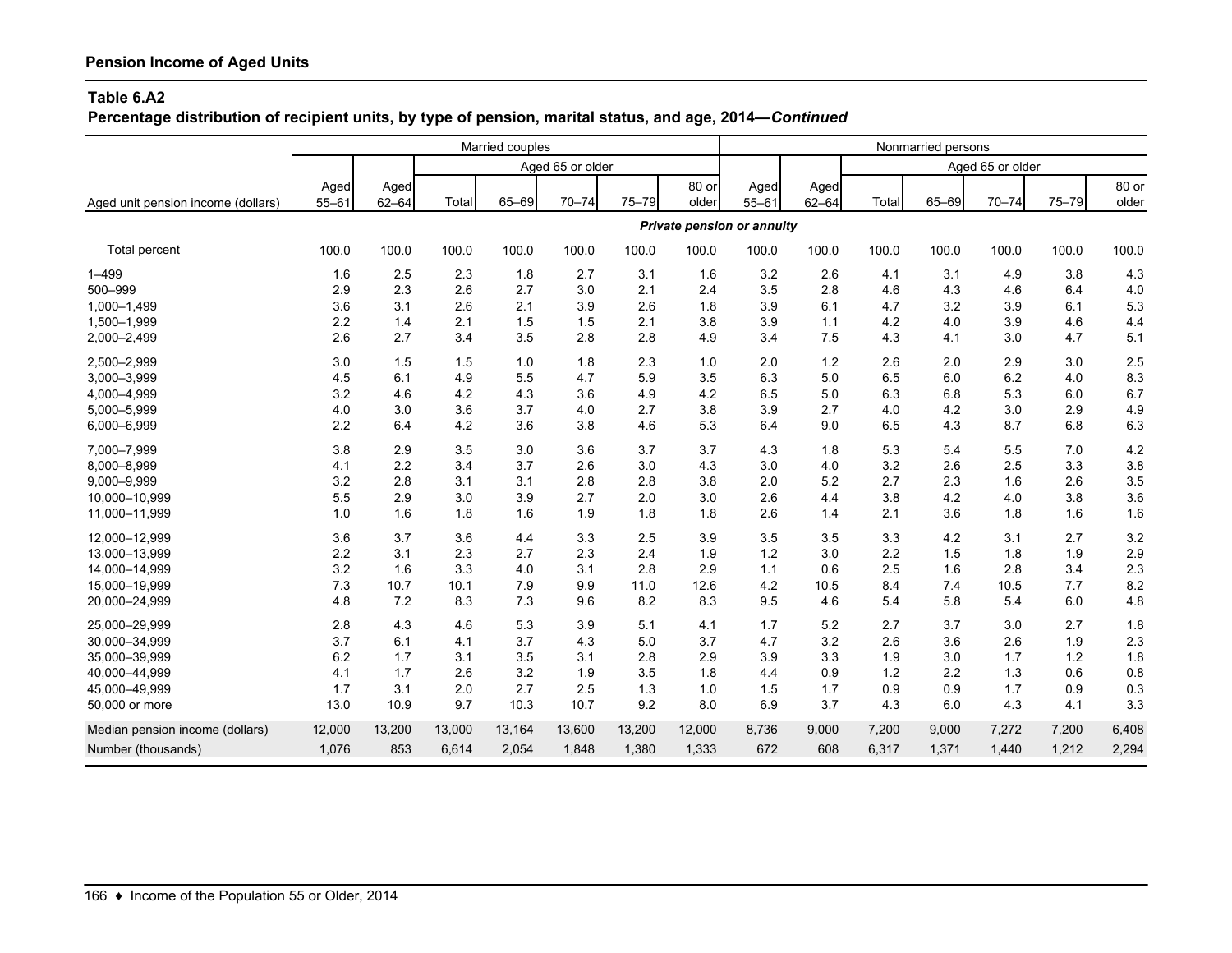## Pension Income of Aged Units

### Table 6.A2

**Percentage distribution of recipient units, by type of pension, marital status, and age, 2014—*Continued***

| Aged unit pension income (dollars) | Married couples | | | | | | | Nonmarried persons | | | | | | |
|---|---|---|---|---|---|---|---|---|---|---|---|---|---|---|
| | | | Aged 65 or older | | | | | | | Aged 65 or older | | | | |
| | Aged 55–61 | Aged 62–64 | Total | 65–69 | 70–74 | 75–79 | 80 or older | Aged 55–61 | Aged 62–64 | Total | 65–69 | 70–74 | 75–79 | 80 or older |
| | ***Private pension or annuity*** | | | | | | | | | | | | | |
| Total percent | 100.0 | 100.0 | 100.0 | 100.0 | 100.0 | 100.0 | 100.0 | 100.0 | 100.0 | 100.0 | 100.0 | 100.0 | 100.0 | 100.0 |
| 1–499 | 1.6 | 2.5 | 2.3 | 1.8 | 2.7 | 3.1 | 1.6 | 3.2 | 2.6 | 4.1 | 3.1 | 4.9 | 3.8 | 4.3 |
| 500–999 | 2.9 | 2.3 | 2.6 | 2.7 | 3.0 | 2.1 | 2.4 | 3.5 | 2.8 | 4.6 | 4.3 | 4.6 | 6.4 | 4.0 |
| 1,000–1,499 | 3.6 | 3.1 | 2.6 | 2.1 | 3.9 | 2.6 | 1.8 | 3.9 | 6.1 | 4.7 | 3.2 | 3.9 | 6.1 | 5.3 |
| 1,500–1,999 | 2.2 | 1.4 | 2.1 | 1.5 | 1.5 | 2.1 | 3.8 | 3.9 | 1.1 | 4.2 | 4.0 | 3.9 | 4.6 | 4.4 |
| 2,000–2,499 | 2.6 | 2.7 | 3.4 | 3.5 | 2.8 | 2.8 | 4.9 | 3.4 | 7.5 | 4.3 | 4.1 | 3.0 | 4.7 | 5.1 |
| 2,500–2,999 | 3.0 | 1.5 | 1.5 | 1.0 | 1.8 | 2.3 | 1.0 | 2.0 | 1.2 | 2.6 | 2.0 | 2.9 | 3.0 | 2.5 |
| 3,000–3,999 | 4.5 | 6.1 | 4.9 | 5.5 | 4.7 | 5.9 | 3.5 | 6.3 | 5.0 | 6.5 | 6.0 | 6.2 | 4.0 | 8.3 |
| 4,000–4,999 | 3.2 | 4.6 | 4.2 | 4.3 | 3.6 | 4.9 | 4.2 | 6.5 | 5.0 | 6.3 | 6.8 | 5.3 | 6.0 | 6.7 |
| 5,000–5,999 | 4.0 | 3.0 | 3.6 | 3.7 | 4.0 | 2.7 | 3.8 | 3.9 | 2.7 | 4.0 | 4.2 | 3.0 | 2.9 | 4.9 |
| 6,000–6,999 | 2.2 | 6.4 | 4.2 | 3.6 | 3.8 | 4.6 | 5.3 | 6.4 | 9.0 | 6.5 | 4.3 | 8.7 | 6.8 | 6.3 |
| 7,000–7,999 | 3.8 | 2.9 | 3.5 | 3.0 | 3.6 | 3.7 | 3.7 | 4.3 | 1.8 | 5.3 | 5.4 | 5.5 | 7.0 | 4.2 |
| 8,000–8,999 | 4.1 | 2.2 | 3.4 | 3.7 | 2.6 | 3.0 | 4.3 | 3.0 | 4.0 | 3.2 | 2.6 | 2.5 | 3.3 | 3.8 |
| 9,000–9,999 | 3.2 | 2.8 | 3.1 | 3.1 | 2.8 | 2.8 | 3.8 | 2.0 | 5.2 | 2.7 | 2.3 | 1.6 | 2.6 | 3.5 |
| 10,000–10,999 | 5.5 | 2.9 | 3.0 | 3.9 | 2.7 | 2.0 | 3.0 | 2.6 | 4.4 | 3.8 | 4.2 | 4.0 | 3.8 | 3.6 |
| 11,000–11,999 | 1.0 | 1.6 | 1.8 | 1.6 | 1.9 | 1.8 | 1.8 | 2.6 | 1.4 | 2.1 | 3.6 | 1.8 | 1.6 | 1.6 |
| 12,000–12,999 | 3.6 | 3.7 | 3.6 | 4.4 | 3.3 | 2.5 | 3.9 | 3.5 | 3.5 | 3.3 | 4.2 | 3.1 | 2.7 | 3.2 |
| 13,000–13,999 | 2.2 | 3.1 | 2.3 | 2.7 | 2.3 | 2.4 | 1.9 | 1.2 | 3.0 | 2.2 | 1.5 | 1.8 | 1.9 | 2.9 |
| 14,000–14,999 | 3.2 | 1.6 | 3.3 | 4.0 | 3.1 | 2.8 | 2.9 | 1.1 | 0.6 | 2.5 | 1.6 | 2.8 | 3.4 | 2.3 |
| 15,000–19,999 | 7.3 | 10.7 | 10.1 | 7.9 | 9.9 | 11.0 | 12.6 | 4.2 | 10.5 | 8.4 | 7.4 | 10.5 | 7.7 | 8.2 |
| 20,000–24,999 | 4.8 | 7.2 | 8.3 | 7.3 | 9.6 | 8.2 | 8.3 | 9.5 | 4.6 | 5.4 | 5.8 | 5.4 | 6.0 | 4.8 |
| 25,000–29,999 | 2.8 | 4.3 | 4.6 | 5.3 | 3.9 | 5.1 | 4.1 | 1.7 | 5.2 | 2.7 | 3.7 | 3.0 | 2.7 | 1.8 |
| 30,000–34,999 | 3.7 | 6.1 | 4.1 | 3.7 | 4.3 | 5.0 | 3.7 | 4.7 | 3.2 | 2.6 | 3.6 | 2.6 | 1.9 | 2.3 |
| 35,000–39,999 | 6.2 | 1.7 | 3.1 | 3.5 | 3.1 | 2.8 | 2.9 | 3.9 | 3.3 | 1.9 | 3.0 | 1.7 | 1.2 | 1.8 |
| 40,000–44,999 | 4.1 | 1.7 | 2.6 | 3.2 | 1.9 | 3.5 | 1.8 | 4.4 | 0.9 | 1.2 | 2.2 | 1.3 | 0.6 | 0.8 |
| 45,000–49,999 | 1.7 | 3.1 | 2.0 | 2.7 | 2.5 | 1.3 | 1.0 | 1.5 | 1.7 | 0.9 | 0.9 | 1.7 | 0.9 | 0.3 |
| 50,000 or more | 13.0 | 10.9 | 9.7 | 10.3 | 10.7 | 9.2 | 8.0 | 6.9 | 3.7 | 4.3 | 6.0 | 4.3 | 4.1 | 3.3 |
| Median pension income (dollars) | 12,000 | 13,200 | 13,000 | 13,164 | 13,600 | 13,200 | 12,000 | 8,736 | 9,000 | 7,200 | 9,000 | 7,272 | 7,200 | 6,408 |
| Number (thousands) | 1,076 | 853 | 6,614 | 2,054 | 1,848 | 1,380 | 1,333 | 672 | 608 | 6,317 | 1,371 | 1,440 | 1,212 | 2,294 |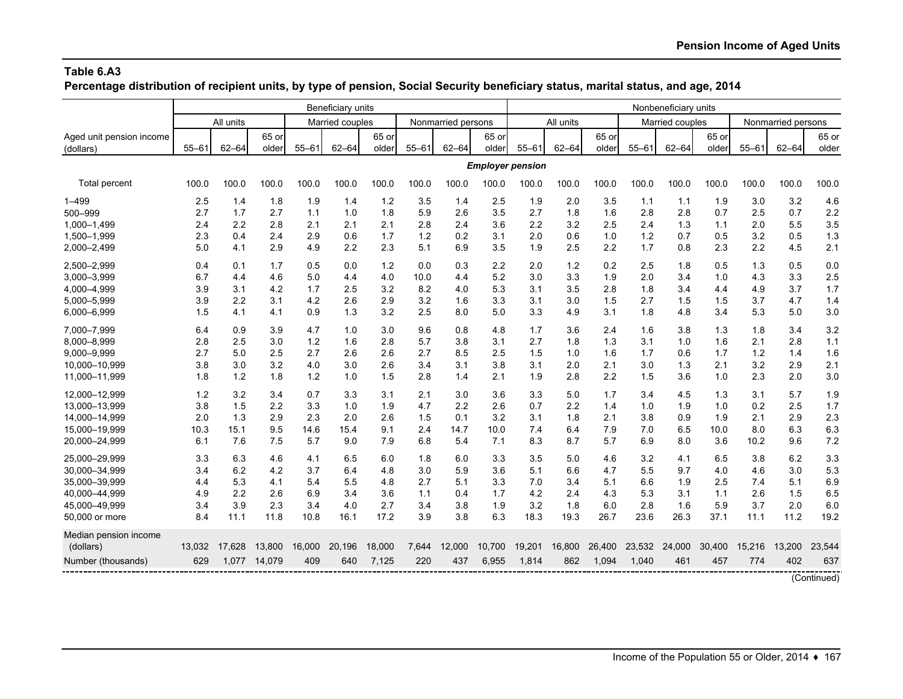## Table 6.A3

**Percentage distribution of recipient units, by type of pension, Social Security beneficiary status, marital status, and age, 2014**

| Aged unit pension income (dollars) | Beneficiary units | | | | | | | | | Nonbeneficiary units | | | | | | | | |
|---|---|---|---|---|---|---|---|---|---|---|---|---|---|---|---|---|---|---|
| | All units | | | Married couples | | | Nonmarried persons | | | All units | | | Married couples | | | Nonmarried persons | | |
| | 55–61 | 62–64 | 65 or older | 55–61 | 62–64 | 65 or older | 55–61 | 62–64 | 65 or older | 55–61 | 62–64 | 65 or older | 55–61 | 62–64 | 65 or older | 55–61 | 62–64 | 65 or older |
| | ***Employer pension*** | | | | | | | | | | | | | | | | | |
| Total percent | 100.0 | 100.0 | 100.0 | 100.0 | 100.0 | 100.0 | 100.0 | 100.0 | 100.0 | 100.0 | 100.0 | 100.0 | 100.0 | 100.0 | 100.0 | 100.0 | 100.0 | 100.0 |
| 1–499 | 2.5 | 1.4 | 1.8 | 1.9 | 1.4 | 1.2 | 3.5 | 1.4 | 2.5 | 1.9 | 2.0 | 3.5 | 1.1 | 1.1 | 1.9 | 3.0 | 3.2 | 4.6 |
| 500–999 | 2.7 | 1.7 | 2.7 | 1.1 | 1.0 | 1.8 | 5.9 | 2.6 | 3.5 | 2.7 | 1.8 | 1.6 | 2.8 | 2.8 | 0.7 | 2.5 | 0.7 | 2.2 |
| 1,000–1,499 | 2.4 | 2.2 | 2.8 | 2.1 | 2.1 | 2.1 | 2.8 | 2.4 | 3.6 | 2.2 | 3.2 | 2.5 | 2.4 | 1.3 | 1.1 | 2.0 | 5.5 | 3.5 |
| 1,500–1,999 | 2.3 | 0.4 | 2.4 | 2.9 | 0.6 | 1.7 | 1.2 | 0.2 | 3.1 | 2.0 | 0.6 | 1.0 | 1.2 | 0.7 | 0.5 | 3.2 | 0.5 | 1.3 |
| 2,000–2,499 | 5.0 | 4.1 | 2.9 | 4.9 | 2.2 | 2.3 | 5.1 | 6.9 | 3.5 | 1.9 | 2.5 | 2.2 | 1.7 | 0.8 | 2.3 | 2.2 | 4.5 | 2.1 |
| 2,500–2,999 | 0.4 | 0.1 | 1.7 | 0.5 | 0.0 | 1.2 | 0.0 | 0.3 | 2.2 | 2.0 | 1.2 | 0.2 | 2.5 | 1.8 | 0.5 | 1.3 | 0.5 | 0.0 |
| 3,000–3,999 | 6.7 | 4.4 | 4.6 | 5.0 | 4.4 | 4.0 | 10.0 | 4.4 | 5.2 | 3.0 | 3.3 | 1.9 | 2.0 | 3.4 | 1.0 | 4.3 | 3.3 | 2.5 |
| 4,000–4,999 | 3.9 | 3.1 | 4.2 | 1.7 | 2.5 | 3.2 | 8.2 | 4.0 | 5.3 | 3.1 | 3.5 | 2.8 | 1.8 | 3.4 | 4.4 | 4.9 | 3.7 | 1.7 |
| 5,000–5,999 | 3.9 | 2.2 | 3.1 | 4.2 | 2.6 | 2.9 | 3.2 | 1.6 | 3.3 | 3.1 | 3.0 | 1.5 | 2.7 | 1.5 | 1.5 | 3.7 | 4.7 | 1.4 |
| 6,000–6,999 | 1.5 | 4.1 | 4.1 | 0.9 | 1.3 | 3.2 | 2.5 | 8.0 | 5.0 | 3.3 | 4.9 | 3.1 | 1.8 | 4.8 | 3.4 | 5.3 | 5.0 | 3.0 |
| 7,000–7,999 | 6.4 | 0.9 | 3.9 | 4.7 | 1.0 | 3.0 | 9.6 | 0.8 | 4.8 | 1.7 | 3.6 | 2.4 | 1.6 | 3.8 | 1.3 | 1.8 | 3.4 | 3.2 |
| 8,000–8,999 | 2.8 | 2.5 | 3.0 | 1.2 | 1.6 | 2.8 | 5.7 | 3.8 | 3.1 | 2.7 | 1.8 | 1.3 | 3.1 | 1.0 | 1.6 | 2.1 | 2.8 | 1.1 |
| 9,000–9,999 | 2.7 | 5.0 | 2.5 | 2.7 | 2.6 | 2.6 | 2.7 | 8.5 | 2.5 | 1.5 | 1.0 | 1.6 | 1.7 | 0.6 | 1.7 | 1.2 | 1.4 | 1.6 |
| 10,000–10,999 | 3.8 | 3.0 | 3.2 | 4.0 | 3.0 | 2.6 | 3.4 | 3.1 | 3.8 | 3.1 | 2.0 | 2.1 | 3.0 | 1.3 | 2.1 | 3.2 | 2.9 | 2.1 |
| 11,000–11,999 | 1.8 | 1.2 | 1.8 | 1.2 | 1.0 | 1.5 | 2.8 | 1.4 | 2.1 | 1.9 | 2.8 | 2.2 | 1.5 | 3.6 | 1.0 | 2.3 | 2.0 | 3.0 |
| 12,000–12,999 | 1.2 | 3.2 | 3.4 | 0.7 | 3.3 | 3.1 | 2.1 | 3.0 | 3.6 | 3.3 | 5.0 | 1.7 | 3.4 | 4.5 | 1.3 | 3.1 | 5.7 | 1.9 |
| 13,000–13,999 | 3.8 | 1.5 | 2.2 | 3.3 | 1.0 | 1.9 | 4.7 | 2.2 | 2.6 | 0.7 | 2.2 | 1.4 | 1.0 | 1.9 | 1.0 | 0.2 | 2.5 | 1.7 |
| 14,000–14,999 | 2.0 | 1.3 | 2.9 | 2.3 | 2.0 | 2.6 | 1.5 | 0.1 | 3.2 | 3.1 | 1.8 | 2.1 | 3.8 | 0.9 | 1.9 | 2.1 | 2.9 | 2.3 |
| 15,000–19,999 | 10.3 | 15.1 | 9.5 | 14.6 | 15.4 | 9.1 | 2.4 | 14.7 | 10.0 | 7.4 | 6.4 | 7.9 | 7.0 | 6.5 | 10.0 | 8.0 | 6.3 | 6.3 |
| 20,000–24,999 | 6.1 | 7.6 | 7.5 | 5.7 | 9.0 | 7.9 | 6.8 | 5.4 | 7.1 | 8.3 | 8.7 | 5.7 | 6.9 | 8.0 | 3.6 | 10.2 | 9.6 | 7.2 |
| 25,000–29,999 | 3.3 | 6.3 | 4.6 | 4.1 | 6.5 | 6.0 | 1.8 | 6.0 | 3.3 | 3.5 | 5.0 | 4.6 | 3.2 | 4.1 | 6.5 | 3.8 | 6.2 | 3.3 |
| 30,000–34,999 | 3.4 | 6.2 | 4.2 | 3.7 | 6.4 | 4.8 | 3.0 | 5.9 | 3.6 | 5.1 | 6.6 | 4.7 | 5.5 | 9.7 | 4.0 | 4.6 | 3.0 | 5.3 |
| 35,000–39,999 | 4.4 | 5.3 | 4.1 | 5.4 | 5.5 | 4.8 | 2.7 | 5.1 | 3.3 | 7.0 | 3.4 | 5.1 | 6.6 | 1.9 | 2.5 | 7.4 | 5.1 | 6.9 |
| 40,000–44,999 | 4.9 | 2.2 | 2.6 | 6.9 | 3.4 | 3.6 | 1.1 | 0.4 | 1.7 | 4.2 | 2.4 | 4.3 | 5.3 | 3.1 | 1.1 | 2.6 | 1.5 | 6.5 |
| 45,000–49,999 | 3.4 | 3.9 | 2.3 | 3.4 | 4.0 | 2.7 | 3.4 | 3.8 | 1.9 | 3.2 | 1.8 | 6.0 | 2.8 | 1.6 | 5.9 | 3.7 | 2.0 | 6.0 |
| 50,000 or more | 8.4 | 11.1 | 11.8 | 10.8 | 16.1 | 17.2 | 3.9 | 3.8 | 6.3 | 18.3 | 19.3 | 26.7 | 23.6 | 26.3 | 37.1 | 11.1 | 11.2 | 19.2 |
| Median pension income (dollars) | 13,032 | 17,628 | 13,800 | 16,000 | 20,196 | 18,000 | 7,644 | 12,000 | 10,700 | 19,201 | 16,800 | 26,400 | 23,532 | 24,000 | 30,400 | 15,216 | 13,200 | 23,544 |
| Number (thousands) | 629 | 1,077 | 14,079 | 409 | 640 | 7,125 | 220 | 437 | 6,955 | 1,814 | 862 | 1,094 | 1,040 | 461 | 457 | 774 | 402 | 637 |

(Continued)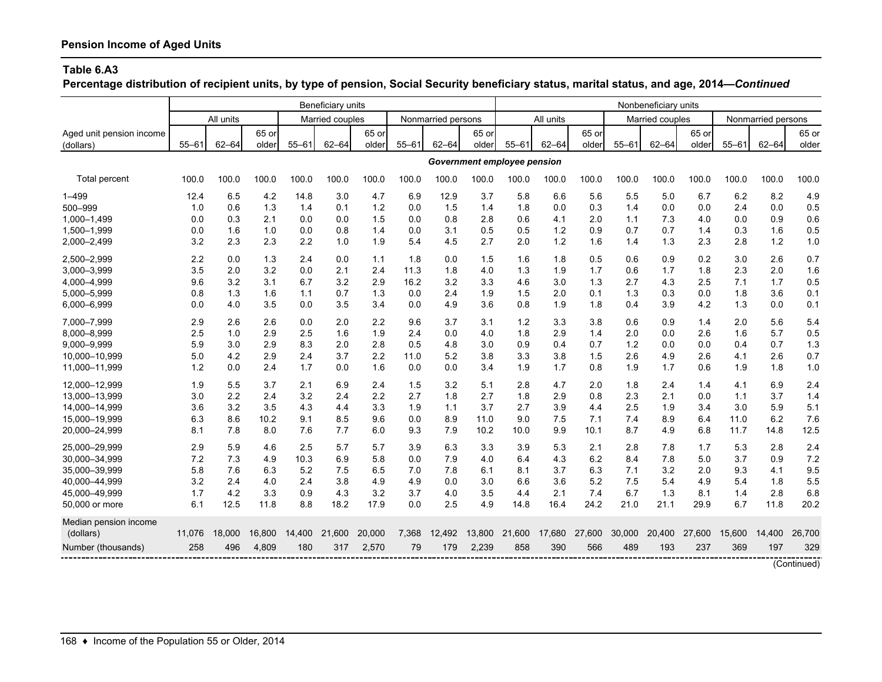**Pension Income of Aged Units**

**Table 6.A3**

**Percentage distribution of recipient units, by type of pension, Social Security beneficiary status, marital status, and age, 2014—*Continued***

| Aged unit pension income (dollars) | Beneficiary units | | | | | | | | | Nonbeneficiary units | | | | | | | | |
|---|---|---|---|---|---|---|---|---|---|---|---|---|---|---|---|---|---|---|
| | All units | | | Married couples | | | Nonmarried persons | | | All units | | | Married couples | | | Nonmarried persons | | |
| | 55–61 | 62–64 | 65 or older | 55–61 | 62–64 | 65 or older | 55–61 | 62–64 | 65 or older | 55–61 | 62–64 | 65 or older | 55–61 | 62–64 | 65 or older | 55–61 | 62–64 | 65 or older |
| | *Government employee pension* | | | | | | | | | | | | | | | | | |
| Total percent | 100.0 | 100.0 | 100.0 | 100.0 | 100.0 | 100.0 | 100.0 | 100.0 | 100.0 | 100.0 | 100.0 | 100.0 | 100.0 | 100.0 | 100.0 | 100.0 | 100.0 | 100.0 |
| 1–499 | 12.4 | 6.5 | 4.2 | 14.8 | 3.0 | 4.7 | 6.9 | 12.9 | 3.7 | 5.8 | 6.6 | 5.6 | 5.5 | 5.0 | 6.7 | 6.2 | 8.2 | 4.9 |
| 500–999 | 1.0 | 0.6 | 1.3 | 1.4 | 0.1 | 1.2 | 0.0 | 1.5 | 1.4 | 1.8 | 0.0 | 0.3 | 1.4 | 0.0 | 0.0 | 2.4 | 0.0 | 0.5 |
| 1,000–1,499 | 0.0 | 0.3 | 2.1 | 0.0 | 0.0 | 1.5 | 0.0 | 0.8 | 2.8 | 0.6 | 4.1 | 2.0 | 1.1 | 7.3 | 4.0 | 0.0 | 0.9 | 0.6 |
| 1,500–1,999 | 0.0 | 1.6 | 1.0 | 0.0 | 0.8 | 1.4 | 0.0 | 3.1 | 0.5 | 0.5 | 1.2 | 0.9 | 0.7 | 0.7 | 1.4 | 0.3 | 1.6 | 0.5 |
| 2,000–2,499 | 3.2 | 2.3 | 2.3 | 2.2 | 1.0 | 1.9 | 5.4 | 4.5 | 2.7 | 2.0 | 1.2 | 1.6 | 1.4 | 1.3 | 2.3 | 2.8 | 1.2 | 1.0 |
| 2,500–2,999 | 2.2 | 0.0 | 1.3 | 2.4 | 0.0 | 1.1 | 1.8 | 0.0 | 1.5 | 1.6 | 1.8 | 0.5 | 0.6 | 0.9 | 0.2 | 3.0 | 2.6 | 0.7 |
| 3,000–3,999 | 3.5 | 2.0 | 3.2 | 0.0 | 2.1 | 2.4 | 11.3 | 1.8 | 4.0 | 1.3 | 1.9 | 1.7 | 0.6 | 1.7 | 1.8 | 2.3 | 2.0 | 1.6 |
| 4,000–4,999 | 9.6 | 3.2 | 3.1 | 6.7 | 3.2 | 2.9 | 16.2 | 3.2 | 3.3 | 4.6 | 3.0 | 1.3 | 2.7 | 4.3 | 2.5 | 7.1 | 1.7 | 0.5 |
| 5,000–5,999 | 0.8 | 1.3 | 1.6 | 1.1 | 0.7 | 1.3 | 0.0 | 2.4 | 1.9 | 1.5 | 2.0 | 0.1 | 1.3 | 0.3 | 0.0 | 1.8 | 3.6 | 0.1 |
| 6,000–6,999 | 0.0 | 4.0 | 3.5 | 0.0 | 3.5 | 3.4 | 0.0 | 4.9 | 3.6 | 0.8 | 1.9 | 1.8 | 0.4 | 3.9 | 4.2 | 1.3 | 0.0 | 0.1 |
| 7,000–7,999 | 2.9 | 2.6 | 2.6 | 0.0 | 2.0 | 2.2 | 9.6 | 3.7 | 3.1 | 1.2 | 3.3 | 3.8 | 0.6 | 0.9 | 1.4 | 2.0 | 5.6 | 5.4 |
| 8,000–8,999 | 2.5 | 1.0 | 2.9 | 2.5 | 1.6 | 1.9 | 2.4 | 0.0 | 4.0 | 1.8 | 2.9 | 1.4 | 2.0 | 0.0 | 2.6 | 1.6 | 5.7 | 0.5 |
| 9,000–9,999 | 5.9 | 3.0 | 2.9 | 8.3 | 2.0 | 2.8 | 0.5 | 4.8 | 3.0 | 0.9 | 0.4 | 0.7 | 1.2 | 0.0 | 0.0 | 0.4 | 0.7 | 1.3 |
| 10,000–10,999 | 5.0 | 4.2 | 2.9 | 2.4 | 3.7 | 2.2 | 11.0 | 5.2 | 3.8 | 3.3 | 3.8 | 1.5 | 2.6 | 4.9 | 2.6 | 4.1 | 2.6 | 0.7 |
| 11,000–11,999 | 1.2 | 0.0 | 2.4 | 1.7 | 0.0 | 1.6 | 0.0 | 0.0 | 3.4 | 1.9 | 1.7 | 0.8 | 1.9 | 1.7 | 0.6 | 1.9 | 1.8 | 1.0 |
| 12,000–12,999 | 1.9 | 5.5 | 3.7 | 2.1 | 6.9 | 2.4 | 1.5 | 3.2 | 5.1 | 2.8 | 4.7 | 2.0 | 1.8 | 2.4 | 1.4 | 4.1 | 6.9 | 2.4 |
| 13,000–13,999 | 3.0 | 2.2 | 2.4 | 3.2 | 2.4 | 2.2 | 2.7 | 1.8 | 2.7 | 1.8 | 2.9 | 0.8 | 2.3 | 2.1 | 0.0 | 1.1 | 3.7 | 1.4 |
| 14,000–14,999 | 3.6 | 3.2 | 3.5 | 4.3 | 4.4 | 3.3 | 1.9 | 1.1 | 3.7 | 2.7 | 3.9 | 4.4 | 2.5 | 1.9 | 3.4 | 3.0 | 5.9 | 5.1 |
| 15,000–19,999 | 6.3 | 8.6 | 10.2 | 9.1 | 8.5 | 9.6 | 0.0 | 8.9 | 11.0 | 9.0 | 7.5 | 7.1 | 7.4 | 8.9 | 6.4 | 11.0 | 6.2 | 7.6 |
| 20,000–24,999 | 8.1 | 7.8 | 8.0 | 7.6 | 7.7 | 6.0 | 9.3 | 7.9 | 10.2 | 10.0 | 9.9 | 10.1 | 8.7 | 4.9 | 6.8 | 11.7 | 14.8 | 12.5 |
| 25,000–29,999 | 2.9 | 5.9 | 4.6 | 2.5 | 5.7 | 5.7 | 3.9 | 6.3 | 3.3 | 3.9 | 5.3 | 2.1 | 2.8 | 7.8 | 1.7 | 5.3 | 2.8 | 2.4 |
| 30,000–34,999 | 7.2 | 7.3 | 4.9 | 10.3 | 6.9 | 5.8 | 0.0 | 7.9 | 4.0 | 6.4 | 4.3 | 6.2 | 8.4 | 7.8 | 5.0 | 3.7 | 0.9 | 7.2 |
| 35,000–39,999 | 5.8 | 7.6 | 6.3 | 5.2 | 7.5 | 6.5 | 7.0 | 7.8 | 6.1 | 8.1 | 3.7 | 6.3 | 7.1 | 3.2 | 2.0 | 9.3 | 4.1 | 9.5 |
| 40,000–44,999 | 3.2 | 2.4 | 4.0 | 2.4 | 3.8 | 4.9 | 4.9 | 0.0 | 3.0 | 6.6 | 3.6 | 5.2 | 7.5 | 5.4 | 4.9 | 5.4 | 1.8 | 5.5 |
| 45,000–49,999 | 1.7 | 4.2 | 3.3 | 0.9 | 4.3 | 3.2 | 3.7 | 4.0 | 3.5 | 4.4 | 2.1 | 7.4 | 6.7 | 1.3 | 8.1 | 1.4 | 2.8 | 6.8 |
| 50,000 or more | 6.1 | 12.5 | 11.8 | 8.8 | 18.2 | 17.9 | 0.0 | 2.5 | 4.9 | 14.8 | 16.4 | 24.2 | 21.0 | 21.1 | 29.9 | 6.7 | 11.8 | 20.2 |
| Median pension income (dollars) | 11,076 | 18,000 | 16,800 | 14,400 | 21,600 | 20,000 | 7,368 | 12,492 | 13,800 | 21,600 | 17,680 | 27,600 | 30,000 | 20,400 | 27,600 | 15,600 | 14,400 | 26,700 |
| Number (thousands) | 258 | 496 | 4,809 | 180 | 317 | 2,570 | 79 | 179 | 2,239 | 858 | 390 | 566 | 489 | 193 | 237 | 369 | 197 | 329 |

(Continued)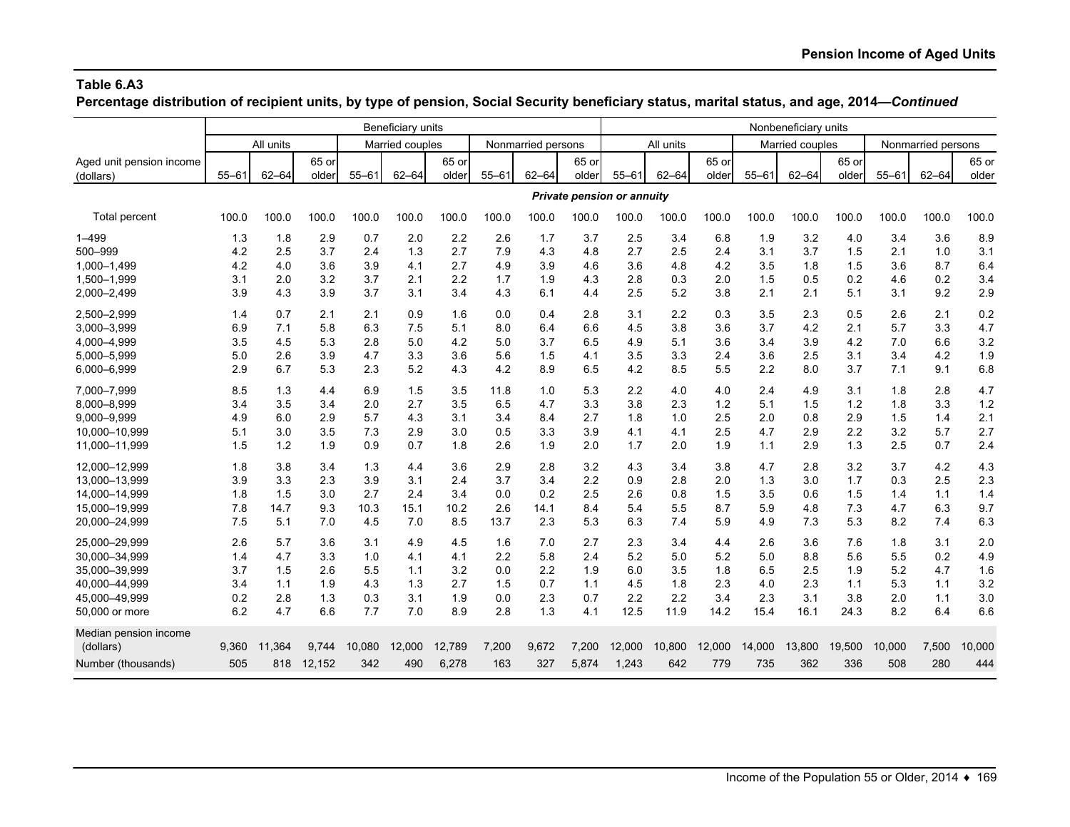**Table 6.A3**
**Percentage distribution of recipient units, by type of pension, Social Security beneficiary status, marital status, and age, 2014—*Continued***

| Aged unit pension income (dollars) | Beneficiary units | | | | | | | | | Nonbeneficiary units | | | | | | | | |
|---|---|---|---|---|---|---|---|---|---|---|---|---|---|---|---|---|---|---|
| | All units | | | Married couples | | | Nonmarried persons | | | All units | | | Married couples | | | Nonmarried persons | | |
| | 55–61 | 62–64 | 65 or older | 55–61 | 62–64 | 65 or older | 55–61 | 62–64 | 65 or older | 55–61 | 62–64 | 65 or older | 55–61 | 62–64 | 65 or older | 55–61 | 62–64 | 65 or older |
| | ***Private pension or annuity*** | | | | | | | | | | | | | | | | | |
| Total percent | 100.0 | 100.0 | 100.0 | 100.0 | 100.0 | 100.0 | 100.0 | 100.0 | 100.0 | 100.0 | 100.0 | 100.0 | 100.0 | 100.0 | 100.0 | 100.0 | 100.0 | 100.0 |
| 1–499 | 1.3 | 1.8 | 2.9 | 0.7 | 2.0 | 2.2 | 2.6 | 1.7 | 3.7 | 2.5 | 3.4 | 6.8 | 1.9 | 3.2 | 4.0 | 3.4 | 3.6 | 8.9 |
| 500–999 | 4.2 | 2.5 | 3.7 | 2.4 | 1.3 | 2.7 | 7.9 | 4.3 | 4.8 | 2.7 | 2.5 | 2.4 | 3.1 | 3.7 | 1.5 | 2.1 | 1.0 | 3.1 |
| 1,000–1,499 | 4.2 | 4.0 | 3.6 | 3.9 | 4.1 | 2.7 | 4.9 | 3.9 | 4.6 | 3.6 | 4.8 | 4.2 | 3.5 | 1.8 | 1.5 | 3.6 | 8.7 | 6.4 |
| 1,500–1,999 | 3.1 | 2.0 | 3.2 | 3.7 | 2.1 | 2.2 | 1.7 | 1.9 | 4.3 | 2.8 | 0.3 | 2.0 | 1.5 | 0.5 | 0.2 | 4.6 | 0.2 | 3.4 |
| 2,000–2,499 | 3.9 | 4.3 | 3.9 | 3.7 | 3.1 | 3.4 | 4.3 | 6.1 | 4.4 | 2.5 | 5.2 | 3.8 | 2.1 | 2.1 | 5.1 | 3.1 | 9.2 | 2.9 |
| 2,500–2,999 | 1.4 | 0.7 | 2.1 | 2.1 | 0.9 | 1.6 | 0.0 | 0.4 | 2.8 | 3.1 | 2.2 | 0.3 | 3.5 | 2.3 | 0.5 | 2.6 | 2.1 | 0.2 |
| 3,000–3,999 | 6.9 | 7.1 | 5.8 | 6.3 | 7.5 | 5.1 | 8.0 | 6.4 | 6.6 | 4.5 | 3.8 | 3.6 | 3.7 | 4.2 | 2.1 | 5.7 | 3.3 | 4.7 |
| 4,000–4,999 | 3.5 | 4.5 | 5.3 | 2.8 | 5.0 | 4.2 | 5.0 | 3.7 | 6.5 | 4.9 | 5.1 | 3.6 | 3.4 | 3.9 | 4.2 | 7.0 | 6.6 | 3.2 |
| 5,000–5,999 | 5.0 | 2.6 | 3.9 | 4.7 | 3.3 | 3.6 | 5.6 | 1.5 | 4.1 | 3.5 | 3.3 | 2.4 | 3.6 | 2.5 | 3.1 | 3.4 | 4.2 | 1.9 |
| 6,000–6,999 | 2.9 | 6.7 | 5.3 | 2.3 | 5.2 | 4.3 | 4.2 | 8.9 | 6.5 | 4.2 | 8.5 | 5.5 | 2.2 | 8.0 | 3.7 | 7.1 | 9.1 | 6.8 |
| 7,000–7,999 | 8.5 | 1.3 | 4.4 | 6.9 | 1.5 | 3.5 | 11.8 | 1.0 | 5.3 | 2.2 | 4.0 | 4.0 | 2.4 | 4.9 | 3.1 | 1.8 | 2.8 | 4.7 |
| 8,000–8,999 | 3.4 | 3.5 | 3.4 | 2.0 | 2.7 | 3.5 | 6.5 | 4.7 | 3.3 | 3.8 | 2.3 | 1.2 | 5.1 | 1.5 | 1.2 | 1.8 | 3.3 | 1.2 |
| 9,000–9,999 | 4.9 | 6.0 | 2.9 | 5.7 | 4.3 | 3.1 | 3.4 | 8.4 | 2.7 | 1.8 | 1.0 | 2.5 | 2.0 | 0.8 | 2.9 | 1.5 | 1.4 | 2.1 |
| 10,000–10,999 | 5.1 | 3.0 | 3.5 | 7.3 | 2.9 | 3.0 | 0.5 | 3.3 | 3.9 | 4.1 | 4.1 | 2.5 | 4.7 | 2.9 | 2.2 | 3.2 | 5.7 | 2.7 |
| 11,000–11,999 | 1.5 | 1.2 | 1.9 | 0.9 | 0.7 | 1.8 | 2.6 | 1.9 | 2.0 | 1.7 | 2.0 | 1.9 | 1.1 | 2.9 | 1.3 | 2.5 | 0.7 | 2.4 |
| 12,000–12,999 | 1.8 | 3.8 | 3.4 | 1.3 | 4.4 | 3.6 | 2.9 | 2.8 | 3.2 | 4.3 | 3.4 | 3.8 | 4.7 | 2.8 | 3.2 | 3.7 | 4.2 | 4.3 |
| 13,000–13,999 | 3.9 | 3.3 | 2.3 | 3.9 | 3.1 | 2.4 | 3.7 | 3.4 | 2.2 | 0.9 | 2.8 | 2.0 | 1.3 | 3.0 | 1.7 | 0.3 | 2.5 | 2.3 |
| 14,000–14,999 | 1.8 | 1.5 | 3.0 | 2.7 | 2.4 | 3.4 | 0.0 | 0.2 | 2.5 | 2.6 | 0.8 | 1.5 | 3.5 | 0.6 | 1.5 | 1.4 | 1.1 | 1.4 |
| 15,000–19,999 | 7.8 | 14.7 | 9.3 | 10.3 | 15.1 | 10.2 | 2.6 | 14.1 | 8.4 | 5.4 | 5.5 | 8.7 | 5.9 | 4.8 | 7.3 | 4.7 | 6.3 | 9.7 |
| 20,000–24,999 | 7.5 | 5.1 | 7.0 | 4.5 | 7.0 | 8.5 | 13.7 | 2.3 | 5.3 | 6.3 | 7.4 | 5.9 | 4.9 | 7.3 | 5.3 | 8.2 | 7.4 | 6.3 |
| 25,000–29,999 | 2.6 | 5.7 | 3.6 | 3.1 | 4.9 | 4.5 | 1.6 | 7.0 | 2.7 | 2.3 | 3.4 | 4.4 | 2.6 | 3.6 | 7.6 | 1.8 | 3.1 | 2.0 |
| 30,000–34,999 | 1.4 | 4.7 | 3.3 | 1.0 | 4.1 | 4.1 | 2.2 | 5.8 | 2.4 | 5.2 | 5.0 | 5.2 | 5.0 | 8.8 | 5.6 | 5.5 | 0.2 | 4.9 |
| 35,000–39,999 | 3.7 | 1.5 | 2.6 | 5.5 | 1.1 | 3.2 | 0.0 | 2.2 | 1.9 | 6.0 | 3.5 | 1.8 | 6.5 | 2.5 | 1.9 | 5.2 | 4.7 | 1.6 |
| 40,000–44,999 | 3.4 | 1.1 | 1.9 | 4.3 | 1.3 | 2.7 | 1.5 | 0.7 | 1.1 | 4.5 | 1.8 | 2.3 | 4.0 | 2.3 | 1.1 | 5.3 | 1.1 | 3.2 |
| 45,000–49,999 | 0.2 | 2.8 | 1.3 | 0.3 | 3.1 | 1.9 | 0.0 | 2.3 | 0.7 | 2.2 | 2.2 | 3.4 | 2.3 | 3.1 | 3.8 | 2.0 | 1.1 | 3.0 |
| 50,000 or more | 6.2 | 4.7 | 6.6 | 7.7 | 7.0 | 8.9 | 2.8 | 1.3 | 4.1 | 12.5 | 11.9 | 14.2 | 15.4 | 16.1 | 24.3 | 8.2 | 6.4 | 6.6 |
| Median pension income (dollars) | 9,360 | 11,364 | 9,744 | 10,080 | 12,000 | 12,789 | 7,200 | 9,672 | 7,200 | 12,000 | 10,800 | 12,000 | 14,000 | 13,800 | 19,500 | 10,000 | 7,500 | 10,000 |
| Number (thousands) | 505 | 818 | 12,152 | 342 | 490 | 6,278 | 163 | 327 | 5,874 | 1,243 | 642 | 779 | 735 | 362 | 336 | 508 | 280 | 444 |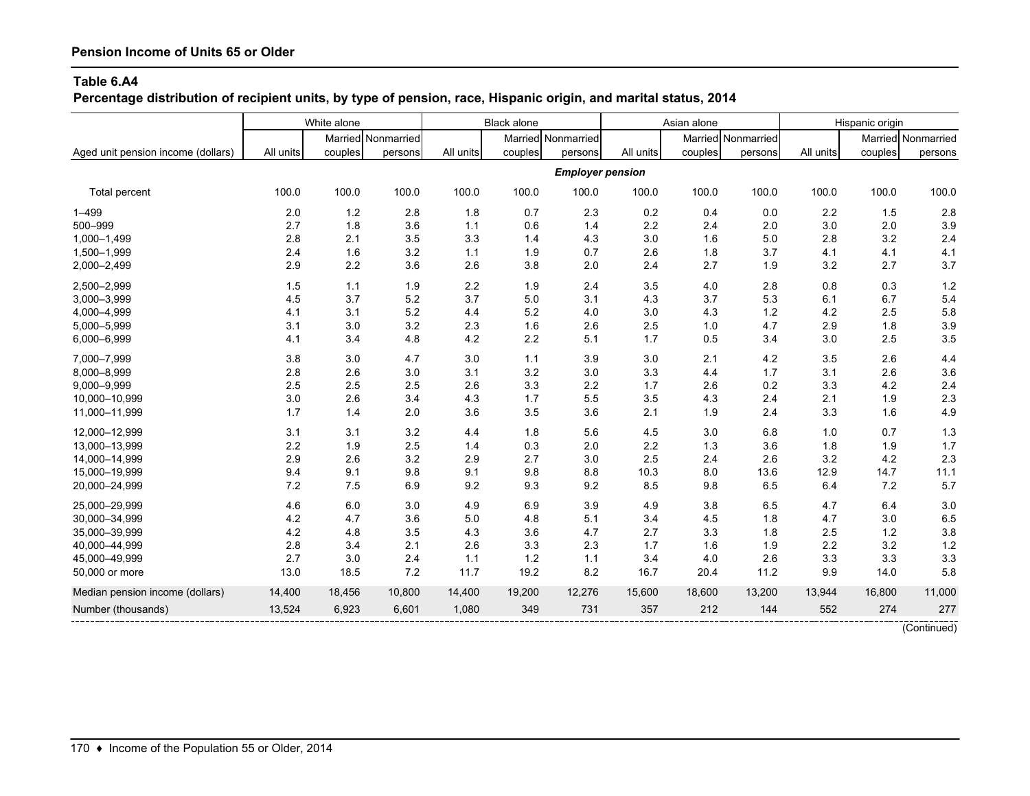## Pension Income of Units 65 or Older

### Table 6.A4

**Percentage distribution of recipient units, by type of pension, race, Hispanic origin, and marital status, 2014**

| Aged unit pension income (dollars) | White alone | | | Black alone | | | Asian alone | | | Hispanic origin | | |
|---|---|---|---|---|---|---|---|---|---|---|---|---|
| | All units | Married couples | Nonmarried persons | All units | Married couples | Nonmarried persons | All units | Married couples | Nonmarried persons | All units | Married couples | Nonmarried persons |
| | | | | | | ***Employer pension*** | | | | | | |
| Total percent | 100.0 | 100.0 | 100.0 | 100.0 | 100.0 | 100.0 | 100.0 | 100.0 | 100.0 | 100.0 | 100.0 | 100.0 |
| 1–499 | 2.0 | 1.2 | 2.8 | 1.8 | 0.7 | 2.3 | 0.2 | 0.4 | 0.0 | 2.2 | 1.5 | 2.8 |
| 500–999 | 2.7 | 1.8 | 3.6 | 1.1 | 0.6 | 1.4 | 2.2 | 2.4 | 2.0 | 3.0 | 2.0 | 3.9 |
| 1,000–1,499 | 2.8 | 2.1 | 3.5 | 3.3 | 1.4 | 4.3 | 3.0 | 1.6 | 5.0 | 2.8 | 3.2 | 2.4 |
| 1,500–1,999 | 2.4 | 1.6 | 3.2 | 1.1 | 1.9 | 0.7 | 2.6 | 1.8 | 3.7 | 4.1 | 4.1 | 4.1 |
| 2,000–2,499 | 2.9 | 2.2 | 3.6 | 2.6 | 3.8 | 2.0 | 2.4 | 2.7 | 1.9 | 3.2 | 2.7 | 3.7 |
| 2,500–2,999 | 1.5 | 1.1 | 1.9 | 2.2 | 1.9 | 2.4 | 3.5 | 4.0 | 2.8 | 0.8 | 0.3 | 1.2 |
| 3,000–3,999 | 4.5 | 3.7 | 5.2 | 3.7 | 5.0 | 3.1 | 4.3 | 3.7 | 5.3 | 6.1 | 6.7 | 5.4 |
| 4,000–4,999 | 4.1 | 3.1 | 5.2 | 4.4 | 5.2 | 4.0 | 3.0 | 4.3 | 1.2 | 4.2 | 2.5 | 5.8 |
| 5,000–5,999 | 3.1 | 3.0 | 3.2 | 2.3 | 1.6 | 2.6 | 2.5 | 1.0 | 4.7 | 2.9 | 1.8 | 3.9 |
| 6,000–6,999 | 4.1 | 3.4 | 4.8 | 4.2 | 2.2 | 5.1 | 1.7 | 0.5 | 3.4 | 3.0 | 2.5 | 3.5 |
| 7,000–7,999 | 3.8 | 3.0 | 4.7 | 3.0 | 1.1 | 3.9 | 3.0 | 2.1 | 4.2 | 3.5 | 2.6 | 4.4 |
| 8,000–8,999 | 2.8 | 2.6 | 3.0 | 3.1 | 3.2 | 3.0 | 3.3 | 4.4 | 1.7 | 3.1 | 2.6 | 3.6 |
| 9,000–9,999 | 2.5 | 2.5 | 2.5 | 2.6 | 3.3 | 2.2 | 1.7 | 2.6 | 0.2 | 3.3 | 4.2 | 2.4 |
| 10,000–10,999 | 3.0 | 2.6 | 3.4 | 4.3 | 1.7 | 5.5 | 3.5 | 4.3 | 2.4 | 2.1 | 1.9 | 2.3 |
| 11,000–11,999 | 1.7 | 1.4 | 2.0 | 3.6 | 3.5 | 3.6 | 2.1 | 1.9 | 2.4 | 3.3 | 1.6 | 4.9 |
| 12,000–12,999 | 3.1 | 3.1 | 3.2 | 4.4 | 1.8 | 5.6 | 4.5 | 3.0 | 6.8 | 1.0 | 0.7 | 1.3 |
| 13,000–13,999 | 2.2 | 1.9 | 2.5 | 1.4 | 0.3 | 2.0 | 2.2 | 1.3 | 3.6 | 1.8 | 1.9 | 1.7 |
| 14,000–14,999 | 2.9 | 2.6 | 3.2 | 2.9 | 2.7 | 3.0 | 2.5 | 2.4 | 2.6 | 3.2 | 4.2 | 2.3 |
| 15,000–19,999 | 9.4 | 9.1 | 9.8 | 9.1 | 9.8 | 8.8 | 10.3 | 8.0 | 13.6 | 12.9 | 14.7 | 11.1 |
| 20,000–24,999 | 7.2 | 7.5 | 6.9 | 9.2 | 9.3 | 9.2 | 8.5 | 9.8 | 6.5 | 6.4 | 7.2 | 5.7 |
| 25,000–29,999 | 4.6 | 6.0 | 3.0 | 4.9 | 6.9 | 3.9 | 4.9 | 3.8 | 6.5 | 4.7 | 6.4 | 3.0 |
| 30,000–34,999 | 4.2 | 4.7 | 3.6 | 5.0 | 4.8 | 5.1 | 3.4 | 4.5 | 1.8 | 4.7 | 3.0 | 6.5 |
| 35,000–39,999 | 4.2 | 4.8 | 3.5 | 4.3 | 3.6 | 4.7 | 2.7 | 3.3 | 1.8 | 2.5 | 1.2 | 3.8 |
| 40,000–44,999 | 2.8 | 3.4 | 2.1 | 2.6 | 3.3 | 2.3 | 1.7 | 1.6 | 1.9 | 2.2 | 3.2 | 1.2 |
| 45,000–49,999 | 2.7 | 3.0 | 2.4 | 1.1 | 1.2 | 1.1 | 3.4 | 4.0 | 2.6 | 3.3 | 3.3 | 3.3 |
| 50,000 or more | 13.0 | 18.5 | 7.2 | 11.7 | 19.2 | 8.2 | 16.7 | 20.4 | 11.2 | 9.9 | 14.0 | 5.8 |
| Median pension income (dollars) | 14,400 | 18,456 | 10,800 | 14,400 | 19,200 | 12,276 | 15,600 | 18,600 | 13,200 | 13,944 | 16,800 | 11,000 |
| Number (thousands) | 13,524 | 6,923 | 6,601 | 1,080 | 349 | 731 | 357 | 212 | 144 | 552 | 274 | 277 |

(Continued)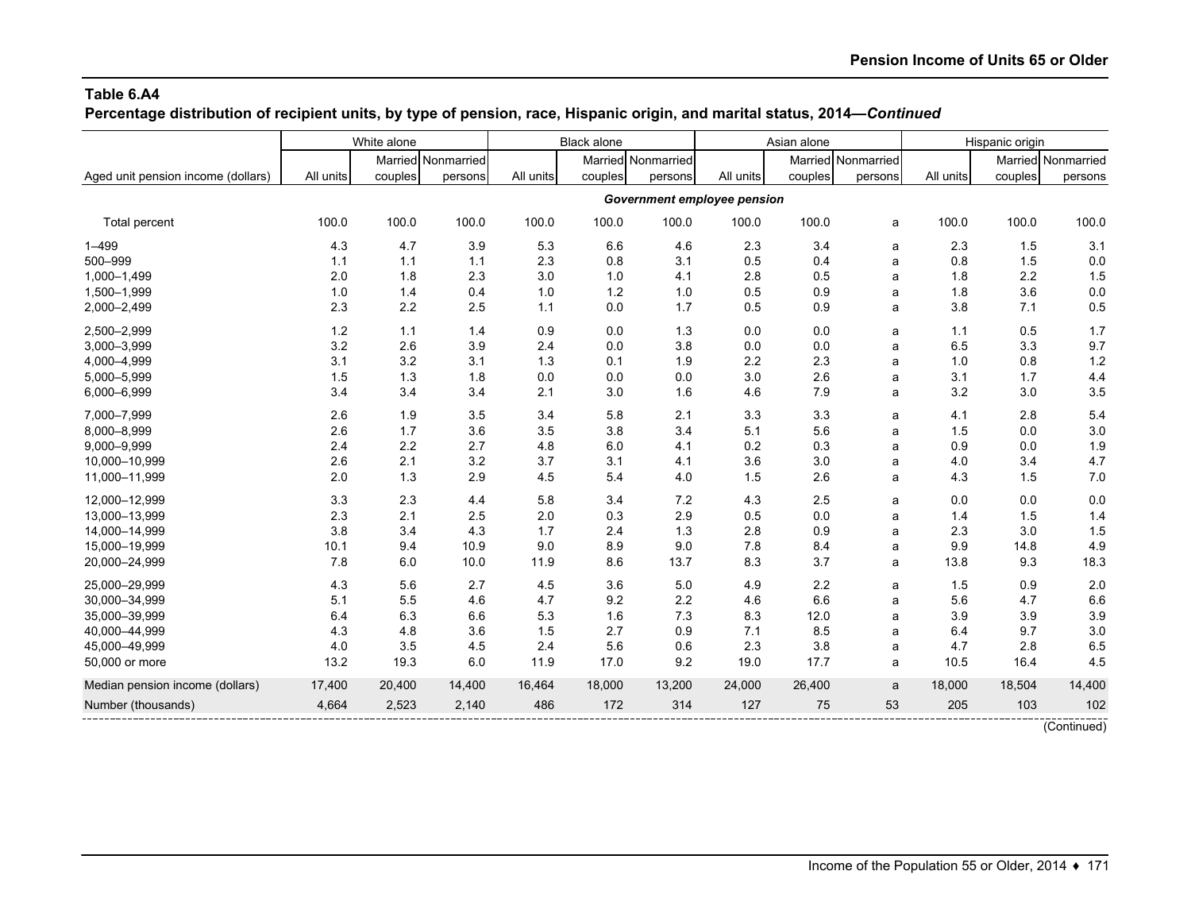**Table 6.A4**
**Percentage distribution of recipient units, by type of pension, race, Hispanic origin, and marital status, 2014—*Continued***

| Aged unit pension income (dollars) | White alone | | | Black alone | | | Asian alone | | | Hispanic origin | | |
|---|---|---|---|---|---|---|---|---|---|---|---|---|
| | All units | Married couples | Nonmarried persons | All units | Married couples | Nonmarried persons | All units | Married couples | Nonmarried persons | All units | Married couples | Nonmarried persons |
| | *Government employee pension* | | | | | | | | | | | |
| Total percent | 100.0 | 100.0 | 100.0 | 100.0 | 100.0 | 100.0 | 100.0 | 100.0 | a | 100.0 | 100.0 | 100.0 |
| 1–499 | 4.3 | 4.7 | 3.9 | 5.3 | 6.6 | 4.6 | 2.3 | 3.4 | a | 2.3 | 1.5 | 3.1 |
| 500–999 | 1.1 | 1.1 | 1.1 | 2.3 | 0.8 | 3.1 | 0.5 | 0.4 | a | 0.8 | 1.5 | 0.0 |
| 1,000–1,499 | 2.0 | 1.8 | 2.3 | 3.0 | 1.0 | 4.1 | 2.8 | 0.5 | a | 1.8 | 2.2 | 1.5 |
| 1,500–1,999 | 1.0 | 1.4 | 0.4 | 1.0 | 1.2 | 1.0 | 0.5 | 0.9 | a | 1.8 | 3.6 | 0.0 |
| 2,000–2,499 | 2.3 | 2.2 | 2.5 | 1.1 | 0.0 | 1.7 | 0.5 | 0.9 | a | 3.8 | 7.1 | 0.5 |
| 2,500–2,999 | 1.2 | 1.1 | 1.4 | 0.9 | 0.0 | 1.3 | 0.0 | 0.0 | a | 1.1 | 0.5 | 1.7 |
| 3,000–3,999 | 3.2 | 2.6 | 3.9 | 2.4 | 0.0 | 3.8 | 0.0 | 0.0 | a | 6.5 | 3.3 | 9.7 |
| 4,000–4,999 | 3.1 | 3.2 | 3.1 | 1.3 | 0.1 | 1.9 | 2.2 | 2.3 | a | 1.0 | 0.8 | 1.2 |
| 5,000–5,999 | 1.5 | 1.3 | 1.8 | 0.0 | 0.0 | 0.0 | 3.0 | 2.6 | a | 3.1 | 1.7 | 4.4 |
| 6,000–6,999 | 3.4 | 3.4 | 3.4 | 2.1 | 3.0 | 1.6 | 4.6 | 7.9 | a | 3.2 | 3.0 | 3.5 |
| 7,000–7,999 | 2.6 | 1.9 | 3.5 | 3.4 | 5.8 | 2.1 | 3.3 | 3.3 | a | 4.1 | 2.8 | 5.4 |
| 8,000–8,999 | 2.6 | 1.7 | 3.6 | 3.5 | 3.8 | 3.4 | 5.1 | 5.6 | a | 1.5 | 0.0 | 3.0 |
| 9,000–9,999 | 2.4 | 2.2 | 2.7 | 4.8 | 6.0 | 4.1 | 0.2 | 0.3 | a | 0.9 | 0.0 | 1.9 |
| 10,000–10,999 | 2.6 | 2.1 | 3.2 | 3.7 | 3.1 | 4.1 | 3.6 | 3.0 | a | 4.0 | 3.4 | 4.7 |
| 11,000–11,999 | 2.0 | 1.3 | 2.9 | 4.5 | 5.4 | 4.0 | 1.5 | 2.6 | a | 4.3 | 1.5 | 7.0 |
| 12,000–12,999 | 3.3 | 2.3 | 4.4 | 5.8 | 3.4 | 7.2 | 4.3 | 2.5 | a | 0.0 | 0.0 | 0.0 |
| 13,000–13,999 | 2.3 | 2.1 | 2.5 | 2.0 | 0.3 | 2.9 | 0.5 | 0.0 | a | 1.4 | 1.5 | 1.4 |
| 14,000–14,999 | 3.8 | 3.4 | 4.3 | 1.7 | 2.4 | 1.3 | 2.8 | 0.9 | a | 2.3 | 3.0 | 1.5 |
| 15,000–19,999 | 10.1 | 9.4 | 10.9 | 9.0 | 8.9 | 9.0 | 7.8 | 8.4 | a | 9.9 | 14.8 | 4.9 |
| 20,000–24,999 | 7.8 | 6.0 | 10.0 | 11.9 | 8.6 | 13.7 | 8.3 | 3.7 | a | 13.8 | 9.3 | 18.3 |
| 25,000–29,999 | 4.3 | 5.6 | 2.7 | 4.5 | 3.6 | 5.0 | 4.9 | 2.2 | a | 1.5 | 0.9 | 2.0 |
| 30,000–34,999 | 5.1 | 5.5 | 4.6 | 4.7 | 9.2 | 2.2 | 4.6 | 6.6 | a | 5.6 | 4.7 | 6.6 |
| 35,000–39,999 | 6.4 | 6.3 | 6.6 | 5.3 | 1.6 | 7.3 | 8.3 | 12.0 | a | 3.9 | 3.9 | 3.9 |
| 40,000–44,999 | 4.3 | 4.8 | 3.6 | 1.5 | 2.7 | 0.9 | 7.1 | 8.5 | a | 6.4 | 9.7 | 3.0 |
| 45,000–49,999 | 4.0 | 3.5 | 4.5 | 2.4 | 5.6 | 0.6 | 2.3 | 3.8 | a | 4.7 | 2.8 | 6.5 |
| 50,000 or more | 13.2 | 19.3 | 6.0 | 11.9 | 17.0 | 9.2 | 19.0 | 17.7 | a | 10.5 | 16.4 | 4.5 |
| Median pension income (dollars) | 17,400 | 20,400 | 14,400 | 16,464 | 18,000 | 13,200 | 24,000 | 26,400 | a | 18,000 | 18,504 | 14,400 |
| Number (thousands) | 4,664 | 2,523 | 2,140 | 486 | 172 | 314 | 127 | 75 | 53 | 205 | 103 | 102 |

(Continued)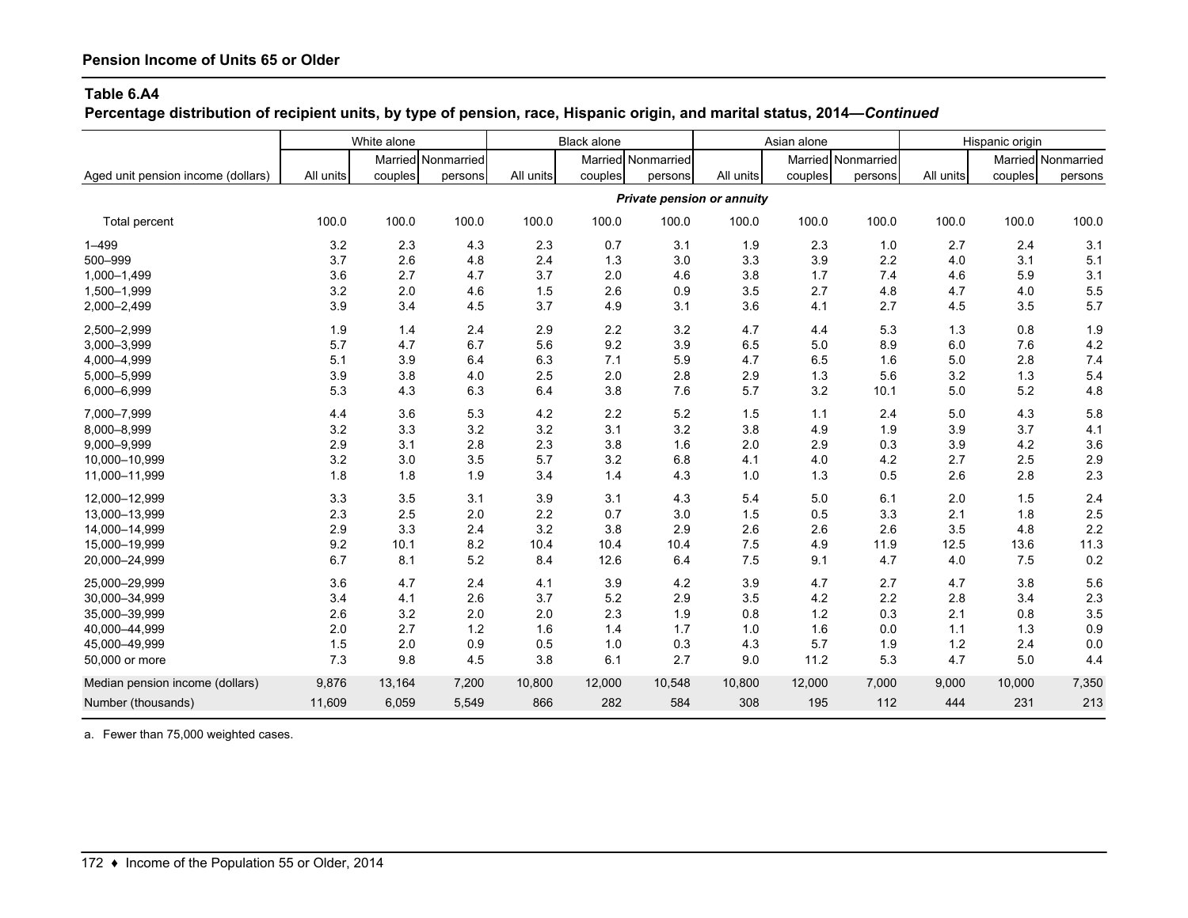**Pension Income of Units 65 or Older**

**Table 6.A4**

**Percentage distribution of recipient units, by type of pension, race, Hispanic origin, and marital status, 2014—*Continued***

| Aged unit pension income (dollars) | White alone | | | Black alone | | | Asian alone | | | Hispanic origin | | |
|---|---|---|---|---|---|---|---|---|---|---|---|---|
| | All units | Married couples | Nonmarried persons | All units | Married couples | Nonmarried persons | All units | Married couples | Nonmarried persons | All units | Married couples | Nonmarried persons |
| | ***Private pension or annuity*** | | | | | | | | | | | |
| Total percent | 100.0 | 100.0 | 100.0 | 100.0 | 100.0 | 100.0 | 100.0 | 100.0 | 100.0 | 100.0 | 100.0 | 100.0 |
| 1–499 | 3.2 | 2.3 | 4.3 | 2.3 | 0.7 | 3.1 | 1.9 | 2.3 | 1.0 | 2.7 | 2.4 | 3.1 |
| 500–999 | 3.7 | 2.6 | 4.8 | 2.4 | 1.3 | 3.0 | 3.3 | 3.9 | 2.2 | 4.0 | 3.1 | 5.1 |
| 1,000–1,499 | 3.6 | 2.7 | 4.7 | 3.7 | 2.0 | 4.6 | 3.8 | 1.7 | 7.4 | 4.6 | 5.9 | 3.1 |
| 1,500–1,999 | 3.2 | 2.0 | 4.6 | 1.5 | 2.6 | 0.9 | 3.5 | 2.7 | 4.8 | 4.7 | 4.0 | 5.5 |
| 2,000–2,499 | 3.9 | 3.4 | 4.5 | 3.7 | 4.9 | 3.1 | 3.6 | 4.1 | 2.7 | 4.5 | 3.5 | 5.7 |
| 2,500–2,999 | 1.9 | 1.4 | 2.4 | 2.9 | 2.2 | 3.2 | 4.7 | 4.4 | 5.3 | 1.3 | 0.8 | 1.9 |
| 3,000–3,999 | 5.7 | 4.7 | 6.7 | 5.6 | 9.2 | 3.9 | 6.5 | 5.0 | 8.9 | 6.0 | 7.6 | 4.2 |
| 4,000–4,999 | 5.1 | 3.9 | 6.4 | 6.3 | 7.1 | 5.9 | 4.7 | 6.5 | 1.6 | 5.0 | 2.8 | 7.4 |
| 5,000–5,999 | 3.9 | 3.8 | 4.0 | 2.5 | 2.0 | 2.8 | 2.9 | 1.3 | 5.6 | 3.2 | 1.3 | 5.4 |
| 6,000–6,999 | 5.3 | 4.3 | 6.3 | 6.4 | 3.8 | 7.6 | 5.7 | 3.2 | 10.1 | 5.0 | 5.2 | 4.8 |
| 7,000–7,999 | 4.4 | 3.6 | 5.3 | 4.2 | 2.2 | 5.2 | 1.5 | 1.1 | 2.4 | 5.0 | 4.3 | 5.8 |
| 8,000–8,999 | 3.2 | 3.3 | 3.2 | 3.2 | 3.1 | 3.2 | 3.8 | 4.9 | 1.9 | 3.9 | 3.7 | 4.1 |
| 9,000–9,999 | 2.9 | 3.1 | 2.8 | 2.3 | 3.8 | 1.6 | 2.0 | 2.9 | 0.3 | 3.9 | 4.2 | 3.6 |
| 10,000–10,999 | 3.2 | 3.0 | 3.5 | 5.7 | 3.2 | 6.8 | 4.1 | 4.0 | 4.2 | 2.7 | 2.5 | 2.9 |
| 11,000–11,999 | 1.8 | 1.8 | 1.9 | 3.4 | 1.4 | 4.3 | 1.0 | 1.3 | 0.5 | 2.6 | 2.8 | 2.3 |
| 12,000–12,999 | 3.3 | 3.5 | 3.1 | 3.9 | 3.1 | 4.3 | 5.4 | 5.0 | 6.1 | 2.0 | 1.5 | 2.4 |
| 13,000–13,999 | 2.3 | 2.5 | 2.0 | 2.2 | 0.7 | 3.0 | 1.5 | 0.5 | 3.3 | 2.1 | 1.8 | 2.5 |
| 14,000–14,999 | 2.9 | 3.3 | 2.4 | 3.2 | 3.8 | 2.9 | 2.6 | 2.6 | 2.6 | 3.5 | 4.8 | 2.2 |
| 15,000–19,999 | 9.2 | 10.1 | 8.2 | 10.4 | 10.4 | 10.4 | 7.5 | 4.9 | 11.9 | 12.5 | 13.6 | 11.3 |
| 20,000–24,999 | 6.7 | 8.1 | 5.2 | 8.4 | 12.6 | 6.4 | 7.5 | 9.1 | 4.7 | 4.0 | 7.5 | 0.2 |
| 25,000–29,999 | 3.6 | 4.7 | 2.4 | 4.1 | 3.9 | 4.2 | 3.9 | 4.7 | 2.7 | 4.7 | 3.8 | 5.6 |
| 30,000–34,999 | 3.4 | 4.1 | 2.6 | 3.7 | 5.2 | 2.9 | 3.5 | 4.2 | 2.2 | 2.8 | 3.4 | 2.3 |
| 35,000–39,999 | 2.6 | 3.2 | 2.0 | 2.0 | 2.3 | 1.9 | 0.8 | 1.2 | 0.3 | 2.1 | 0.8 | 3.5 |
| 40,000–44,999 | 2.0 | 2.7 | 1.2 | 1.6 | 1.4 | 1.7 | 1.0 | 1.6 | 0.0 | 1.1 | 1.3 | 0.9 |
| 45,000–49,999 | 1.5 | 2.0 | 0.9 | 0.5 | 1.0 | 0.3 | 4.3 | 5.7 | 1.9 | 1.2 | 2.4 | 0.0 |
| 50,000 or more | 7.3 | 9.8 | 4.5 | 3.8 | 6.1 | 2.7 | 9.0 | 11.2 | 5.3 | 4.7 | 5.0 | 4.4 |
| Median pension income (dollars) | 9,876 | 13,164 | 7,200 | 10,800 | 12,000 | 10,548 | 10,800 | 12,000 | 7,000 | 9,000 | 10,000 | 7,350 |
| Number (thousands) | 11,609 | 6,059 | 5,549 | 866 | 282 | 584 | 308 | 195 | 112 | 444 | 231 | 213 |

a. Fewer than 75,000 weighted cases.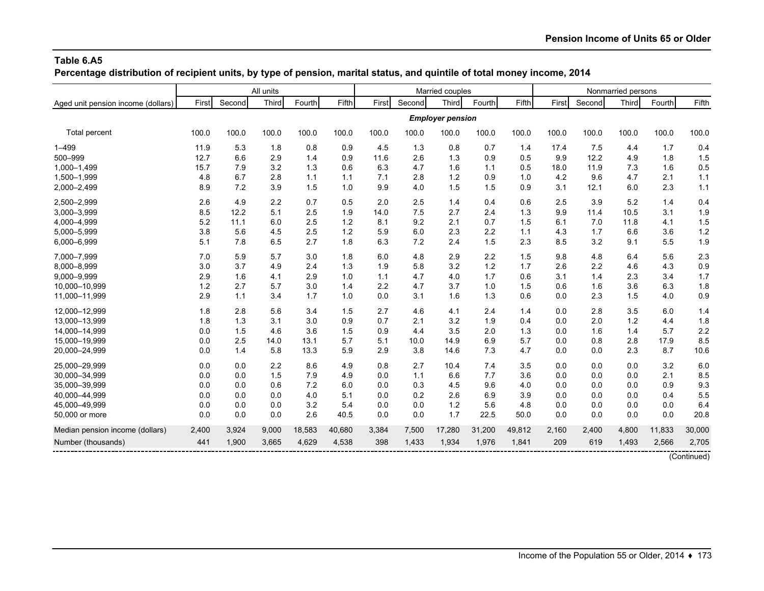## Table 6.A5

**Percentage distribution of recipient units, by type of pension, marital status, and quintile of total money income, 2014**

| Aged unit pension income (dollars) | All units | | | | | Married couples | | | | | Nonmarried persons | | | | |
|---|---|---|---|---|---|---|---|---|---|---|---|---|---|---|---|
| | First | Second | Third | Fourth | Fifth | First | Second | Third | Fourth | Fifth | First | Second | Third | Fourth | Fifth |
| | | | | | | | | ***Employer pension*** | | | | | | | |
| Total percent | 100.0 | 100.0 | 100.0 | 100.0 | 100.0 | 100.0 | 100.0 | 100.0 | 100.0 | 100.0 | 100.0 | 100.0 | 100.0 | 100.0 | 100.0 |
| 1–499 | 11.9 | 5.3 | 1.8 | 0.8 | 0.9 | 4.5 | 1.3 | 0.8 | 0.7 | 1.4 | 17.4 | 7.5 | 4.4 | 1.7 | 0.4 |
| 500–999 | 12.7 | 6.6 | 2.9 | 1.4 | 0.9 | 11.6 | 2.6 | 1.3 | 0.9 | 0.5 | 9.9 | 12.2 | 4.9 | 1.8 | 1.5 |
| 1,000–1,499 | 15.7 | 7.9 | 3.2 | 1.3 | 0.6 | 6.3 | 4.7 | 1.6 | 1.1 | 0.5 | 18.0 | 11.9 | 7.3 | 1.6 | 0.5 |
| 1,500–1,999 | 4.8 | 6.7 | 2.8 | 1.1 | 1.1 | 7.1 | 2.8 | 1.2 | 0.9 | 1.0 | 4.2 | 9.6 | 4.7 | 2.1 | 1.1 |
| 2,000–2,499 | 8.9 | 7.2 | 3.9 | 1.5 | 1.0 | 9.9 | 4.0 | 1.5 | 1.5 | 0.9 | 3.1 | 12.1 | 6.0 | 2.3 | 1.1 |
| 2,500–2,999 | 2.6 | 4.9 | 2.2 | 0.7 | 0.5 | 2.0 | 2.5 | 1.4 | 0.4 | 0.6 | 2.5 | 3.9 | 5.2 | 1.4 | 0.4 |
| 3,000–3,999 | 8.5 | 12.2 | 5.1 | 2.5 | 1.9 | 14.0 | 7.5 | 2.7 | 2.4 | 1.3 | 9.9 | 11.4 | 10.5 | 3.1 | 1.9 |
| 4,000–4,999 | 5.2 | 11.1 | 6.0 | 2.5 | 1.2 | 8.1 | 9.2 | 2.1 | 0.7 | 1.5 | 6.1 | 7.0 | 11.8 | 4.1 | 1.5 |
| 5,000–5,999 | 3.8 | 5.6 | 4.5 | 2.5 | 1.2 | 5.9 | 6.0 | 2.3 | 2.2 | 1.1 | 4.3 | 1.7 | 6.6 | 3.6 | 1.2 |
| 6,000–6,999 | 5.1 | 7.8 | 6.5 | 2.7 | 1.8 | 6.3 | 7.2 | 2.4 | 1.5 | 2.3 | 8.5 | 3.2 | 9.1 | 5.5 | 1.9 |
| 7,000–7,999 | 7.0 | 5.9 | 5.7 | 3.0 | 1.8 | 6.0 | 4.8 | 2.9 | 2.2 | 1.5 | 9.8 | 4.8 | 6.4 | 5.6 | 2.3 |
| 8,000–8,999 | 3.0 | 3.7 | 4.9 | 2.4 | 1.3 | 1.9 | 5.8 | 3.2 | 1.2 | 1.7 | 2.6 | 2.2 | 4.6 | 4.3 | 0.9 |
| 9,000–9,999 | 2.9 | 1.6 | 4.1 | 2.9 | 1.0 | 1.1 | 4.7 | 4.0 | 1.7 | 0.6 | 3.1 | 1.4 | 2.3 | 3.4 | 1.7 |
| 10,000–10,999 | 1.2 | 2.7 | 5.7 | 3.0 | 1.4 | 2.2 | 4.7 | 3.7 | 1.0 | 1.5 | 0.6 | 1.6 | 3.6 | 6.3 | 1.8 |
| 11,000–11,999 | 2.9 | 1.1 | 3.4 | 1.7 | 1.0 | 0.0 | 3.1 | 1.6 | 1.3 | 0.6 | 0.0 | 2.3 | 1.5 | 4.0 | 0.9 |
| 12,000–12,999 | 1.8 | 2.8 | 5.6 | 3.4 | 1.5 | 2.7 | 4.6 | 4.1 | 2.4 | 1.4 | 0.0 | 2.8 | 3.5 | 6.0 | 1.4 |
| 13,000–13,999 | 1.8 | 1.3 | 3.1 | 3.0 | 0.9 | 0.7 | 2.1 | 3.2 | 1.9 | 0.4 | 0.0 | 2.0 | 1.2 | 4.4 | 1.8 |
| 14,000–14,999 | 0.0 | 1.5 | 4.6 | 3.6 | 1.5 | 0.9 | 4.4 | 3.5 | 2.0 | 1.3 | 0.0 | 1.6 | 1.4 | 5.7 | 2.2 |
| 15,000–19,999 | 0.0 | 2.5 | 14.0 | 13.1 | 5.7 | 5.1 | 10.0 | 14.9 | 6.9 | 5.7 | 0.0 | 0.8 | 2.8 | 17.9 | 8.5 |
| 20,000–24,999 | 0.0 | 1.4 | 5.8 | 13.3 | 5.9 | 2.9 | 3.8 | 14.6 | 7.3 | 4.7 | 0.0 | 0.0 | 2.3 | 8.7 | 10.6 |
| 25,000–29,999 | 0.0 | 0.0 | 2.2 | 8.6 | 4.9 | 0.8 | 2.7 | 10.4 | 7.4 | 3.5 | 0.0 | 0.0 | 0.0 | 3.2 | 6.0 |
| 30,000–34,999 | 0.0 | 0.0 | 1.5 | 7.9 | 4.9 | 0.0 | 1.1 | 6.6 | 7.7 | 3.6 | 0.0 | 0.0 | 0.0 | 2.1 | 8.5 |
| 35,000–39,999 | 0.0 | 0.0 | 0.6 | 7.2 | 6.0 | 0.0 | 0.3 | 4.5 | 9.6 | 4.0 | 0.0 | 0.0 | 0.0 | 0.9 | 9.3 |
| 40,000–44,999 | 0.0 | 0.0 | 0.0 | 4.0 | 5.1 | 0.0 | 0.2 | 2.6 | 6.9 | 3.9 | 0.0 | 0.0 | 0.0 | 0.4 | 5.5 |
| 45,000–49,999 | 0.0 | 0.0 | 0.0 | 3.2 | 5.4 | 0.0 | 0.0 | 1.2 | 5.6 | 4.8 | 0.0 | 0.0 | 0.0 | 0.0 | 6.4 |
| 50,000 or more | 0.0 | 0.0 | 0.0 | 2.6 | 40.5 | 0.0 | 0.0 | 1.7 | 22.5 | 50.0 | 0.0 | 0.0 | 0.0 | 0.0 | 20.8 |
| Median pension income (dollars) | 2,400 | 3,924 | 9,000 | 18,583 | 40,680 | 3,384 | 7,500 | 17,280 | 31,200 | 49,812 | 2,160 | 2,400 | 4,800 | 11,833 | 30,000 |
| Number (thousands) | 441 | 1,900 | 3,665 | 4,629 | 4,538 | 398 | 1,433 | 1,934 | 1,976 | 1,841 | 209 | 619 | 1,493 | 2,566 | 2,705 |

(Continued)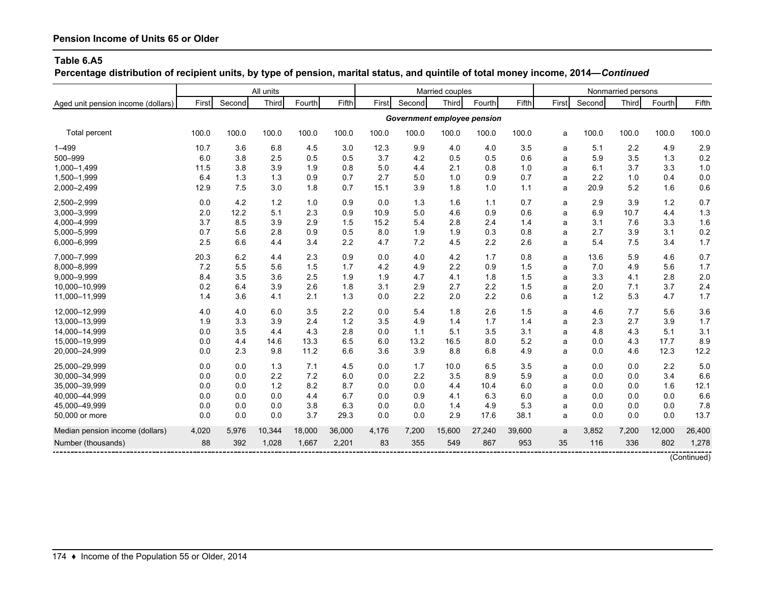## Table 6.A5

**Percentage distribution of recipient units, by type of pension, marital status, and quintile of total money income, 2014—*Continued***

| Aged unit pension income (dollars) | All units | | | | | Married couples | | | | | Nonmarried persons | | | | |
|---|---|---|---|---|---|---|---|---|---|---|---|---|---|---|---|
| | First | Second | Third | Fourth | Fifth | First | Second | Third | Fourth | Fifth | First | Second | Third | Fourth | Fifth |
| | | | | | | | | ***Government employee pension*** | | | | | | | |
| Total percent | 100.0 | 100.0 | 100.0 | 100.0 | 100.0 | 100.0 | 100.0 | 100.0 | 100.0 | 100.0 | a | 100.0 | 100.0 | 100.0 | 100.0 |
| 1–499 | 10.7 | 3.6 | 6.8 | 4.5 | 3.0 | 12.3 | 9.9 | 4.0 | 4.0 | 3.5 | a | 5.1 | 2.2 | 4.9 | 2.9 |
| 500–999 | 6.0 | 3.8 | 2.5 | 0.5 | 0.5 | 3.7 | 4.2 | 0.5 | 0.5 | 0.6 | a | 5.9 | 3.5 | 1.3 | 0.2 |
| 1,000–1,499 | 11.5 | 3.8 | 3.9 | 1.9 | 0.8 | 5.0 | 4.4 | 2.1 | 0.8 | 1.0 | a | 6.1 | 3.7 | 3.3 | 1.0 |
| 1,500–1,999 | 6.4 | 1.3 | 1.3 | 0.9 | 0.7 | 2.7 | 5.0 | 1.0 | 0.9 | 0.7 | a | 2.2 | 1.0 | 0.4 | 0.0 |
| 2,000–2,499 | 12.9 | 7.5 | 3.0 | 1.8 | 0.7 | 15.1 | 3.9 | 1.8 | 1.0 | 1.1 | a | 20.9 | 5.2 | 1.6 | 0.6 |
| 2,500–2,999 | 0.0 | 4.2 | 1.2 | 1.0 | 0.9 | 0.0 | 1.3 | 1.6 | 1.1 | 0.7 | a | 2.9 | 3.9 | 1.2 | 0.7 |
| 3,000–3,999 | 2.0 | 12.2 | 5.1 | 2.3 | 0.9 | 10.9 | 5.0 | 4.6 | 0.9 | 0.6 | a | 6.9 | 10.7 | 4.4 | 1.3 |
| 4,000–4,999 | 3.7 | 8.5 | 3.9 | 2.9 | 1.5 | 15.2 | 5.4 | 2.8 | 2.4 | 1.4 | a | 3.1 | 7.6 | 3.3 | 1.6 |
| 5,000–5,999 | 0.7 | 5.6 | 2.8 | 0.9 | 0.5 | 8.0 | 1.9 | 1.9 | 0.3 | 0.8 | a | 2.7 | 3.9 | 3.1 | 0.2 |
| 6,000–6,999 | 2.5 | 6.6 | 4.4 | 3.4 | 2.2 | 4.7 | 7.2 | 4.5 | 2.2 | 2.6 | a | 5.4 | 7.5 | 3.4 | 1.7 |
| 7,000–7,999 | 20.3 | 6.2 | 4.4 | 2.3 | 0.9 | 0.0 | 4.0 | 4.2 | 1.7 | 0.8 | a | 13.6 | 5.9 | 4.6 | 0.7 |
| 8,000–8,999 | 7.2 | 5.5 | 5.6 | 1.5 | 1.7 | 4.2 | 4.9 | 2.2 | 0.9 | 1.5 | a | 7.0 | 4.9 | 5.6 | 1.7 |
| 9,000–9,999 | 8.4 | 3.5 | 3.6 | 2.5 | 1.9 | 1.9 | 4.7 | 4.1 | 1.8 | 1.5 | a | 3.3 | 4.1 | 2.8 | 2.0 |
| 10,000–10,999 | 0.2 | 6.4 | 3.9 | 2.6 | 1.8 | 3.1 | 2.9 | 2.7 | 2.2 | 1.5 | a | 2.0 | 7.1 | 3.7 | 2.4 |
| 11,000–11,999 | 1.4 | 3.6 | 4.1 | 2.1 | 1.3 | 0.0 | 2.2 | 2.0 | 2.2 | 0.6 | a | 1.2 | 5.3 | 4.7 | 1.7 |
| 12,000–12,999 | 4.0 | 4.0 | 6.0 | 3.5 | 2.2 | 0.0 | 5.4 | 1.8 | 2.6 | 1.5 | a | 4.6 | 7.7 | 5.6 | 3.6 |
| 13,000–13,999 | 1.9 | 3.3 | 3.9 | 2.4 | 1.2 | 3.5 | 4.9 | 1.4 | 1.7 | 1.4 | a | 2.3 | 2.7 | 3.9 | 1.7 |
| 14,000–14,999 | 0.0 | 3.5 | 4.4 | 4.3 | 2.8 | 0.0 | 1.1 | 5.1 | 3.5 | 3.1 | a | 4.8 | 4.3 | 5.1 | 3.1 |
| 15,000–19,999 | 0.0 | 4.4 | 14.6 | 13.3 | 6.5 | 6.0 | 13.2 | 16.5 | 8.0 | 5.2 | a | 0.0 | 4.3 | 17.7 | 8.9 |
| 20,000–24,999 | 0.0 | 2.3 | 9.8 | 11.2 | 6.6 | 3.6 | 3.9 | 8.8 | 6.8 | 4.9 | a | 0.0 | 4.6 | 12.3 | 12.2 |
| 25,000–29,999 | 0.0 | 0.0 | 1.3 | 7.1 | 4.5 | 0.0 | 1.7 | 10.0 | 6.5 | 3.5 | a | 0.0 | 0.0 | 2.2 | 5.0 |
| 30,000–34,999 | 0.0 | 0.0 | 2.2 | 7.2 | 6.0 | 0.0 | 2.2 | 3.5 | 8.9 | 5.9 | a | 0.0 | 0.0 | 3.4 | 6.6 |
| 35,000–39,999 | 0.0 | 0.0 | 1.2 | 8.2 | 8.7 | 0.0 | 0.0 | 4.4 | 10.4 | 6.0 | a | 0.0 | 0.0 | 1.6 | 12.1 |
| 40,000–44,999 | 0.0 | 0.0 | 0.0 | 4.4 | 6.7 | 0.0 | 0.9 | 4.1 | 6.3 | 6.0 | a | 0.0 | 0.0 | 0.0 | 6.6 |
| 45,000–49,999 | 0.0 | 0.0 | 0.0 | 3.8 | 6.3 | 0.0 | 0.0 | 1.4 | 4.9 | 5.3 | a | 0.0 | 0.0 | 0.0 | 7.8 |
| 50,000 or more | 0.0 | 0.0 | 0.0 | 3.7 | 29.3 | 0.0 | 0.0 | 2.9 | 17.6 | 38.1 | a | 0.0 | 0.0 | 0.0 | 13.7 |
| Median pension income (dollars) | 4,020 | 5,976 | 10,344 | 18,000 | 36,000 | 4,176 | 7,200 | 15,600 | 27,240 | 39,600 | a | 3,852 | 7,200 | 12,000 | 26,400 |
| Number (thousands) | 88 | 392 | 1,028 | 1,667 | 2,201 | 83 | 355 | 549 | 867 | 953 | 35 | 116 | 336 | 802 | 1,278 |

(Continued)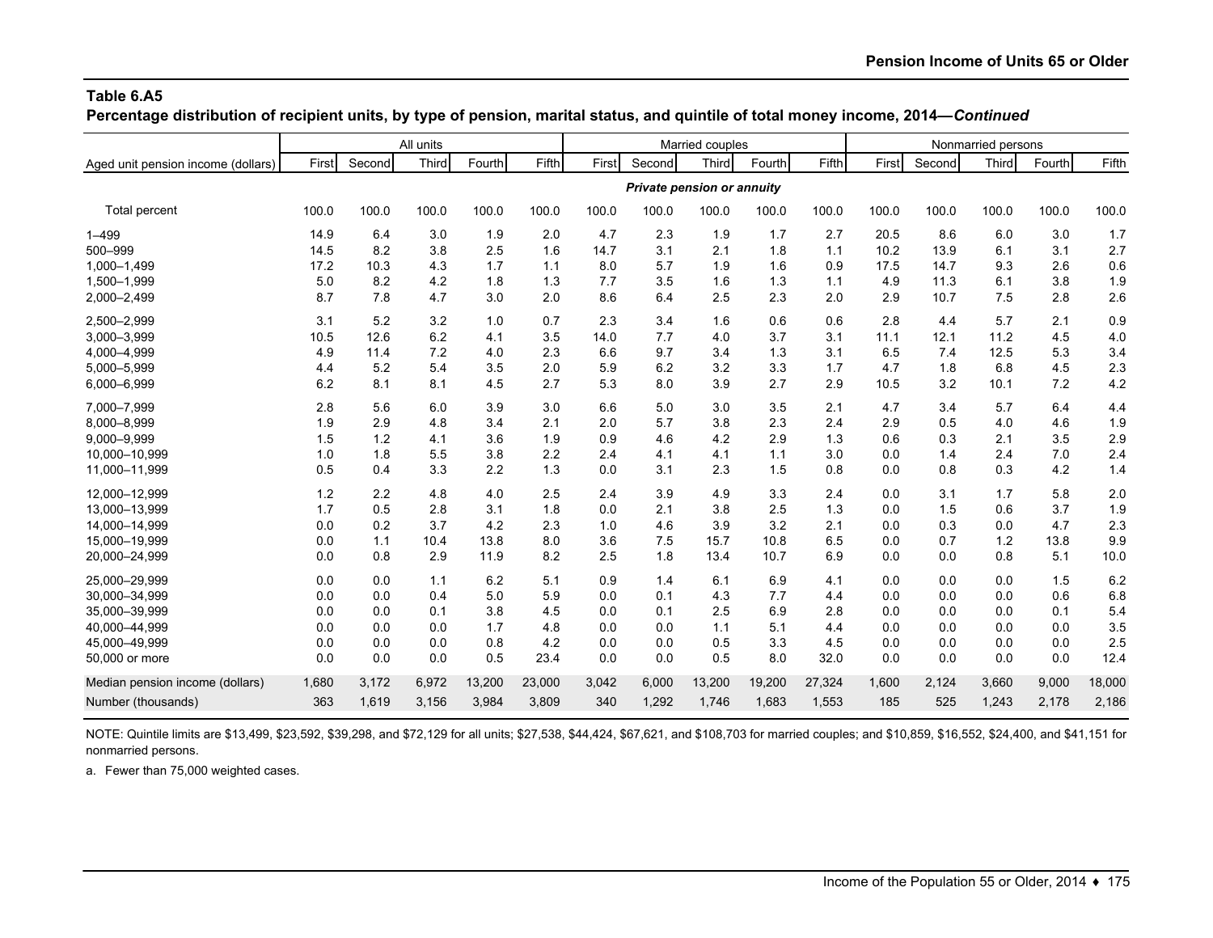## Table 6.A5

**Percentage distribution of recipient units, by type of pension, marital status, and quintile of total money income, 2014—*Continued***

| Aged unit pension income (dollars) | All units | | | | | Married couples | | | | | Nonmarried persons | | | | |
|---|---|---|---|---|---|---|---|---|---|---|---|---|---|---|---|
| | First | Second | Third | Fourth | Fifth | First | Second | Third | Fourth | Fifth | First | Second | Third | Fourth | Fifth |
| | | | | | | | | ***Private pension or annuity*** | | | | | | | |
| Total percent | 100.0 | 100.0 | 100.0 | 100.0 | 100.0 | 100.0 | 100.0 | 100.0 | 100.0 | 100.0 | 100.0 | 100.0 | 100.0 | 100.0 | 100.0 |
| 1–499 | 14.9 | 6.4 | 3.0 | 1.9 | 2.0 | 4.7 | 2.3 | 1.9 | 1.7 | 2.7 | 20.5 | 8.6 | 6.0 | 3.0 | 1.7 |
| 500–999 | 14.5 | 8.2 | 3.8 | 2.5 | 1.6 | 14.7 | 3.1 | 2.1 | 1.8 | 1.1 | 10.2 | 13.9 | 6.1 | 3.1 | 2.7 |
| 1,000–1,499 | 17.2 | 10.3 | 4.3 | 1.7 | 1.1 | 8.0 | 5.7 | 1.9 | 1.6 | 0.9 | 17.5 | 14.7 | 9.3 | 2.6 | 0.6 |
| 1,500–1,999 | 5.0 | 8.2 | 4.2 | 1.8 | 1.3 | 7.7 | 3.5 | 1.6 | 1.3 | 1.1 | 4.9 | 11.3 | 6.1 | 3.8 | 1.9 |
| 2,000–2,499 | 8.7 | 7.8 | 4.7 | 3.0 | 2.0 | 8.6 | 6.4 | 2.5 | 2.3 | 2.0 | 2.9 | 10.7 | 7.5 | 2.8 | 2.6 |
| 2,500–2,999 | 3.1 | 5.2 | 3.2 | 1.0 | 0.7 | 2.3 | 3.4 | 1.6 | 0.6 | 0.6 | 2.8 | 4.4 | 5.7 | 2.1 | 0.9 |
| 3,000–3,999 | 10.5 | 12.6 | 6.2 | 4.1 | 3.5 | 14.0 | 7.7 | 4.0 | 3.7 | 3.1 | 11.1 | 12.1 | 11.2 | 4.5 | 4.0 |
| 4,000–4,999 | 4.9 | 11.4 | 7.2 | 4.0 | 2.3 | 6.6 | 9.7 | 3.4 | 1.3 | 3.1 | 6.5 | 7.4 | 12.5 | 5.3 | 3.4 |
| 5,000–5,999 | 4.4 | 5.2 | 5.4 | 3.5 | 2.0 | 5.9 | 6.2 | 3.2 | 3.3 | 1.7 | 4.7 | 1.8 | 6.8 | 4.5 | 2.3 |
| 6,000–6,999 | 6.2 | 8.1 | 8.1 | 4.5 | 2.7 | 5.3 | 8.0 | 3.9 | 2.7 | 2.9 | 10.5 | 3.2 | 10.1 | 7.2 | 4.2 |
| 7,000–7,999 | 2.8 | 5.6 | 6.0 | 3.9 | 3.0 | 6.6 | 5.0 | 3.0 | 3.5 | 2.1 | 4.7 | 3.4 | 5.7 | 6.4 | 4.4 |
| 8,000–8,999 | 1.9 | 2.9 | 4.8 | 3.4 | 2.1 | 2.0 | 5.7 | 3.8 | 2.3 | 2.4 | 2.9 | 0.5 | 4.0 | 4.6 | 1.9 |
| 9,000–9,999 | 1.5 | 1.2 | 4.1 | 3.6 | 1.9 | 0.9 | 4.6 | 4.2 | 2.9 | 1.3 | 0.6 | 0.3 | 2.1 | 3.5 | 2.9 |
| 10,000–10,999 | 1.0 | 1.8 | 5.5 | 3.8 | 2.2 | 2.4 | 4.1 | 4.1 | 1.1 | 3.0 | 0.0 | 1.4 | 2.4 | 7.0 | 2.4 |
| 11,000–11,999 | 0.5 | 0.4 | 3.3 | 2.2 | 1.3 | 0.0 | 3.1 | 2.3 | 1.5 | 0.8 | 0.0 | 0.8 | 0.3 | 4.2 | 1.4 |
| 12,000–12,999 | 1.2 | 2.2 | 4.8 | 4.0 | 2.5 | 2.4 | 3.9 | 4.9 | 3.3 | 2.4 | 0.0 | 3.1 | 1.7 | 5.8 | 2.0 |
| 13,000–13,999 | 1.7 | 0.5 | 2.8 | 3.1 | 1.8 | 0.0 | 2.1 | 3.8 | 2.5 | 1.3 | 0.0 | 1.5 | 0.6 | 3.7 | 1.9 |
| 14,000–14,999 | 0.0 | 0.2 | 3.7 | 4.2 | 2.3 | 1.0 | 4.6 | 3.9 | 3.2 | 2.1 | 0.0 | 0.3 | 0.0 | 4.7 | 2.3 |
| 15,000–19,999 | 0.0 | 1.1 | 10.4 | 13.8 | 8.0 | 3.6 | 7.5 | 15.7 | 10.8 | 6.5 | 0.0 | 0.7 | 1.2 | 13.8 | 9.9 |
| 20,000–24,999 | 0.0 | 0.8 | 2.9 | 11.9 | 8.2 | 2.5 | 1.8 | 13.4 | 10.7 | 6.9 | 0.0 | 0.0 | 0.8 | 5.1 | 10.0 |
| 25,000–29,999 | 0.0 | 0.0 | 1.1 | 6.2 | 5.1 | 0.9 | 1.4 | 6.1 | 6.9 | 4.1 | 0.0 | 0.0 | 0.0 | 1.5 | 6.2 |
| 30,000–34,999 | 0.0 | 0.0 | 0.4 | 5.0 | 5.9 | 0.0 | 0.1 | 4.3 | 7.7 | 4.4 | 0.0 | 0.0 | 0.0 | 0.6 | 6.8 |
| 35,000–39,999 | 0.0 | 0.0 | 0.1 | 3.8 | 4.5 | 0.0 | 0.1 | 2.5 | 6.9 | 2.8 | 0.0 | 0.0 | 0.0 | 0.1 | 5.4 |
| 40,000–44,999 | 0.0 | 0.0 | 0.0 | 1.7 | 4.8 | 0.0 | 0.0 | 1.1 | 5.1 | 4.4 | 0.0 | 0.0 | 0.0 | 0.0 | 3.5 |
| 45,000–49,999 | 0.0 | 0.0 | 0.0 | 0.8 | 4.2 | 0.0 | 0.0 | 0.5 | 3.3 | 4.5 | 0.0 | 0.0 | 0.0 | 0.0 | 2.5 |
| 50,000 or more | 0.0 | 0.0 | 0.0 | 0.5 | 23.4 | 0.0 | 0.0 | 0.5 | 8.0 | 32.0 | 0.0 | 0.0 | 0.0 | 0.0 | 12.4 |
| Median pension income (dollars) | 1,680 | 3,172 | 6,972 | 13,200 | 23,000 | 3,042 | 6,000 | 13,200 | 19,200 | 27,324 | 1,600 | 2,124 | 3,660 | 9,000 | 18,000 |
| Number (thousands) | 363 | 1,619 | 3,156 | 3,984 | 3,809 | 340 | 1,292 | 1,746 | 1,683 | 1,553 | 185 | 525 | 1,243 | 2,178 | 2,186 |

NOTE: Quintile limits are $13,499, $23,592, $39,298, and $72,129 for all units; $27,538, $44,424, $67,621, and $108,703 for married couples; and $10,859, $16,552, $24,400, and $41,151 for nonmarried persons.

a. Fewer than 75,000 weighted cases.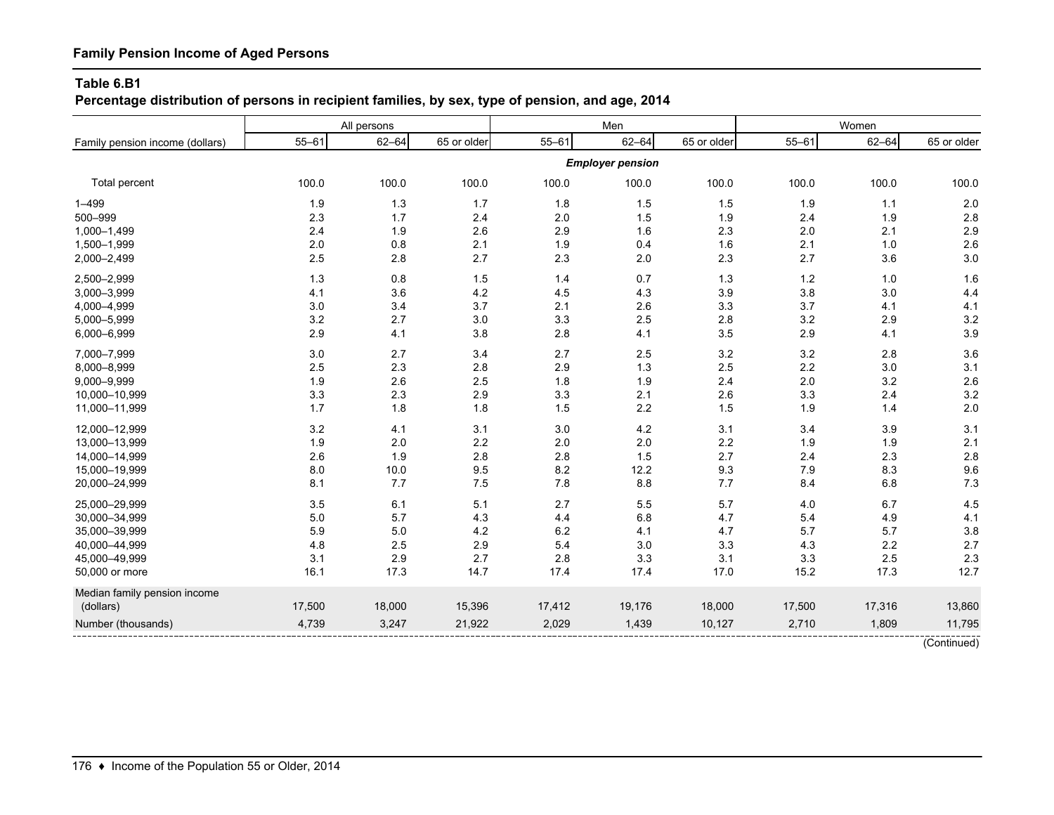**Family Pension Income of Aged Persons**

**Table 6.B1**
**Percentage distribution of persons in recipient families, by sex, type of pension, and age, 2014**

| Family pension income (dollars) | All persons | | | Men | | | Women | | |
|---|---|---|---|---|---|---|---|---|---|
| | 55–61 | 62–64 | 65 or older | 55–61 | 62–64 | 65 or older | 55–61 | 62–64 | 65 or older |
| | | | | | ***Employer pension*** | | | | |
| Total percent | 100.0 | 100.0 | 100.0 | 100.0 | 100.0 | 100.0 | 100.0 | 100.0 | 100.0 |
| 1–499 | 1.9 | 1.3 | 1.7 | 1.8 | 1.5 | 1.5 | 1.9 | 1.1 | 2.0 |
| 500–999 | 2.3 | 1.7 | 2.4 | 2.0 | 1.5 | 1.9 | 2.4 | 1.9 | 2.8 |
| 1,000–1,499 | 2.4 | 1.9 | 2.6 | 2.9 | 1.6 | 2.3 | 2.0 | 2.1 | 2.9 |
| 1,500–1,999 | 2.0 | 0.8 | 2.1 | 1.9 | 0.4 | 1.6 | 2.1 | 1.0 | 2.6 |
| 2,000–2,499 | 2.5 | 2.8 | 2.7 | 2.3 | 2.0 | 2.3 | 2.7 | 3.6 | 3.0 |
| 2,500–2,999 | 1.3 | 0.8 | 1.5 | 1.4 | 0.7 | 1.3 | 1.2 | 1.0 | 1.6 |
| 3,000–3,999 | 4.1 | 3.6 | 4.2 | 4.5 | 4.3 | 3.9 | 3.8 | 3.0 | 4.4 |
| 4,000–4,999 | 3.0 | 3.4 | 3.7 | 2.1 | 2.6 | 3.3 | 3.7 | 4.1 | 4.1 |
| 5,000–5,999 | 3.2 | 2.7 | 3.0 | 3.3 | 2.5 | 2.8 | 3.2 | 2.9 | 3.2 |
| 6,000–6,999 | 2.9 | 4.1 | 3.8 | 2.8 | 4.1 | 3.5 | 2.9 | 4.1 | 3.9 |
| 7,000–7,999 | 3.0 | 2.7 | 3.4 | 2.7 | 2.5 | 3.2 | 3.2 | 2.8 | 3.6 |
| 8,000–8,999 | 2.5 | 2.3 | 2.8 | 2.9 | 1.3 | 2.5 | 2.2 | 3.0 | 3.1 |
| 9,000–9,999 | 1.9 | 2.6 | 2.5 | 1.8 | 1.9 | 2.4 | 2.0 | 3.2 | 2.6 |
| 10,000–10,999 | 3.3 | 2.3 | 2.9 | 3.3 | 2.1 | 2.6 | 3.3 | 2.4 | 3.2 |
| 11,000–11,999 | 1.7 | 1.8 | 1.8 | 1.5 | 2.2 | 1.5 | 1.9 | 1.4 | 2.0 |
| 12,000–12,999 | 3.2 | 4.1 | 3.1 | 3.0 | 4.2 | 3.1 | 3.4 | 3.9 | 3.1 |
| 13,000–13,999 | 1.9 | 2.0 | 2.2 | 2.0 | 2.0 | 2.2 | 1.9 | 1.9 | 2.1 |
| 14,000–14,999 | 2.6 | 1.9 | 2.8 | 2.8 | 1.5 | 2.7 | 2.4 | 2.3 | 2.8 |
| 15,000–19,999 | 8.0 | 10.0 | 9.5 | 8.2 | 12.2 | 9.3 | 7.9 | 8.3 | 9.6 |
| 20,000–24,999 | 8.1 | 7.7 | 7.5 | 7.8 | 8.8 | 7.7 | 8.4 | 6.8 | 7.3 |
| 25,000–29,999 | 3.5 | 6.1 | 5.1 | 2.7 | 5.5 | 5.7 | 4.0 | 6.7 | 4.5 |
| 30,000–34,999 | 5.0 | 5.7 | 4.3 | 4.4 | 6.8 | 4.7 | 5.4 | 4.9 | 4.1 |
| 35,000–39,999 | 5.9 | 5.0 | 4.2 | 6.2 | 4.1 | 4.7 | 5.7 | 5.7 | 3.8 |
| 40,000–44,999 | 4.8 | 2.5 | 2.9 | 5.4 | 3.0 | 3.3 | 4.3 | 2.2 | 2.7 |
| 45,000–49,999 | 3.1 | 2.9 | 2.7 | 2.8 | 3.3 | 3.1 | 3.3 | 2.5 | 2.3 |
| 50,000 or more | 16.1 | 17.3 | 14.7 | 17.4 | 17.4 | 17.0 | 15.2 | 17.3 | 12.7 |
| Median family pension income (dollars) | 17,500 | 18,000 | 15,396 | 17,412 | 19,176 | 18,000 | 17,500 | 17,316 | 13,860 |
| Number (thousands) | 4,739 | 3,247 | 21,922 | 2,029 | 1,439 | 10,127 | 2,710 | 1,809 | 11,795 |

(Continued)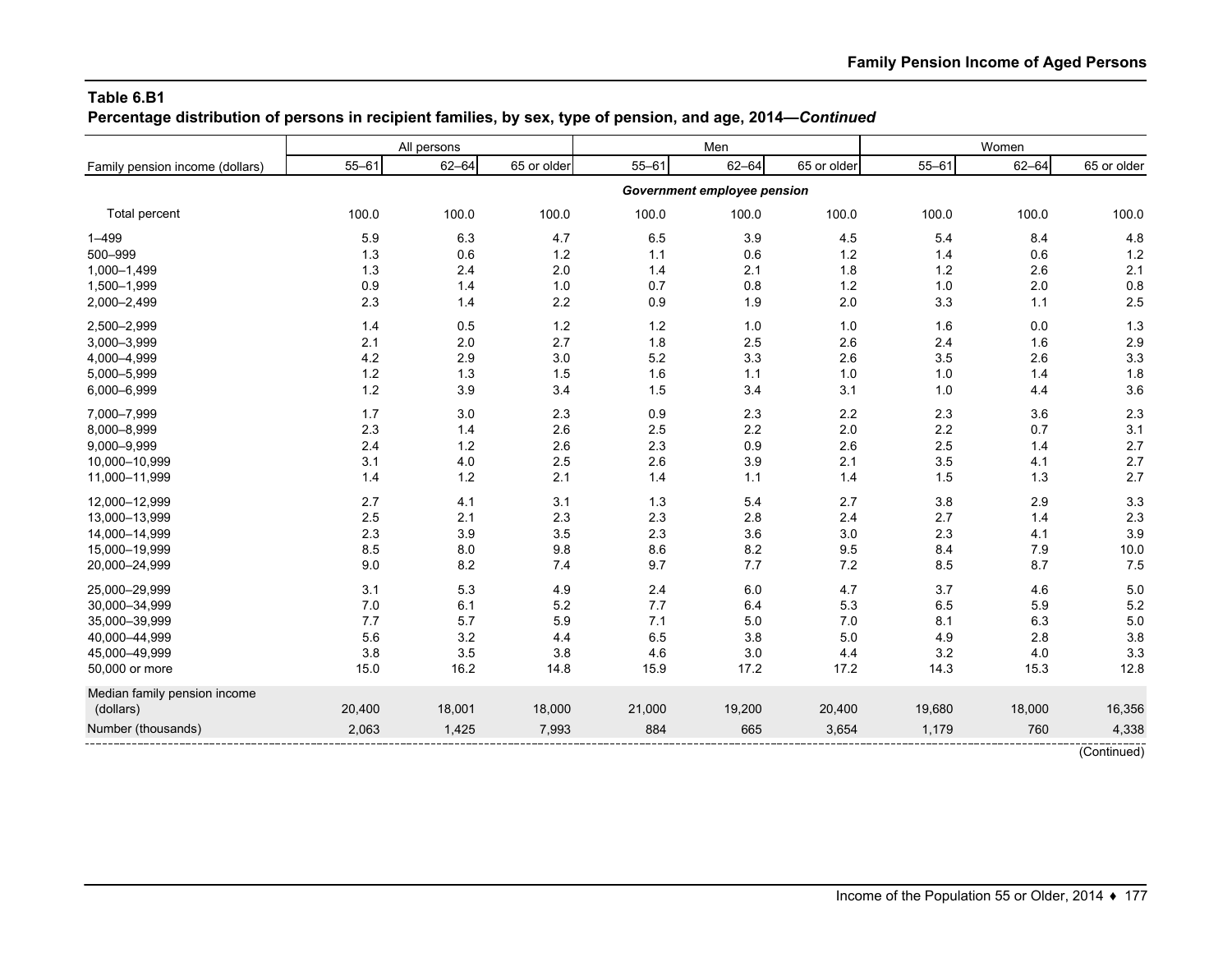**Table 6.B1**
**Percentage distribution of persons in recipient families, by sex, type of pension, and age, 2014—*Continued***

| Family pension income (dollars) | All persons | | | Men | | | Women | | |
|---|---|---|---|---|---|---|---|---|---|
| | 55–61 | 62–64 | 65 or older | 55–61 | 62–64 | 65 or older | 55–61 | 62–64 | 65 or older |
| | | | | | ***Government employee pension*** | | | | |
| Total percent | 100.0 | 100.0 | 100.0 | 100.0 | 100.0 | 100.0 | 100.0 | 100.0 | 100.0 |
| 1–499 | 5.9 | 6.3 | 4.7 | 6.5 | 3.9 | 4.5 | 5.4 | 8.4 | 4.8 |
| 500–999 | 1.3 | 0.6 | 1.2 | 1.1 | 0.6 | 1.2 | 1.4 | 0.6 | 1.2 |
| 1,000–1,499 | 1.3 | 2.4 | 2.0 | 1.4 | 2.1 | 1.8 | 1.2 | 2.6 | 2.1 |
| 1,500–1,999 | 0.9 | 1.4 | 1.0 | 0.7 | 0.8 | 1.2 | 1.0 | 2.0 | 0.8 |
| 2,000–2,499 | 2.3 | 1.4 | 2.2 | 0.9 | 1.9 | 2.0 | 3.3 | 1.1 | 2.5 |
| 2,500–2,999 | 1.4 | 0.5 | 1.2 | 1.2 | 1.0 | 1.0 | 1.6 | 0.0 | 1.3 |
| 3,000–3,999 | 2.1 | 2.0 | 2.7 | 1.8 | 2.5 | 2.6 | 2.4 | 1.6 | 2.9 |
| 4,000–4,999 | 4.2 | 2.9 | 3.0 | 5.2 | 3.3 | 2.6 | 3.5 | 2.6 | 3.3 |
| 5,000–5,999 | 1.2 | 1.3 | 1.5 | 1.6 | 1.1 | 1.0 | 1.0 | 1.4 | 1.8 |
| 6,000–6,999 | 1.2 | 3.9 | 3.4 | 1.5 | 3.4 | 3.1 | 1.0 | 4.4 | 3.6 |
| 7,000–7,999 | 1.7 | 3.0 | 2.3 | 0.9 | 2.3 | 2.2 | 2.3 | 3.6 | 2.3 |
| 8,000–8,999 | 2.3 | 1.4 | 2.6 | 2.5 | 2.2 | 2.0 | 2.2 | 0.7 | 3.1 |
| 9,000–9,999 | 2.4 | 1.2 | 2.6 | 2.3 | 0.9 | 2.6 | 2.5 | 1.4 | 2.7 |
| 10,000–10,999 | 3.1 | 4.0 | 2.5 | 2.6 | 3.9 | 2.1 | 3.5 | 4.1 | 2.7 |
| 11,000–11,999 | 1.4 | 1.2 | 2.1 | 1.4 | 1.1 | 1.4 | 1.5 | 1.3 | 2.7 |
| 12,000–12,999 | 2.7 | 4.1 | 3.1 | 1.3 | 5.4 | 2.7 | 3.8 | 2.9 | 3.3 |
| 13,000–13,999 | 2.5 | 2.1 | 2.3 | 2.3 | 2.8 | 2.4 | 2.7 | 1.4 | 2.3 |
| 14,000–14,999 | 2.3 | 3.9 | 3.5 | 2.3 | 3.6 | 3.0 | 2.3 | 4.1 | 3.9 |
| 15,000–19,999 | 8.5 | 8.0 | 9.8 | 8.6 | 8.2 | 9.5 | 8.4 | 7.9 | 10.0 |
| 20,000–24,999 | 9.0 | 8.2 | 7.4 | 9.7 | 7.7 | 7.2 | 8.5 | 8.7 | 7.5 |
| 25,000–29,999 | 3.1 | 5.3 | 4.9 | 2.4 | 6.0 | 4.7 | 3.7 | 4.6 | 5.0 |
| 30,000–34,999 | 7.0 | 6.1 | 5.2 | 7.7 | 6.4 | 5.3 | 6.5 | 5.9 | 5.2 |
| 35,000–39,999 | 7.7 | 5.7 | 5.9 | 7.1 | 5.0 | 7.0 | 8.1 | 6.3 | 5.0 |
| 40,000–44,999 | 5.6 | 3.2 | 4.4 | 6.5 | 3.8 | 5.0 | 4.9 | 2.8 | 3.8 |
| 45,000–49,999 | 3.8 | 3.5 | 3.8 | 4.6 | 3.0 | 4.4 | 3.2 | 4.0 | 3.3 |
| 50,000 or more | 15.0 | 16.2 | 14.8 | 15.9 | 17.2 | 17.2 | 14.3 | 15.3 | 12.8 |
| Median family pension income (dollars) | 20,400 | 18,001 | 18,000 | 21,000 | 19,200 | 20,400 | 19,680 | 18,000 | 16,356 |
| Number (thousands) | 2,063 | 1,425 | 7,993 | 884 | 665 | 3,654 | 1,179 | 760 | 4,338 |

(Continued)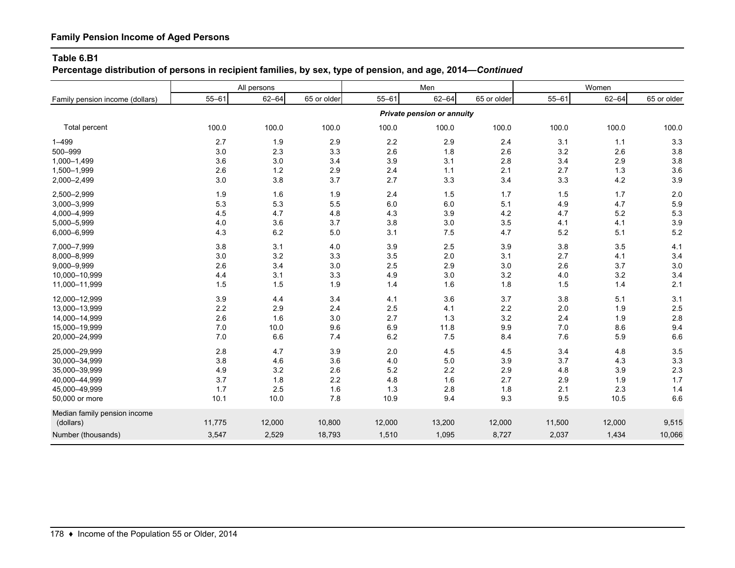## Family Pension Income of Aged Persons

**Table 6.B1**
**Percentage distribution of persons in recipient families, by sex, type of pension, and age, 2014—*Continued***

| Family pension income (dollars) | All persons | | | Men | | | Women | | |
|---|---|---|---|---|---|---|---|---|---|
| | 55–61 | 62–64 | 65 or older | 55–61 | 62–64 | 65 or older | 55–61 | 62–64 | 65 or older |
| | | | | | *Private pension or annuity* | | | | |
| Total percent | 100.0 | 100.0 | 100.0 | 100.0 | 100.0 | 100.0 | 100.0 | 100.0 | 100.0 |
| 1–499 | 2.7 | 1.9 | 2.9 | 2.2 | 2.9 | 2.4 | 3.1 | 1.1 | 3.3 |
| 500–999 | 3.0 | 2.3 | 3.3 | 2.6 | 1.8 | 2.6 | 3.2 | 2.6 | 3.8 |
| 1,000–1,499 | 3.6 | 3.0 | 3.4 | 3.9 | 3.1 | 2.8 | 3.4 | 2.9 | 3.8 |
| 1,500–1,999 | 2.6 | 1.2 | 2.9 | 2.4 | 1.1 | 2.1 | 2.7 | 1.3 | 3.6 |
| 2,000–2,499 | 3.0 | 3.8 | 3.7 | 2.7 | 3.3 | 3.4 | 3.3 | 4.2 | 3.9 |
| 2,500–2,999 | 1.9 | 1.6 | 1.9 | 2.4 | 1.5 | 1.7 | 1.5 | 1.7 | 2.0 |
| 3,000–3,999 | 5.3 | 5.3 | 5.5 | 6.0 | 6.0 | 5.1 | 4.9 | 4.7 | 5.9 |
| 4,000–4,999 | 4.5 | 4.7 | 4.8 | 4.3 | 3.9 | 4.2 | 4.7 | 5.2 | 5.3 |
| 5,000–5,999 | 4.0 | 3.6 | 3.7 | 3.8 | 3.0 | 3.5 | 4.1 | 4.1 | 3.9 |
| 6,000–6,999 | 4.3 | 6.2 | 5.0 | 3.1 | 7.5 | 4.7 | 5.2 | 5.1 | 5.2 |
| 7,000–7,999 | 3.8 | 3.1 | 4.0 | 3.9 | 2.5 | 3.9 | 3.8 | 3.5 | 4.1 |
| 8,000–8,999 | 3.0 | 3.2 | 3.3 | 3.5 | 2.0 | 3.1 | 2.7 | 4.1 | 3.4 |
| 9,000–9,999 | 2.6 | 3.4 | 3.0 | 2.5 | 2.9 | 3.0 | 2.6 | 3.7 | 3.0 |
| 10,000–10,999 | 4.4 | 3.1 | 3.3 | 4.9 | 3.0 | 3.2 | 4.0 | 3.2 | 3.4 |
| 11,000–11,999 | 1.5 | 1.5 | 1.9 | 1.4 | 1.6 | 1.8 | 1.5 | 1.4 | 2.1 |
| 12,000–12,999 | 3.9 | 4.4 | 3.4 | 4.1 | 3.6 | 3.7 | 3.8 | 5.1 | 3.1 |
| 13,000–13,999 | 2.2 | 2.9 | 2.4 | 2.5 | 4.1 | 2.2 | 2.0 | 1.9 | 2.5 |
| 14,000–14,999 | 2.6 | 1.6 | 3.0 | 2.7 | 1.3 | 3.2 | 2.4 | 1.9 | 2.8 |
| 15,000–19,999 | 7.0 | 10.0 | 9.6 | 6.9 | 11.8 | 9.9 | 7.0 | 8.6 | 9.4 |
| 20,000–24,999 | 7.0 | 6.6 | 7.4 | 6.2 | 7.5 | 8.4 | 7.6 | 5.9 | 6.6 |
| 25,000–29,999 | 2.8 | 4.7 | 3.9 | 2.0 | 4.5 | 4.5 | 3.4 | 4.8 | 3.5 |
| 30,000–34,999 | 3.8 | 4.6 | 3.6 | 4.0 | 5.0 | 3.9 | 3.7 | 4.3 | 3.3 |
| 35,000–39,999 | 4.9 | 3.2 | 2.6 | 5.2 | 2.2 | 2.9 | 4.8 | 3.9 | 2.3 |
| 40,000–44,999 | 3.7 | 1.8 | 2.2 | 4.8 | 1.6 | 2.7 | 2.9 | 1.9 | 1.7 |
| 45,000–49,999 | 1.7 | 2.5 | 1.6 | 1.3 | 2.8 | 1.8 | 2.1 | 2.3 | 1.4 |
| 50,000 or more | 10.1 | 10.0 | 7.8 | 10.9 | 9.4 | 9.3 | 9.5 | 10.5 | 6.6 |
| Median family pension income (dollars) | 11,775 | 12,000 | 10,800 | 12,000 | 13,200 | 12,000 | 11,500 | 12,000 | 9,515 |
| Number (thousands) | 3,547 | 2,529 | 18,793 | 1,510 | 1,095 | 8,727 | 2,037 | 1,434 | 10,066 |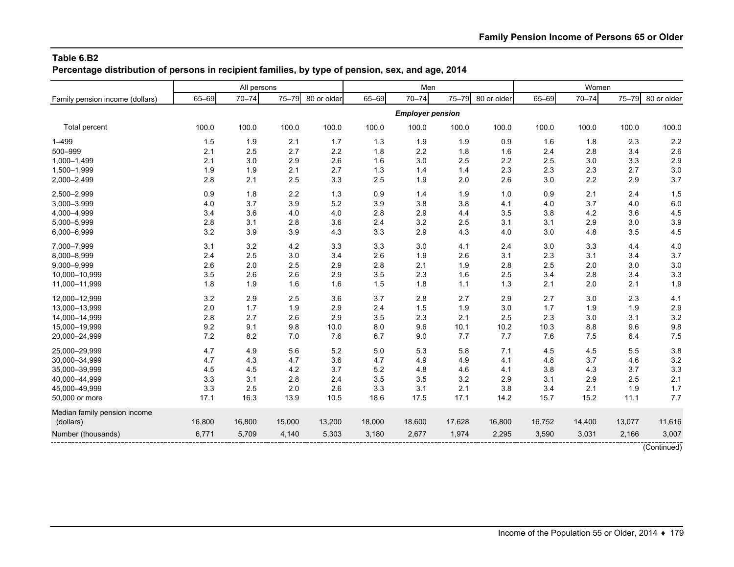**Table 6.B2**
**Percentage distribution of persons in recipient families, by type of pension, sex, and age, 2014**

| Family pension income (dollars) | All persons | | | | Men | | | | Women | | | |
|---|---|---|---|---|---|---|---|---|---|---|---|---|
| | 65–69 | 70–74 | 75–79 | 80 or older | 65–69 | 70–74 | 75–79 | 80 or older | 65–69 | 70–74 | 75–79 | 80 or older |
| | | | | | | *Employer pension* | | | | | | |
| Total percent | 100.0 | 100.0 | 100.0 | 100.0 | 100.0 | 100.0 | 100.0 | 100.0 | 100.0 | 100.0 | 100.0 | 100.0 |
| 1–499 | 1.5 | 1.9 | 2.1 | 1.7 | 1.3 | 1.9 | 1.9 | 0.9 | 1.6 | 1.8 | 2.3 | 2.2 |
| 500–999 | 2.1 | 2.5 | 2.7 | 2.2 | 1.8 | 2.2 | 1.8 | 1.6 | 2.4 | 2.8 | 3.4 | 2.6 |
| 1,000–1,499 | 2.1 | 3.0 | 2.9 | 2.6 | 1.6 | 3.0 | 2.5 | 2.2 | 2.5 | 3.0 | 3.3 | 2.9 |
| 1,500–1,999 | 1.9 | 1.9 | 2.1 | 2.7 | 1.3 | 1.4 | 1.4 | 2.3 | 2.3 | 2.3 | 2.7 | 3.0 |
| 2,000–2,499 | 2.8 | 2.1 | 2.5 | 3.3 | 2.5 | 1.9 | 2.0 | 2.6 | 3.0 | 2.2 | 2.9 | 3.7 |
| 2,500–2,999 | 0.9 | 1.8 | 2.2 | 1.3 | 0.9 | 1.4 | 1.9 | 1.0 | 0.9 | 2.1 | 2.4 | 1.5 |
| 3,000–3,999 | 4.0 | 3.7 | 3.9 | 5.2 | 3.9 | 3.8 | 3.8 | 4.1 | 4.0 | 3.7 | 4.0 | 6.0 |
| 4,000–4,999 | 3.4 | 3.6 | 4.0 | 4.0 | 2.8 | 2.9 | 4.4 | 3.5 | 3.8 | 4.2 | 3.6 | 4.5 |
| 5,000–5,999 | 2.8 | 3.1 | 2.8 | 3.6 | 2.4 | 3.2 | 2.5 | 3.1 | 3.1 | 2.9 | 3.0 | 3.9 |
| 6,000–6,999 | 3.2 | 3.9 | 3.9 | 4.3 | 3.3 | 2.9 | 4.3 | 4.0 | 3.0 | 4.8 | 3.5 | 4.5 |
| 7,000–7,999 | 3.1 | 3.2 | 4.2 | 3.3 | 3.3 | 3.0 | 4.1 | 2.4 | 3.0 | 3.3 | 4.4 | 4.0 |
| 8,000–8,999 | 2.4 | 2.5 | 3.0 | 3.4 | 2.6 | 1.9 | 2.6 | 3.1 | 2.3 | 3.1 | 3.4 | 3.7 |
| 9,000–9,999 | 2.6 | 2.0 | 2.5 | 2.9 | 2.8 | 2.1 | 1.9 | 2.8 | 2.5 | 2.0 | 3.0 | 3.0 |
| 10,000–10,999 | 3.5 | 2.6 | 2.6 | 2.9 | 3.5 | 2.3 | 1.6 | 2.5 | 3.4 | 2.8 | 3.4 | 3.3 |
| 11,000–11,999 | 1.8 | 1.9 | 1.6 | 1.6 | 1.5 | 1.8 | 1.1 | 1.3 | 2.1 | 2.0 | 2.1 | 1.9 |
| 12,000–12,999 | 3.2 | 2.9 | 2.5 | 3.6 | 3.7 | 2.8 | 2.7 | 2.9 | 2.7 | 3.0 | 2.3 | 4.1 |
| 13,000–13,999 | 2.0 | 1.7 | 1.9 | 2.9 | 2.4 | 1.5 | 1.9 | 3.0 | 1.7 | 1.9 | 1.9 | 2.9 |
| 14,000–14,999 | 2.8 | 2.7 | 2.6 | 2.9 | 3.5 | 2.3 | 2.1 | 2.5 | 2.3 | 3.0 | 3.1 | 3.2 |
| 15,000–19,999 | 9.2 | 9.1 | 9.8 | 10.0 | 8.0 | 9.6 | 10.1 | 10.2 | 10.3 | 8.8 | 9.6 | 9.8 |
| 20,000–24,999 | 7.2 | 8.2 | 7.0 | 7.6 | 6.7 | 9.0 | 7.7 | 7.7 | 7.6 | 7.5 | 6.4 | 7.5 |
| 25,000–29,999 | 4.7 | 4.9 | 5.6 | 5.2 | 5.0 | 5.3 | 5.8 | 7.1 | 4.5 | 4.5 | 5.5 | 3.8 |
| 30,000–34,999 | 4.7 | 4.3 | 4.7 | 3.6 | 4.7 | 4.9 | 4.9 | 4.1 | 4.8 | 3.7 | 4.6 | 3.2 |
| 35,000–39,999 | 4.5 | 4.5 | 4.2 | 3.7 | 5.2 | 4.8 | 4.6 | 4.1 | 3.8 | 4.3 | 3.7 | 3.3 |
| 40,000–44,999 | 3.3 | 3.1 | 2.8 | 2.4 | 3.5 | 3.5 | 3.2 | 2.9 | 3.1 | 2.9 | 2.5 | 2.1 |
| 45,000–49,999 | 3.3 | 2.5 | 2.0 | 2.6 | 3.3 | 3.1 | 2.1 | 3.8 | 3.4 | 2.1 | 1.9 | 1.7 |
| 50,000 or more | 17.1 | 16.3 | 13.9 | 10.5 | 18.6 | 17.5 | 17.1 | 14.2 | 15.7 | 15.2 | 11.1 | 7.7 |
| Median family pension income (dollars) | 16,800 | 16,800 | 15,000 | 13,200 | 18,000 | 18,600 | 17,628 | 16,800 | 16,752 | 14,400 | 13,077 | 11,616 |
| Number (thousands) | 6,771 | 5,709 | 4,140 | 5,303 | 3,180 | 2,677 | 1,974 | 2,295 | 3,590 | 3,031 | 2,166 | 3,007 |

(Continued)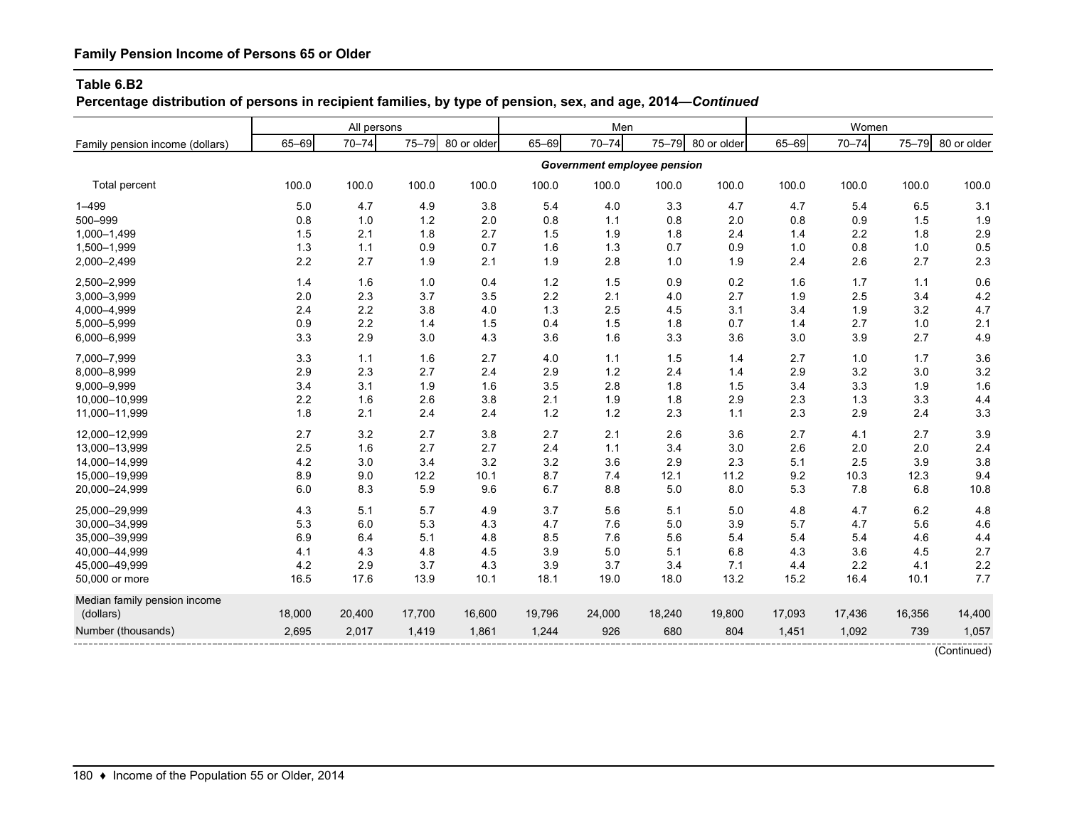**Family Pension Income of Persons 65 or Older**

**Table 6.B2**
**Percentage distribution of persons in recipient families, by type of pension, sex, and age, 2014—*Continued***

| Family pension income (dollars) | All persons | | | | Men | | | | Women | | | |
|---|---|---|---|---|---|---|---|---|---|---|---|---|
| | 65–69 | 70–74 | 75–79 | 80 or older | 65–69 | 70–74 | 75–79 | 80 or older | 65–69 | 70–74 | 75–79 | 80 or older |
| | ***Government employee pension*** | | | | | | | | | | | |
| Total percent | 100.0 | 100.0 | 100.0 | 100.0 | 100.0 | 100.0 | 100.0 | 100.0 | 100.0 | 100.0 | 100.0 | 100.0 |
| 1–499 | 5.0 | 4.7 | 4.9 | 3.8 | 5.4 | 4.0 | 3.3 | 4.7 | 4.7 | 5.4 | 6.5 | 3.1 |
| 500–999 | 0.8 | 1.0 | 1.2 | 2.0 | 0.8 | 1.1 | 0.8 | 2.0 | 0.8 | 0.9 | 1.5 | 1.9 |
| 1,000–1,499 | 1.5 | 2.1 | 1.8 | 2.7 | 1.5 | 1.9 | 1.8 | 2.4 | 1.4 | 2.2 | 1.8 | 2.9 |
| 1,500–1,999 | 1.3 | 1.1 | 0.9 | 0.7 | 1.6 | 1.3 | 0.7 | 0.9 | 1.0 | 0.8 | 1.0 | 0.5 |
| 2,000–2,499 | 2.2 | 2.7 | 1.9 | 2.1 | 1.9 | 2.8 | 1.0 | 1.9 | 2.4 | 2.6 | 2.7 | 2.3 |
| 2,500–2,999 | 1.4 | 1.6 | 1.0 | 0.4 | 1.2 | 1.5 | 0.9 | 0.2 | 1.6 | 1.7 | 1.1 | 0.6 |
| 3,000–3,999 | 2.0 | 2.3 | 3.7 | 3.5 | 2.2 | 2.1 | 4.0 | 2.7 | 1.9 | 2.5 | 3.4 | 4.2 |
| 4,000–4,999 | 2.4 | 2.2 | 3.8 | 4.0 | 1.3 | 2.5 | 4.5 | 3.1 | 3.4 | 1.9 | 3.2 | 4.7 |
| 5,000–5,999 | 0.9 | 2.2 | 1.4 | 1.5 | 0.4 | 1.5 | 1.8 | 0.7 | 1.4 | 2.7 | 1.0 | 2.1 |
| 6,000–6,999 | 3.3 | 2.9 | 3.0 | 4.3 | 3.6 | 1.6 | 3.3 | 3.6 | 3.0 | 3.9 | 2.7 | 4.9 |
| 7,000–7,999 | 3.3 | 1.1 | 1.6 | 2.7 | 4.0 | 1.1 | 1.5 | 1.4 | 2.7 | 1.0 | 1.7 | 3.6 |
| 8,000–8,999 | 2.9 | 2.3 | 2.7 | 2.4 | 2.9 | 1.2 | 2.4 | 1.4 | 2.9 | 3.2 | 3.0 | 3.2 |
| 9,000–9,999 | 3.4 | 3.1 | 1.9 | 1.6 | 3.5 | 2.8 | 1.8 | 1.5 | 3.4 | 3.3 | 1.9 | 1.6 |
| 10,000–10,999 | 2.2 | 1.6 | 2.6 | 3.8 | 2.1 | 1.9 | 1.8 | 2.9 | 2.3 | 1.3 | 3.3 | 4.4 |
| 11,000–11,999 | 1.8 | 2.1 | 2.4 | 2.4 | 1.2 | 1.2 | 2.3 | 1.1 | 2.3 | 2.9 | 2.4 | 3.3 |
| 12,000–12,999 | 2.7 | 3.2 | 2.7 | 3.8 | 2.7 | 2.1 | 2.6 | 3.6 | 2.7 | 4.1 | 2.7 | 3.9 |
| 13,000–13,999 | 2.5 | 1.6 | 2.7 | 2.7 | 2.4 | 1.1 | 3.4 | 3.0 | 2.6 | 2.0 | 2.0 | 2.4 |
| 14,000–14,999 | 4.2 | 3.0 | 3.4 | 3.2 | 3.2 | 3.6 | 2.9 | 2.3 | 5.1 | 2.5 | 3.9 | 3.8 |
| 15,000–19,999 | 8.9 | 9.0 | 12.2 | 10.1 | 8.7 | 7.4 | 12.1 | 11.2 | 9.2 | 10.3 | 12.3 | 9.4 |
| 20,000–24,999 | 6.0 | 8.3 | 5.9 | 9.6 | 6.7 | 8.8 | 5.0 | 8.0 | 5.3 | 7.8 | 6.8 | 10.8 |
| 25,000–29,999 | 4.3 | 5.1 | 5.7 | 4.9 | 3.7 | 5.6 | 5.1 | 5.0 | 4.8 | 4.7 | 6.2 | 4.8 |
| 30,000–34,999 | 5.3 | 6.0 | 5.3 | 4.3 | 4.7 | 7.6 | 5.0 | 3.9 | 5.7 | 4.7 | 5.6 | 4.6 |
| 35,000–39,999 | 6.9 | 6.4 | 5.1 | 4.8 | 8.5 | 7.6 | 5.6 | 5.4 | 5.4 | 5.4 | 4.6 | 4.4 |
| 40,000–44,999 | 4.1 | 4.3 | 4.8 | 4.5 | 3.9 | 5.0 | 5.1 | 6.8 | 4.3 | 3.6 | 4.5 | 2.7 |
| 45,000–49,999 | 4.2 | 2.9 | 3.7 | 4.3 | 3.9 | 3.7 | 3.4 | 7.1 | 4.4 | 2.2 | 4.1 | 2.2 |
| 50,000 or more | 16.5 | 17.6 | 13.9 | 10.1 | 18.1 | 19.0 | 18.0 | 13.2 | 15.2 | 16.4 | 10.1 | 7.7 |
| Median family pension income (dollars) | 18,000 | 20,400 | 17,700 | 16,600 | 19,796 | 24,000 | 18,240 | 19,800 | 17,093 | 17,436 | 16,356 | 14,400 |
| Number (thousands) | 2,695 | 2,017 | 1,419 | 1,861 | 1,244 | 926 | 680 | 804 | 1,451 | 1,092 | 739 | 1,057 |

(Continued)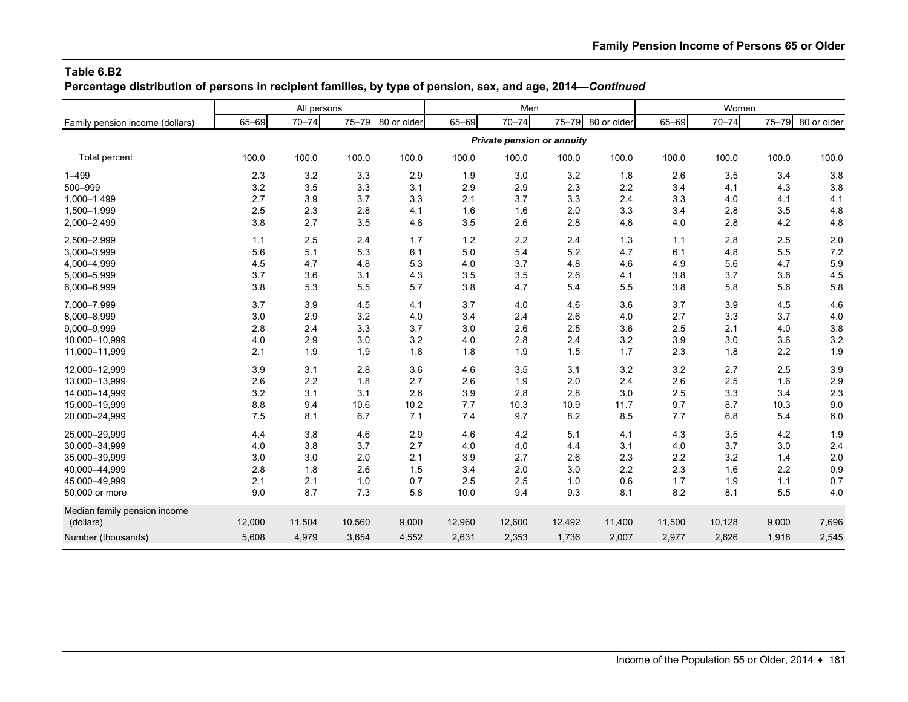**Table 6.B2**
**Percentage distribution of persons in recipient families, by type of pension, sex, and age, 2014—*Continued***

| Family pension income (dollars) | All persons | | | | Men | | | | Women | | | |
|---|---|---|---|---|---|---|---|---|---|---|---|---|
| | 65–69 | 70–74 | 75–79 | 80 or older | 65–69 | 70–74 | 75–79 | 80 or older | 65–69 | 70–74 | 75–79 | 80 or older |
| | | | | | | ***Private pension or annuity*** | | | | | | |
| Total percent | 100.0 | 100.0 | 100.0 | 100.0 | 100.0 | 100.0 | 100.0 | 100.0 | 100.0 | 100.0 | 100.0 | 100.0 |
| 1–499 | 2.3 | 3.2 | 3.3 | 2.9 | 1.9 | 3.0 | 3.2 | 1.8 | 2.6 | 3.5 | 3.4 | 3.8 |
| 500–999 | 3.2 | 3.5 | 3.3 | 3.1 | 2.9 | 2.9 | 2.3 | 2.2 | 3.4 | 4.1 | 4.3 | 3.8 |
| 1,000–1,499 | 2.7 | 3.9 | 3.7 | 3.3 | 2.1 | 3.7 | 3.3 | 2.4 | 3.3 | 4.0 | 4.1 | 4.1 |
| 1,500–1,999 | 2.5 | 2.3 | 2.8 | 4.1 | 1.6 | 1.6 | 2.0 | 3.3 | 3.4 | 2.8 | 3.5 | 4.8 |
| 2,000–2,499 | 3.8 | 2.7 | 3.5 | 4.8 | 3.5 | 2.6 | 2.8 | 4.8 | 4.0 | 2.8 | 4.2 | 4.8 |
| 2,500–2,999 | 1.1 | 2.5 | 2.4 | 1.7 | 1.2 | 2.2 | 2.4 | 1.3 | 1.1 | 2.8 | 2.5 | 2.0 |
| 3,000–3,999 | 5.6 | 5.1 | 5.3 | 6.1 | 5.0 | 5.4 | 5.2 | 4.7 | 6.1 | 4.8 | 5.5 | 7.2 |
| 4,000–4,999 | 4.5 | 4.7 | 4.8 | 5.3 | 4.0 | 3.7 | 4.8 | 4.6 | 4.9 | 5.6 | 4.7 | 5.9 |
| 5,000–5,999 | 3.7 | 3.6 | 3.1 | 4.3 | 3.5 | 3.5 | 2.6 | 4.1 | 3.8 | 3.7 | 3.6 | 4.5 |
| 6,000–6,999 | 3.8 | 5.3 | 5.5 | 5.7 | 3.8 | 4.7 | 5.4 | 5.5 | 3.8 | 5.8 | 5.6 | 5.8 |
| 7,000–7,999 | 3.7 | 3.9 | 4.5 | 4.1 | 3.7 | 4.0 | 4.6 | 3.6 | 3.7 | 3.9 | 4.5 | 4.6 |
| 8,000–8,999 | 3.0 | 2.9 | 3.2 | 4.0 | 3.4 | 2.4 | 2.6 | 4.0 | 2.7 | 3.3 | 3.7 | 4.0 |
| 9,000–9,999 | 2.8 | 2.4 | 3.3 | 3.7 | 3.0 | 2.6 | 2.5 | 3.6 | 2.5 | 2.1 | 4.0 | 3.8 |
| 10,000–10,999 | 4.0 | 2.9 | 3.0 | 3.2 | 4.0 | 2.8 | 2.4 | 3.2 | 3.9 | 3.0 | 3.6 | 3.2 |
| 11,000–11,999 | 2.1 | 1.9 | 1.9 | 1.8 | 1.8 | 1.9 | 1.5 | 1.7 | 2.3 | 1.8 | 2.2 | 1.9 |
| 12,000–12,999 | 3.9 | 3.1 | 2.8 | 3.6 | 4.6 | 3.5 | 3.1 | 3.2 | 3.2 | 2.7 | 2.5 | 3.9 |
| 13,000–13,999 | 2.6 | 2.2 | 1.8 | 2.7 | 2.6 | 1.9 | 2.0 | 2.4 | 2.6 | 2.5 | 1.6 | 2.9 |
| 14,000–14,999 | 3.2 | 3.1 | 3.1 | 2.6 | 3.9 | 2.8 | 2.8 | 3.0 | 2.5 | 3.3 | 3.4 | 2.3 |
| 15,000–19,999 | 8.8 | 9.4 | 10.6 | 10.2 | 7.7 | 10.3 | 10.9 | 11.7 | 9.7 | 8.7 | 10.3 | 9.0 |
| 20,000–24,999 | 7.5 | 8.1 | 6.7 | 7.1 | 7.4 | 9.7 | 8.2 | 8.5 | 7.7 | 6.8 | 5.4 | 6.0 |
| 25,000–29,999 | 4.4 | 3.8 | 4.6 | 2.9 | 4.6 | 4.2 | 5.1 | 4.1 | 4.3 | 3.5 | 4.2 | 1.9 |
| 30,000–34,999 | 4.0 | 3.8 | 3.7 | 2.7 | 4.0 | 4.0 | 4.4 | 3.1 | 4.0 | 3.7 | 3.0 | 2.4 |
| 35,000–39,999 | 3.0 | 3.0 | 2.0 | 2.1 | 3.9 | 2.7 | 2.6 | 2.3 | 2.2 | 3.2 | 1.4 | 2.0 |
| 40,000–44,999 | 2.8 | 1.8 | 2.6 | 1.5 | 3.4 | 2.0 | 3.0 | 2.2 | 2.3 | 1.6 | 2.2 | 0.9 |
| 45,000–49,999 | 2.1 | 2.1 | 1.0 | 0.7 | 2.5 | 2.5 | 1.0 | 0.6 | 1.7 | 1.9 | 1.1 | 0.7 |
| 50,000 or more | 9.0 | 8.7 | 7.3 | 5.8 | 10.0 | 9.4 | 9.3 | 8.1 | 8.2 | 8.1 | 5.5 | 4.0 |
| Median family pension income (dollars) | 12,000 | 11,504 | 10,560 | 9,000 | 12,960 | 12,600 | 12,492 | 11,400 | 11,500 | 10,128 | 9,000 | 7,696 |
| Number (thousands) | 5,608 | 4,979 | 3,654 | 4,552 | 2,631 | 2,353 | 1,736 | 2,007 | 2,977 | 2,626 | 1,918 | 2,545 |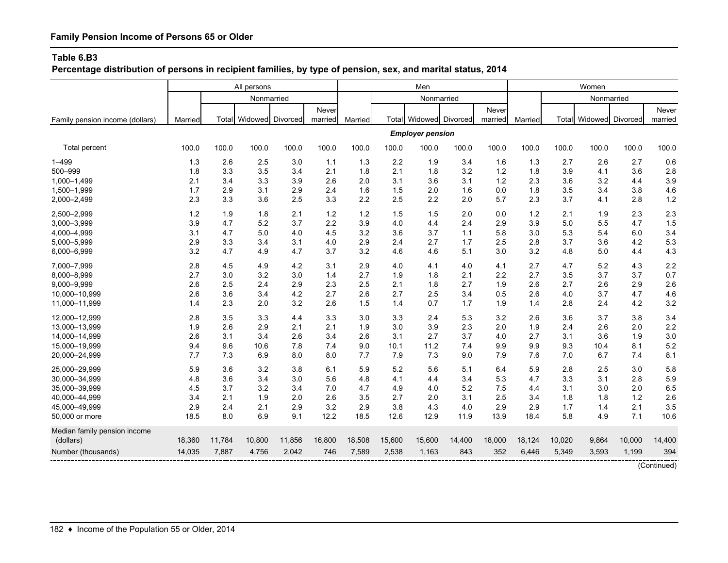## Family Pension Income of Persons 65 or Older

### Table 6.B3

**Percentage distribution of persons in recipient families, by type of pension, sex, and marital status, 2014**

| Family pension income (dollars) | All persons | | | | | Men | | | | | Women | | | | |
|---|---|---|---|---|---|---|---|---|---|---|---|---|---|---|---|
| | Married | Nonmarried | | | | Married | Nonmarried | | | | Married | Nonmarried | | | |
| | | Total | Widowed | Divorced | Never married | | Total | Widowed | Divorced | Never married | | Total | Widowed | Divorced | Never married |
| | ***Employer pension*** | | | | | | | | | | | | | | |
| Total percent | 100.0 | 100.0 | 100.0 | 100.0 | 100.0 | 100.0 | 100.0 | 100.0 | 100.0 | 100.0 | 100.0 | 100.0 | 100.0 | 100.0 | 100.0 |
| 1–499 | 1.3 | 2.6 | 2.5 | 3.0 | 1.1 | 1.3 | 2.2 | 1.9 | 3.4 | 1.6 | 1.3 | 2.7 | 2.6 | 2.7 | 0.6 |
| 500–999 | 1.8 | 3.3 | 3.5 | 3.4 | 2.1 | 1.8 | 2.1 | 1.8 | 3.2 | 1.2 | 1.8 | 3.9 | 4.1 | 3.6 | 2.8 |
| 1,000–1,499 | 2.1 | 3.4 | 3.3 | 3.9 | 2.6 | 2.0 | 3.1 | 3.6 | 3.1 | 1.2 | 2.3 | 3.6 | 3.2 | 4.4 | 3.9 |
| 1,500–1,999 | 1.7 | 2.9 | 3.1 | 2.9 | 2.4 | 1.6 | 1.5 | 2.0 | 1.6 | 0.0 | 1.8 | 3.5 | 3.4 | 3.8 | 4.6 |
| 2,000–2,499 | 2.3 | 3.3 | 3.6 | 2.5 | 3.3 | 2.2 | 2.5 | 2.2 | 2.0 | 5.7 | 2.3 | 3.7 | 4.1 | 2.8 | 1.2 |
| 2,500–2,999 | 1.2 | 1.9 | 1.8 | 2.1 | 1.2 | 1.2 | 1.5 | 1.5 | 2.0 | 0.0 | 1.2 | 2.1 | 1.9 | 2.3 | 2.3 |
| 3,000–3,999 | 3.9 | 4.7 | 5.2 | 3.7 | 2.2 | 3.9 | 4.0 | 4.4 | 2.4 | 2.9 | 3.9 | 5.0 | 5.5 | 4.7 | 1.5 |
| 4,000–4,999 | 3.1 | 4.7 | 5.0 | 4.0 | 4.5 | 3.2 | 3.6 | 3.7 | 1.1 | 5.8 | 3.0 | 5.3 | 5.4 | 6.0 | 3.4 |
| 5,000–5,999 | 2.9 | 3.3 | 3.4 | 3.1 | 4.0 | 2.9 | 2.4 | 2.7 | 1.7 | 2.5 | 2.8 | 3.7 | 3.6 | 4.2 | 5.3 |
| 6,000–6,999 | 3.2 | 4.7 | 4.9 | 4.7 | 3.7 | 3.2 | 4.6 | 4.6 | 5.1 | 3.0 | 3.2 | 4.8 | 5.0 | 4.4 | 4.3 |
| 7,000–7,999 | 2.8 | 4.5 | 4.9 | 4.2 | 3.1 | 2.9 | 4.0 | 4.1 | 4.0 | 4.1 | 2.7 | 4.7 | 5.2 | 4.3 | 2.2 |
| 8,000–8,999 | 2.7 | 3.0 | 3.2 | 3.0 | 1.4 | 2.7 | 1.9 | 1.8 | 2.1 | 2.2 | 2.7 | 3.5 | 3.7 | 3.7 | 0.7 |
| 9,000–9,999 | 2.6 | 2.5 | 2.4 | 2.9 | 2.3 | 2.5 | 2.1 | 1.8 | 2.7 | 1.9 | 2.6 | 2.7 | 2.6 | 2.9 | 2.6 |
| 10,000–10,999 | 2.6 | 3.6 | 3.4 | 4.2 | 2.7 | 2.6 | 2.7 | 2.5 | 3.4 | 0.5 | 2.6 | 4.0 | 3.7 | 4.7 | 4.6 |
| 11,000–11,999 | 1.4 | 2.3 | 2.0 | 3.2 | 2.6 | 1.5 | 1.4 | 0.7 | 1.7 | 1.9 | 1.4 | 2.8 | 2.4 | 4.2 | 3.2 |
| 12,000–12,999 | 2.8 | 3.5 | 3.3 | 4.4 | 3.3 | 3.0 | 3.3 | 2.4 | 5.3 | 3.2 | 2.6 | 3.6 | 3.7 | 3.8 | 3.4 |
| 13,000–13,999 | 1.9 | 2.6 | 2.9 | 2.1 | 2.1 | 1.9 | 3.0 | 3.9 | 2.3 | 2.0 | 1.9 | 2.4 | 2.6 | 2.0 | 2.2 |
| 14,000–14,999 | 2.6 | 3.1 | 3.4 | 2.6 | 3.4 | 2.6 | 3.1 | 2.7 | 3.7 | 4.0 | 2.7 | 3.1 | 3.6 | 1.9 | 3.0 |
| 15,000–19,999 | 9.4 | 9.6 | 10.6 | 7.8 | 7.4 | 9.0 | 10.1 | 11.2 | 7.4 | 9.9 | 9.9 | 9.3 | 10.4 | 8.1 | 5.2 |
| 20,000–24,999 | 7.7 | 7.3 | 6.9 | 8.0 | 8.0 | 7.7 | 7.9 | 7.3 | 9.0 | 7.9 | 7.6 | 7.0 | 6.7 | 7.4 | 8.1 |
| 25,000–29,999 | 5.9 | 3.6 | 3.2 | 3.8 | 6.1 | 5.9 | 5.2 | 5.6 | 5.1 | 6.4 | 5.9 | 2.8 | 2.5 | 3.0 | 5.8 |
| 30,000–34,999 | 4.8 | 3.6 | 3.4 | 3.0 | 5.6 | 4.8 | 4.1 | 4.4 | 3.4 | 5.3 | 4.7 | 3.3 | 3.1 | 2.8 | 5.9 |
| 35,000–39,999 | 4.5 | 3.7 | 3.2 | 3.4 | 7.0 | 4.7 | 4.9 | 4.0 | 5.2 | 7.5 | 4.4 | 3.1 | 3.0 | 2.0 | 6.5 |
| 40,000–44,999 | 3.4 | 2.1 | 1.9 | 2.0 | 2.6 | 3.5 | 2.7 | 2.0 | 3.1 | 2.5 | 3.4 | 1.8 | 1.8 | 1.2 | 2.6 |
| 45,000–49,999 | 2.9 | 2.4 | 2.1 | 2.9 | 3.2 | 2.9 | 3.8 | 4.3 | 4.0 | 2.9 | 2.9 | 1.7 | 1.4 | 2.1 | 3.5 |
| 50,000 or more | 18.5 | 8.0 | 6.9 | 9.1 | 12.2 | 18.5 | 12.6 | 12.9 | 11.9 | 13.9 | 18.4 | 5.8 | 4.9 | 7.1 | 10.6 |
| Median family pension income (dollars) | 18,360 | 11,784 | 10,800 | 11,856 | 16,800 | 18,508 | 15,600 | 15,600 | 14,400 | 18,000 | 18,124 | 10,020 | 9,864 | 10,000 | 14,400 |
| Number (thousands) | 14,035 | 7,887 | 4,756 | 2,042 | 746 | 7,589 | 2,538 | 1,163 | 843 | 352 | 6,446 | 5,349 | 3,593 | 1,199 | 394 |

(Continued)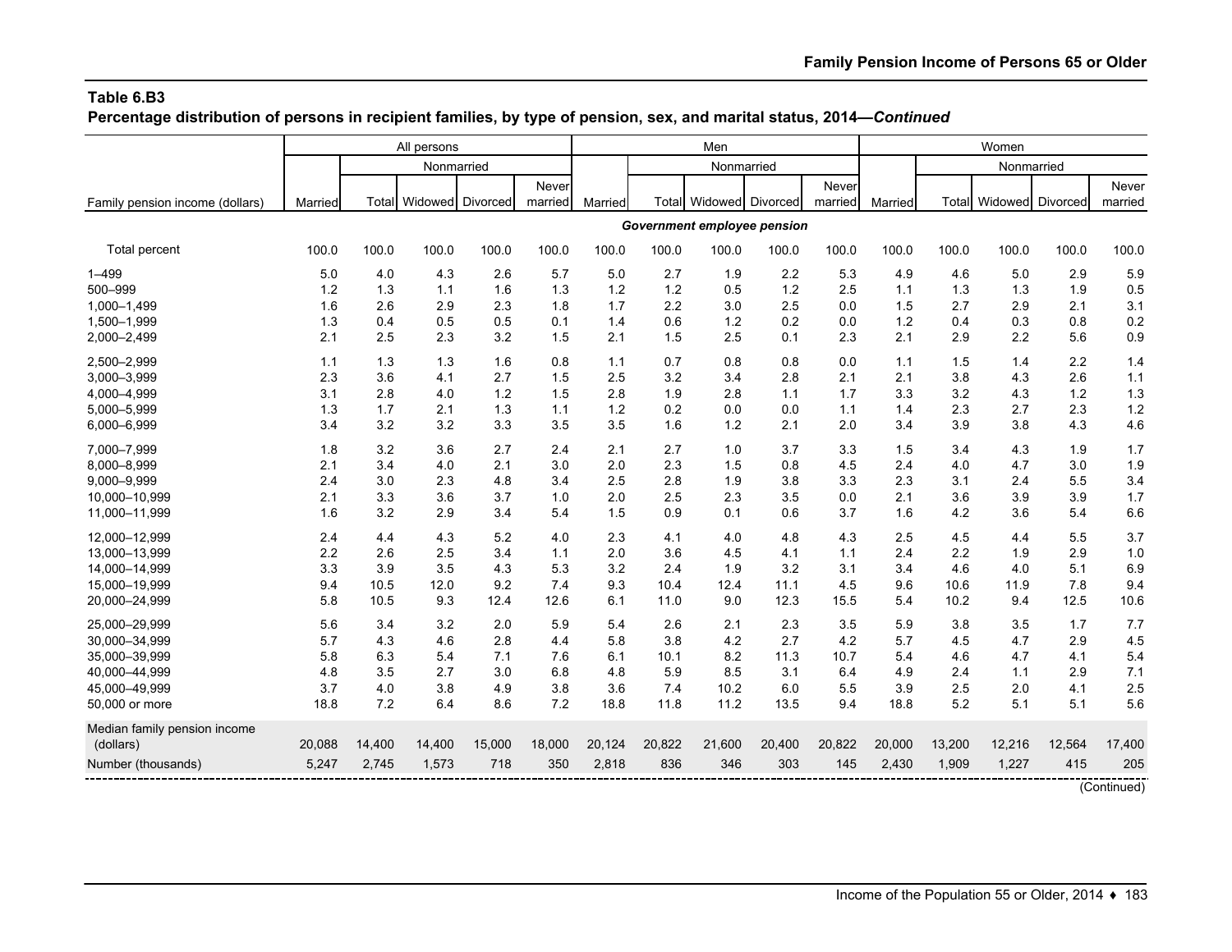## Table 6.B3

**Percentage distribution of persons in recipient families, by type of pension, sex, and marital status, 2014—*Continued***

| Family pension income (dollars) | All persons | | | | | Men | | | | | Women | | | | |
|---|---|---|---|---|---|---|---|---|---|---|---|---|---|---|---|
| | Married | Nonmarried | | | | Married | Nonmarried | | | | Married | Nonmarried | | | |
| | | Total | Widowed | Divorced | Never married | | Total | Widowed | Divorced | Never married | | Total | Widowed | Divorced | Never married |
| | ***Government employee pension*** | | | | | | | | | | | | | | |
| Total percent | 100.0 | 100.0 | 100.0 | 100.0 | 100.0 | 100.0 | 100.0 | 100.0 | 100.0 | 100.0 | 100.0 | 100.0 | 100.0 | 100.0 | 100.0 |
| 1–499 | 5.0 | 4.0 | 4.3 | 2.6 | 5.7 | 5.0 | 2.7 | 1.9 | 2.2 | 5.3 | 4.9 | 4.6 | 5.0 | 2.9 | 5.9 |
| 500–999 | 1.2 | 1.3 | 1.1 | 1.6 | 1.3 | 1.2 | 1.2 | 0.5 | 1.2 | 2.5 | 1.1 | 1.3 | 1.3 | 1.9 | 0.5 |
| 1,000–1,499 | 1.6 | 2.6 | 2.9 | 2.3 | 1.8 | 1.7 | 2.2 | 3.0 | 2.5 | 0.0 | 1.5 | 2.7 | 2.9 | 2.1 | 3.1 |
| 1,500–1,999 | 1.3 | 0.4 | 0.5 | 0.5 | 0.1 | 1.4 | 0.6 | 1.2 | 0.2 | 0.0 | 1.2 | 0.4 | 0.3 | 0.8 | 0.2 |
| 2,000–2,499 | 2.1 | 2.5 | 2.3 | 3.2 | 1.5 | 2.1 | 1.5 | 2.5 | 0.1 | 2.3 | 2.1 | 2.9 | 2.2 | 5.6 | 0.9 |
| 2,500–2,999 | 1.1 | 1.3 | 1.3 | 1.6 | 0.8 | 1.1 | 0.7 | 0.8 | 0.8 | 0.0 | 1.1 | 1.5 | 1.4 | 2.2 | 1.4 |
| 3,000–3,999 | 2.3 | 3.6 | 4.1 | 2.7 | 1.5 | 2.5 | 3.2 | 3.4 | 2.8 | 2.1 | 2.1 | 3.8 | 4.3 | 2.6 | 1.1 |
| 4,000–4,999 | 3.1 | 2.8 | 4.0 | 1.2 | 1.5 | 2.8 | 1.9 | 2.8 | 1.1 | 1.7 | 3.3 | 3.2 | 4.3 | 1.2 | 1.3 |
| 5,000–5,999 | 1.3 | 1.7 | 2.1 | 1.3 | 1.1 | 1.2 | 0.2 | 0.0 | 0.0 | 1.1 | 1.4 | 2.3 | 2.7 | 2.3 | 1.2 |
| 6,000–6,999 | 3.4 | 3.2 | 3.2 | 3.3 | 3.5 | 3.5 | 1.6 | 1.2 | 2.1 | 2.0 | 3.4 | 3.9 | 3.8 | 4.3 | 4.6 |
| 7,000–7,999 | 1.8 | 3.2 | 3.6 | 2.7 | 2.4 | 2.1 | 2.7 | 1.0 | 3.7 | 3.3 | 1.5 | 3.4 | 4.3 | 1.9 | 1.7 |
| 8,000–8,999 | 2.1 | 3.4 | 4.0 | 2.1 | 3.0 | 2.0 | 2.3 | 1.5 | 0.8 | 4.5 | 2.4 | 4.0 | 4.7 | 3.0 | 1.9 |
| 9,000–9,999 | 2.4 | 3.0 | 2.3 | 4.8 | 3.4 | 2.5 | 2.8 | 1.9 | 3.8 | 3.3 | 2.3 | 3.1 | 2.4 | 5.5 | 3.4 |
| 10,000–10,999 | 2.1 | 3.3 | 3.6 | 3.7 | 1.0 | 2.0 | 2.5 | 2.3 | 3.5 | 0.0 | 2.1 | 3.6 | 3.9 | 3.9 | 1.7 |
| 11,000–11,999 | 1.6 | 3.2 | 2.9 | 3.4 | 5.4 | 1.5 | 0.9 | 0.1 | 0.6 | 3.7 | 1.6 | 4.2 | 3.6 | 5.4 | 6.6 |
| 12,000–12,999 | 2.4 | 4.4 | 4.3 | 5.2 | 4.0 | 2.3 | 4.1 | 4.0 | 4.8 | 4.3 | 2.5 | 4.5 | 4.4 | 5.5 | 3.7 |
| 13,000–13,999 | 2.2 | 2.6 | 2.5 | 3.4 | 1.1 | 2.0 | 3.6 | 4.5 | 4.1 | 1.1 | 2.4 | 2.2 | 1.9 | 2.9 | 1.0 |
| 14,000–14,999 | 3.3 | 3.9 | 3.5 | 4.3 | 5.3 | 3.2 | 2.4 | 1.9 | 3.2 | 3.1 | 3.4 | 4.6 | 4.0 | 5.1 | 6.9 |
| 15,000–19,999 | 9.4 | 10.5 | 12.0 | 9.2 | 7.4 | 9.3 | 10.4 | 12.4 | 11.1 | 4.5 | 9.6 | 10.6 | 11.9 | 7.8 | 9.4 |
| 20,000–24,999 | 5.8 | 10.5 | 9.3 | 12.4 | 12.6 | 6.1 | 11.0 | 9.0 | 12.3 | 15.5 | 5.4 | 10.2 | 9.4 | 12.5 | 10.6 |
| 25,000–29,999 | 5.6 | 3.4 | 3.2 | 2.0 | 5.9 | 5.4 | 2.6 | 2.1 | 2.3 | 3.5 | 5.9 | 3.8 | 3.5 | 1.7 | 7.7 |
| 30,000–34,999 | 5.7 | 4.3 | 4.6 | 2.8 | 4.4 | 5.8 | 3.8 | 4.2 | 2.7 | 4.2 | 5.7 | 4.5 | 4.7 | 2.9 | 4.5 |
| 35,000–39,999 | 5.8 | 6.3 | 5.4 | 7.1 | 7.6 | 6.1 | 10.1 | 8.2 | 11.3 | 10.7 | 5.4 | 4.6 | 4.7 | 4.1 | 5.4 |
| 40,000–44,999 | 4.8 | 3.5 | 2.7 | 3.0 | 6.8 | 4.8 | 5.9 | 8.5 | 3.1 | 6.4 | 4.9 | 2.4 | 1.1 | 2.9 | 7.1 |
| 45,000–49,999 | 3.7 | 4.0 | 3.8 | 4.9 | 3.8 | 3.6 | 7.4 | 10.2 | 6.0 | 5.5 | 3.9 | 2.5 | 2.0 | 4.1 | 2.5 |
| 50,000 or more | 18.8 | 7.2 | 6.4 | 8.6 | 7.2 | 18.8 | 11.8 | 11.2 | 13.5 | 9.4 | 18.8 | 5.2 | 5.1 | 5.1 | 5.6 |
| Median family pension income (dollars) | 20,088 | 14,400 | 14,400 | 15,000 | 18,000 | 20,124 | 20,822 | 21,600 | 20,400 | 20,822 | 20,000 | 13,200 | 12,216 | 12,564 | 17,400 |
| Number (thousands) | 5,247 | 2,745 | 1,573 | 718 | 350 | 2,818 | 836 | 346 | 303 | 145 | 2,430 | 1,909 | 1,227 | 415 | 205 |

(Continued)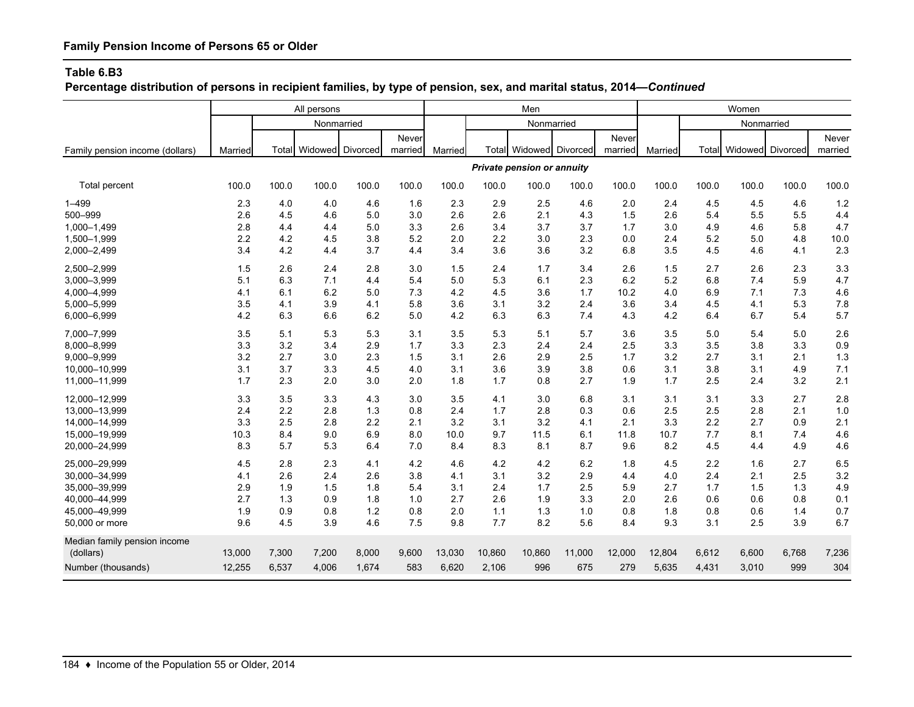**Family Pension Income of Persons 65 or Older**

**Table 6.B3**

**Percentage distribution of persons in recipient families, by type of pension, sex, and marital status, 2014—*Continued***

| Family pension income (dollars) | All persons | | | | | Men | | | | | Women | | | | |
|---|---|---|---|---|---|---|---|---|---|---|---|---|---|---|---|
| | Married | Nonmarried | | | | Married | Nonmarried | | | | Married | Nonmarried | | | |
| | | Total | Widowed | Divorced | Never married | | Total | Widowed | Divorced | Never married | | Total | Widowed | Divorced | Never married |
| | *Private pension or annuity* | | | | | | | | | | | | | | |
| Total percent | 100.0 | 100.0 | 100.0 | 100.0 | 100.0 | 100.0 | 100.0 | 100.0 | 100.0 | 100.0 | 100.0 | 100.0 | 100.0 | 100.0 | 100.0 |
| 1–499 | 2.3 | 4.0 | 4.0 | 4.6 | 1.6 | 2.3 | 2.9 | 2.5 | 4.6 | 2.0 | 2.4 | 4.5 | 4.5 | 4.6 | 1.2 |
| 500–999 | 2.6 | 4.5 | 4.6 | 5.0 | 3.0 | 2.6 | 2.6 | 2.1 | 4.3 | 1.5 | 2.6 | 5.4 | 5.5 | 5.5 | 4.4 |
| 1,000–1,499 | 2.8 | 4.4 | 4.4 | 5.0 | 3.3 | 2.6 | 3.4 | 3.7 | 3.7 | 1.7 | 3.0 | 4.9 | 4.6 | 5.8 | 4.7 |
| 1,500–1,999 | 2.2 | 4.2 | 4.5 | 3.8 | 5.2 | 2.0 | 2.2 | 3.0 | 2.3 | 0.0 | 2.4 | 5.2 | 5.0 | 4.8 | 10.0 |
| 2,000–2,499 | 3.4 | 4.2 | 4.4 | 3.7 | 4.4 | 3.4 | 3.6 | 3.6 | 3.2 | 6.8 | 3.5 | 4.5 | 4.6 | 4.1 | 2.3 |
| 2,500–2,999 | 1.5 | 2.6 | 2.4 | 2.8 | 3.0 | 1.5 | 2.4 | 1.7 | 3.4 | 2.6 | 1.5 | 2.7 | 2.6 | 2.3 | 3.3 |
| 3,000–3,999 | 5.1 | 6.3 | 7.1 | 4.4 | 5.4 | 5.0 | 5.3 | 6.1 | 2.3 | 6.2 | 5.2 | 6.8 | 7.4 | 5.9 | 4.7 |
| 4,000–4,999 | 4.1 | 6.1 | 6.2 | 5.0 | 7.3 | 4.2 | 4.5 | 3.6 | 1.7 | 10.2 | 4.0 | 6.9 | 7.1 | 7.3 | 4.6 |
| 5,000–5,999 | 3.5 | 4.1 | 3.9 | 4.1 | 5.8 | 3.6 | 3.1 | 3.2 | 2.4 | 3.6 | 3.4 | 4.5 | 4.1 | 5.3 | 7.8 |
| 6,000–6,999 | 4.2 | 6.3 | 6.6 | 6.2 | 5.0 | 4.2 | 6.3 | 6.3 | 7.4 | 4.3 | 4.2 | 6.4 | 6.7 | 5.4 | 5.7 |
| 7,000–7,999 | 3.5 | 5.1 | 5.3 | 5.3 | 3.1 | 3.5 | 5.3 | 5.1 | 5.7 | 3.6 | 3.5 | 5.0 | 5.4 | 5.0 | 2.6 |
| 8,000–8,999 | 3.3 | 3.2 | 3.4 | 2.9 | 1.7 | 3.3 | 2.3 | 2.4 | 2.4 | 2.5 | 3.3 | 3.5 | 3.8 | 3.3 | 0.9 |
| 9,000–9,999 | 3.2 | 2.7 | 3.0 | 2.3 | 1.5 | 3.1 | 2.6 | 2.9 | 2.5 | 1.7 | 3.2 | 2.7 | 3.1 | 2.1 | 1.3 |
| 10,000–10,999 | 3.1 | 3.7 | 3.3 | 4.5 | 4.0 | 3.1 | 3.6 | 3.9 | 3.8 | 0.6 | 3.1 | 3.8 | 3.1 | 4.9 | 7.1 |
| 11,000–11,999 | 1.7 | 2.3 | 2.0 | 3.0 | 2.0 | 1.8 | 1.7 | 0.8 | 2.7 | 1.9 | 1.7 | 2.5 | 2.4 | 3.2 | 2.1 |
| 12,000–12,999 | 3.3 | 3.5 | 3.3 | 4.3 | 3.0 | 3.5 | 4.1 | 3.0 | 6.8 | 3.1 | 3.1 | 3.1 | 3.3 | 2.7 | 2.8 |
| 13,000–13,999 | 2.4 | 2.2 | 2.8 | 1.3 | 0.8 | 2.4 | 1.7 | 2.8 | 0.3 | 0.6 | 2.5 | 2.5 | 2.8 | 2.1 | 1.0 |
| 14,000–14,999 | 3.3 | 2.5 | 2.8 | 2.2 | 2.1 | 3.2 | 3.1 | 3.2 | 4.1 | 2.1 | 3.3 | 2.2 | 2.7 | 0.9 | 2.1 |
| 15,000–19,999 | 10.3 | 8.4 | 9.0 | 6.9 | 8.0 | 10.0 | 9.7 | 11.5 | 6.1 | 11.8 | 10.7 | 7.7 | 8.1 | 7.4 | 4.6 |
| 20,000–24,999 | 8.3 | 5.7 | 5.3 | 6.4 | 7.0 | 8.4 | 8.3 | 8.1 | 8.7 | 9.6 | 8.2 | 4.5 | 4.4 | 4.9 | 4.6 |
| 25,000–29,999 | 4.5 | 2.8 | 2.3 | 4.1 | 4.2 | 4.6 | 4.2 | 4.2 | 6.2 | 1.8 | 4.5 | 2.2 | 1.6 | 2.7 | 6.5 |
| 30,000–34,999 | 4.1 | 2.6 | 2.4 | 2.6 | 3.8 | 4.1 | 3.1 | 3.2 | 2.9 | 4.4 | 4.0 | 2.4 | 2.1 | 2.5 | 3.2 |
| 35,000–39,999 | 2.9 | 1.9 | 1.5 | 1.8 | 5.4 | 3.1 | 2.4 | 1.7 | 2.5 | 5.9 | 2.7 | 1.7 | 1.5 | 1.3 | 4.9 |
| 40,000–44,999 | 2.7 | 1.3 | 0.9 | 1.8 | 1.0 | 2.7 | 2.6 | 1.9 | 3.3 | 2.0 | 2.6 | 0.6 | 0.6 | 0.8 | 0.1 |
| 45,000–49,999 | 1.9 | 0.9 | 0.8 | 1.2 | 0.8 | 2.0 | 1.1 | 1.3 | 1.0 | 0.8 | 1.8 | 0.8 | 0.6 | 1.4 | 0.7 |
| 50,000 or more | 9.6 | 4.5 | 3.9 | 4.6 | 7.5 | 9.8 | 7.7 | 8.2 | 5.6 | 8.4 | 9.3 | 3.1 | 2.5 | 3.9 | 6.7 |
| Median family pension income (dollars) | 13,000 | 7,300 | 7,200 | 8,000 | 9,600 | 13,030 | 10,860 | 10,860 | 11,000 | 12,000 | 12,804 | 6,612 | 6,600 | 6,768 | 7,236 |
| Number (thousands) | 12,255 | 6,537 | 4,006 | 1,674 | 583 | 6,620 | 2,106 | 996 | 675 | 279 | 5,635 | 4,431 | 3,010 | 999 | 304 |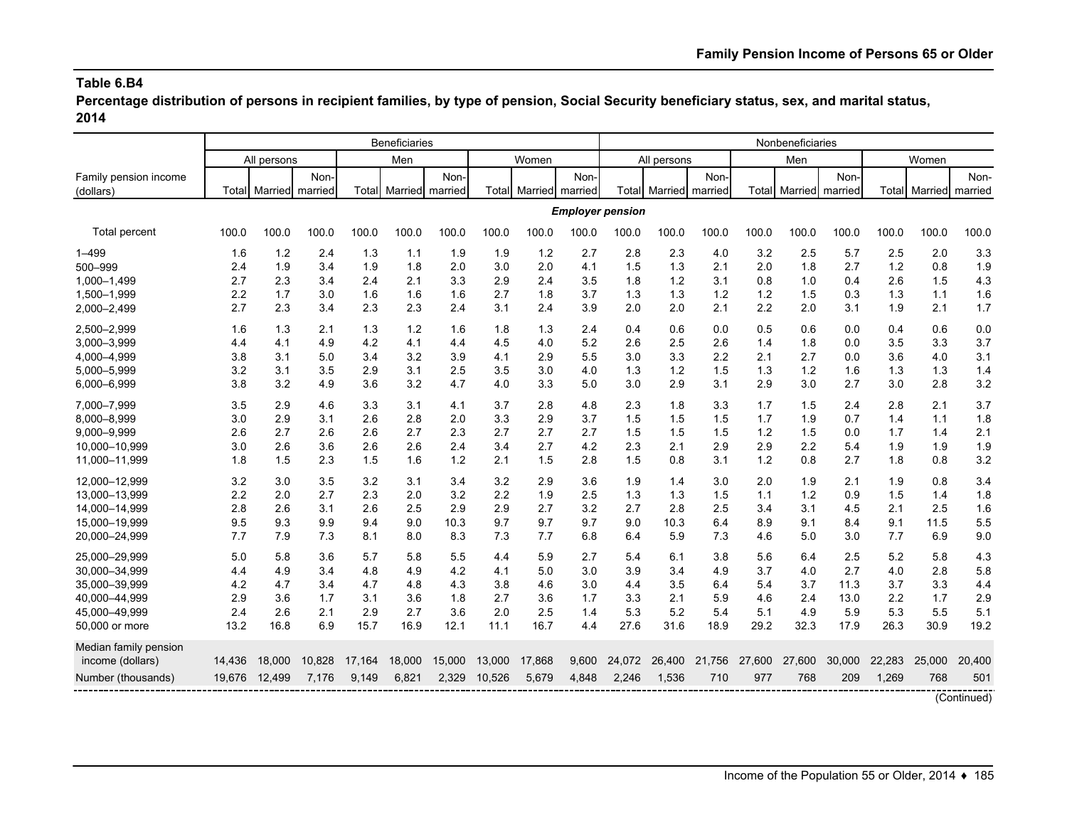**Table 6.B4**

**Percentage distribution of persons in recipient families, by type of pension, Social Security beneficiary status, sex, and marital status, 2014**

| Family pension income (dollars) | Beneficiaries | | | | | | | | | Nonbeneficiaries | | | | | | | | |
|---|---|---|---|---|---|---|---|---|---|---|---|---|---|---|---|---|---|---|
| | All persons | | | Men | | | Women | | | All persons | | | Men | | | Women | | |
| | Total | Married | Non-married | Total | Married | Non-married | Total | Married | Non-married | Total | Married | Non-married | Total | Married | Non-married | Total | Married | Non-married |
| | ***Employer pension*** | | | | | | | | | | | | | | | | | |
| Total percent | 100.0 | 100.0 | 100.0 | 100.0 | 100.0 | 100.0 | 100.0 | 100.0 | 100.0 | 100.0 | 100.0 | 100.0 | 100.0 | 100.0 | 100.0 | 100.0 | 100.0 | 100.0 |
| 1–499 | 1.6 | 1.2 | 2.4 | 1.3 | 1.1 | 1.9 | 1.9 | 1.2 | 2.7 | 2.8 | 2.3 | 4.0 | 3.2 | 2.5 | 5.7 | 2.5 | 2.0 | 3.3 |
| 500–999 | 2.4 | 1.9 | 3.4 | 1.9 | 1.8 | 2.0 | 3.0 | 2.0 | 4.1 | 1.5 | 1.3 | 2.1 | 2.0 | 1.8 | 2.7 | 1.2 | 0.8 | 1.9 |
| 1,000–1,499 | 2.7 | 2.3 | 3.4 | 2.4 | 2.1 | 3.3 | 2.9 | 2.4 | 3.5 | 1.8 | 1.2 | 3.1 | 0.8 | 1.0 | 0.4 | 2.6 | 1.5 | 4.3 |
| 1,500–1,999 | 2.2 | 1.7 | 3.0 | 1.6 | 1.6 | 1.6 | 2.7 | 1.8 | 3.7 | 1.3 | 1.3 | 1.2 | 1.2 | 1.5 | 0.3 | 1.3 | 1.1 | 1.6 |
| 2,000–2,499 | 2.7 | 2.3 | 3.4 | 2.3 | 2.3 | 2.4 | 3.1 | 2.4 | 3.9 | 2.0 | 2.0 | 2.1 | 2.2 | 2.0 | 3.1 | 1.9 | 2.1 | 1.7 |
| 2,500–2,999 | 1.6 | 1.3 | 2.1 | 1.3 | 1.2 | 1.6 | 1.8 | 1.3 | 2.4 | 0.4 | 0.6 | 0.0 | 0.5 | 0.6 | 0.0 | 0.4 | 0.6 | 0.0 |
| 3,000–3,999 | 4.4 | 4.1 | 4.9 | 4.2 | 4.1 | 4.4 | 4.5 | 4.0 | 5.2 | 2.6 | 2.5 | 2.6 | 1.4 | 1.8 | 0.0 | 3.5 | 3.3 | 3.7 |
| 4,000–4,999 | 3.8 | 3.1 | 5.0 | 3.4 | 3.2 | 3.9 | 4.1 | 2.9 | 5.5 | 3.0 | 3.3 | 2.2 | 2.1 | 2.7 | 0.0 | 3.6 | 4.0 | 3.1 |
| 5,000–5,999 | 3.2 | 3.1 | 3.5 | 2.9 | 3.1 | 2.5 | 3.5 | 3.0 | 4.0 | 1.3 | 1.2 | 1.5 | 1.3 | 1.2 | 1.6 | 1.3 | 1.3 | 1.4 |
| 6,000–6,999 | 3.8 | 3.2 | 4.9 | 3.6 | 3.2 | 4.7 | 4.0 | 3.3 | 5.0 | 3.0 | 2.9 | 3.1 | 2.9 | 3.0 | 2.7 | 3.0 | 2.8 | 3.2 |
| 7,000–7,999 | 3.5 | 2.9 | 4.6 | 3.3 | 3.1 | 4.1 | 3.7 | 2.8 | 4.8 | 2.3 | 1.8 | 3.3 | 1.7 | 1.5 | 2.4 | 2.8 | 2.1 | 3.7 |
| 8,000–8,999 | 3.0 | 2.9 | 3.1 | 2.6 | 2.8 | 2.0 | 3.3 | 2.9 | 3.7 | 1.5 | 1.5 | 1.5 | 1.7 | 1.9 | 0.7 | 1.4 | 1.1 | 1.8 |
| 9,000–9,999 | 2.6 | 2.7 | 2.6 | 2.6 | 2.7 | 2.3 | 2.7 | 2.7 | 2.7 | 1.5 | 1.5 | 1.5 | 1.2 | 1.5 | 0.0 | 1.7 | 1.4 | 2.1 |
| 10,000–10,999 | 3.0 | 2.6 | 3.6 | 2.6 | 2.6 | 2.4 | 3.4 | 2.7 | 4.2 | 2.3 | 2.1 | 2.9 | 2.9 | 2.2 | 5.4 | 1.9 | 1.9 | 1.9 |
| 11,000–11,999 | 1.8 | 1.5 | 2.3 | 1.5 | 1.6 | 1.2 | 2.1 | 1.5 | 2.8 | 1.5 | 0.8 | 3.1 | 1.2 | 0.8 | 2.7 | 1.8 | 0.8 | 3.2 |
| 12,000–12,999 | 3.2 | 3.0 | 3.5 | 3.2 | 3.1 | 3.4 | 3.2 | 2.9 | 3.6 | 1.9 | 1.4 | 3.0 | 2.0 | 1.9 | 2.1 | 1.9 | 0.8 | 3.4 |
| 13,000–13,999 | 2.2 | 2.0 | 2.7 | 2.3 | 2.0 | 3.2 | 2.2 | 1.9 | 2.5 | 1.3 | 1.3 | 1.5 | 1.1 | 1.2 | 0.9 | 1.5 | 1.4 | 1.8 |
| 14,000–14,999 | 2.8 | 2.6 | 3.1 | 2.6 | 2.5 | 2.9 | 2.9 | 2.7 | 3.2 | 2.7 | 2.8 | 2.5 | 3.4 | 3.1 | 4.5 | 2.1 | 2.5 | 1.6 |
| 15,000–19,999 | 9.5 | 9.3 | 9.9 | 9.4 | 9.0 | 10.3 | 9.7 | 9.7 | 9.7 | 9.0 | 10.3 | 6.4 | 8.9 | 9.1 | 8.4 | 9.1 | 11.5 | 5.5 |
| 20,000–24,999 | 7.7 | 7.9 | 7.3 | 8.1 | 8.0 | 8.3 | 7.3 | 7.7 | 6.8 | 6.4 | 5.9 | 7.3 | 4.6 | 5.0 | 3.0 | 7.7 | 6.9 | 9.0 |
| 25,000–29,999 | 5.0 | 5.8 | 3.6 | 5.7 | 5.8 | 5.5 | 4.4 | 5.9 | 2.7 | 5.4 | 6.1 | 3.8 | 5.6 | 6.4 | 2.5 | 5.2 | 5.8 | 4.3 |
| 30,000–34,999 | 4.4 | 4.9 | 3.4 | 4.8 | 4.9 | 4.2 | 4.1 | 5.0 | 3.0 | 3.9 | 3.4 | 4.9 | 3.7 | 4.0 | 2.7 | 4.0 | 2.8 | 5.8 |
| 35,000–39,999 | 4.2 | 4.7 | 3.4 | 4.7 | 4.8 | 4.3 | 3.8 | 4.6 | 3.0 | 4.4 | 3.5 | 6.4 | 5.4 | 3.7 | 11.3 | 3.7 | 3.3 | 4.4 |
| 40,000–44,999 | 2.9 | 3.6 | 1.7 | 3.1 | 3.6 | 1.8 | 2.7 | 3.6 | 1.7 | 3.3 | 2.1 | 5.9 | 4.6 | 2.4 | 13.0 | 2.2 | 1.7 | 2.9 |
| 45,000–49,999 | 2.4 | 2.6 | 2.1 | 2.9 | 2.7 | 3.6 | 2.0 | 2.5 | 1.4 | 5.3 | 5.2 | 5.4 | 5.1 | 4.9 | 5.9 | 5.3 | 5.5 | 5.1 |
| 50,000 or more | 13.2 | 16.8 | 6.9 | 15.7 | 16.9 | 12.1 | 11.1 | 16.7 | 4.4 | 27.6 | 31.6 | 18.9 | 29.2 | 32.3 | 17.9 | 26.3 | 30.9 | 19.2 |
| Median family pension income (dollars) | 14,436 | 18,000 | 10,828 | 17,164 | 18,000 | 15,000 | 13,000 | 17,868 | 9,600 | 24,072 | 26,400 | 21,756 | 27,600 | 27,600 | 30,000 | 22,283 | 25,000 | 20,400 |
| Number (thousands) | 19,676 | 12,499 | 7,176 | 9,149 | 6,821 | 2,329 | 10,526 | 5,679 | 4,848 | 2,246 | 1,536 | 710 | 977 | 768 | 209 | 1,269 | 768 | 501 |

(Continued)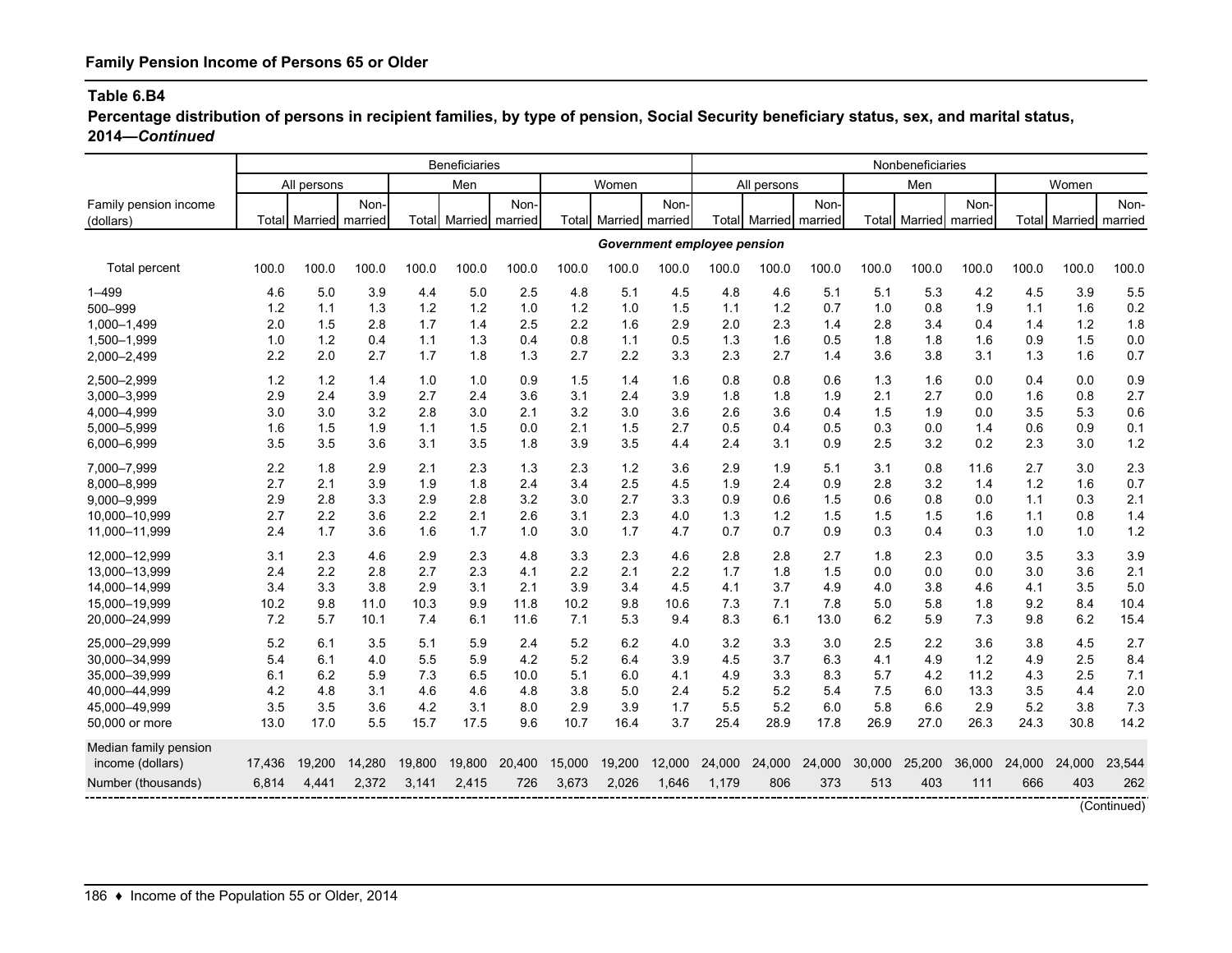**Family Pension Income of Persons 65 or Older**

**Table 6.B4**

**Percentage distribution of persons in recipient families, by type of pension, Social Security beneficiary status, sex, and marital status, 2014—*Continued***

| Family pension income (dollars) | Beneficiaries | | | | | | | | | Nonbeneficiaries | | | | | | | | |
|---|---|---|---|---|---|---|---|---|---|---|---|---|---|---|---|---|---|---|
| | All persons | | | Men | | | Women | | | All persons | | | Men | | | Women | | |
| | Total | Married | Non-married | Total | Married | Non-married | Total | Married | Non-married | Total | Married | Non-married | Total | Married | Non-married | Total | Married | Non-married |
| | ***Government employee pension*** | | | | | | | | | | | | | | | | | |
| Total percent | 100.0 | 100.0 | 100.0 | 100.0 | 100.0 | 100.0 | 100.0 | 100.0 | 100.0 | 100.0 | 100.0 | 100.0 | 100.0 | 100.0 | 100.0 | 100.0 | 100.0 | 100.0 |
| 1–499 | 4.6 | 5.0 | 3.9 | 4.4 | 5.0 | 2.5 | 4.8 | 5.1 | 4.5 | 4.8 | 4.6 | 5.1 | 5.1 | 5.3 | 4.2 | 4.5 | 3.9 | 5.5 |
| 500–999 | 1.2 | 1.1 | 1.3 | 1.2 | 1.2 | 1.0 | 1.2 | 1.0 | 1.5 | 1.1 | 1.2 | 0.7 | 1.0 | 0.8 | 1.9 | 1.1 | 1.6 | 0.2 |
| 1,000–1,499 | 2.0 | 1.5 | 2.8 | 1.7 | 1.4 | 2.5 | 2.2 | 1.6 | 2.9 | 2.0 | 2.3 | 1.4 | 2.8 | 3.4 | 0.4 | 1.4 | 1.2 | 1.8 |
| 1,500–1,999 | 1.0 | 1.2 | 0.4 | 1.1 | 1.3 | 0.4 | 0.8 | 1.1 | 0.5 | 1.3 | 1.6 | 0.5 | 1.8 | 1.8 | 1.6 | 0.9 | 1.5 | 0.0 |
| 2,000–2,499 | 2.2 | 2.0 | 2.7 | 1.7 | 1.8 | 1.3 | 2.7 | 2.2 | 3.3 | 2.3 | 2.7 | 1.4 | 3.6 | 3.8 | 3.1 | 1.3 | 1.6 | 0.7 |
| 2,500–2,999 | 1.2 | 1.2 | 1.4 | 1.0 | 1.0 | 0.9 | 1.5 | 1.4 | 1.6 | 0.8 | 0.8 | 0.6 | 1.3 | 1.6 | 0.0 | 0.4 | 0.0 | 0.9 |
| 3,000–3,999 | 2.9 | 2.4 | 3.9 | 2.7 | 2.4 | 3.6 | 3.1 | 2.4 | 3.9 | 1.8 | 1.8 | 1.9 | 2.1 | 2.7 | 0.0 | 1.6 | 0.8 | 2.7 |
| 4,000–4,999 | 3.0 | 3.0 | 3.2 | 2.8 | 3.0 | 2.1 | 3.2 | 3.0 | 3.6 | 2.6 | 3.6 | 0.4 | 1.5 | 1.9 | 0.0 | 3.5 | 5.3 | 0.6 |
| 5,000–5,999 | 1.6 | 1.5 | 1.9 | 1.1 | 1.5 | 0.0 | 2.1 | 1.5 | 2.7 | 0.5 | 0.4 | 0.5 | 0.3 | 0.0 | 1.4 | 0.6 | 0.9 | 0.1 |
| 6,000–6,999 | 3.5 | 3.5 | 3.6 | 3.1 | 3.5 | 1.8 | 3.9 | 3.5 | 4.4 | 2.4 | 3.1 | 0.9 | 2.5 | 3.2 | 0.2 | 2.3 | 3.0 | 1.2 |
| 7,000–7,999 | 2.2 | 1.8 | 2.9 | 2.1 | 2.3 | 1.3 | 2.3 | 1.2 | 3.6 | 2.9 | 1.9 | 5.1 | 3.1 | 0.8 | 11.6 | 2.7 | 3.0 | 2.3 |
| 8,000–8,999 | 2.7 | 2.1 | 3.9 | 1.9 | 1.8 | 2.4 | 3.4 | 2.5 | 4.5 | 1.9 | 2.4 | 0.9 | 2.8 | 3.2 | 1.4 | 1.2 | 1.6 | 0.7 |
| 9,000–9,999 | 2.9 | 2.8 | 3.3 | 2.9 | 2.8 | 3.2 | 3.0 | 2.7 | 3.3 | 0.9 | 0.6 | 1.5 | 0.6 | 0.8 | 0.0 | 1.1 | 0.3 | 2.1 |
| 10,000–10,999 | 2.7 | 2.2 | 3.6 | 2.2 | 2.1 | 2.6 | 3.1 | 2.3 | 4.0 | 1.3 | 1.2 | 1.5 | 1.5 | 1.5 | 1.6 | 1.1 | 0.8 | 1.4 |
| 11,000–11,999 | 2.4 | 1.7 | 3.6 | 1.6 | 1.7 | 1.0 | 3.0 | 1.7 | 4.7 | 0.7 | 0.7 | 0.9 | 0.3 | 0.4 | 0.3 | 1.0 | 1.0 | 1.2 |
| 12,000–12,999 | 3.1 | 2.3 | 4.6 | 2.9 | 2.3 | 4.8 | 3.3 | 2.3 | 4.6 | 2.8 | 2.8 | 2.7 | 1.8 | 2.3 | 0.0 | 3.5 | 3.3 | 3.9 |
| 13,000–13,999 | 2.4 | 2.2 | 2.8 | 2.7 | 2.3 | 4.1 | 2.2 | 2.1 | 2.2 | 1.7 | 1.8 | 1.5 | 0.0 | 0.0 | 0.0 | 3.0 | 3.6 | 2.1 |
| 14,000–14,999 | 3.4 | 3.3 | 3.8 | 2.9 | 3.1 | 2.1 | 3.9 | 3.4 | 4.5 | 4.1 | 3.7 | 4.9 | 4.0 | 3.8 | 4.6 | 4.1 | 3.5 | 5.0 |
| 15,000–19,999 | 10.2 | 9.8 | 11.0 | 10.3 | 9.9 | 11.8 | 10.2 | 9.8 | 10.6 | 7.3 | 7.1 | 7.8 | 5.0 | 5.8 | 1.8 | 9.2 | 8.4 | 10.4 |
| 20,000–24,999 | 7.2 | 5.7 | 10.1 | 7.4 | 6.1 | 11.6 | 7.1 | 5.3 | 9.4 | 8.3 | 6.1 | 13.0 | 6.2 | 5.9 | 7.3 | 9.8 | 6.2 | 15.4 |
| 25,000–29,999 | 5.2 | 6.1 | 3.5 | 5.1 | 5.9 | 2.4 | 5.2 | 6.2 | 4.0 | 3.2 | 3.3 | 3.0 | 2.5 | 2.2 | 3.6 | 3.8 | 4.5 | 2.7 |
| 30,000–34,999 | 5.4 | 6.1 | 4.0 | 5.5 | 5.9 | 4.2 | 5.2 | 6.4 | 3.9 | 4.5 | 3.7 | 6.3 | 4.1 | 4.9 | 1.2 | 4.9 | 2.5 | 8.4 |
| 35,000–39,999 | 6.1 | 6.2 | 5.9 | 7.3 | 6.5 | 10.0 | 5.1 | 6.0 | 4.1 | 4.9 | 3.3 | 8.3 | 5.7 | 4.2 | 11.2 | 4.3 | 2.5 | 7.1 |
| 40,000–44,999 | 4.2 | 4.8 | 3.1 | 4.6 | 4.6 | 4.8 | 3.8 | 5.0 | 2.4 | 5.2 | 5.2 | 5.4 | 7.5 | 6.0 | 13.3 | 3.5 | 4.4 | 2.0 |
| 45,000–49,999 | 3.5 | 3.5 | 3.6 | 4.2 | 3.1 | 8.0 | 2.9 | 3.9 | 1.7 | 5.5 | 5.2 | 6.0 | 5.8 | 6.6 | 2.9 | 5.2 | 3.8 | 7.3 |
| 50,000 or more | 13.0 | 17.0 | 5.5 | 15.7 | 17.5 | 9.6 | 10.7 | 16.4 | 3.7 | 25.4 | 28.9 | 17.8 | 26.9 | 27.0 | 26.3 | 24.3 | 30.8 | 14.2 |
| Median family pension income (dollars) | 17,436 | 19,200 | 14,280 | 19,800 | 19,800 | 20,400 | 15,000 | 19,200 | 12,000 | 24,000 | 24,000 | 24,000 | 30,000 | 25,200 | 36,000 | 24,000 | 24,000 | 23,544 |
| Number (thousands) | 6,814 | 4,441 | 2,372 | 3,141 | 2,415 | 726 | 3,673 | 2,026 | 1,646 | 1,179 | 806 | 373 | 513 | 403 | 111 | 666 | 403 | 262 |

(Continued)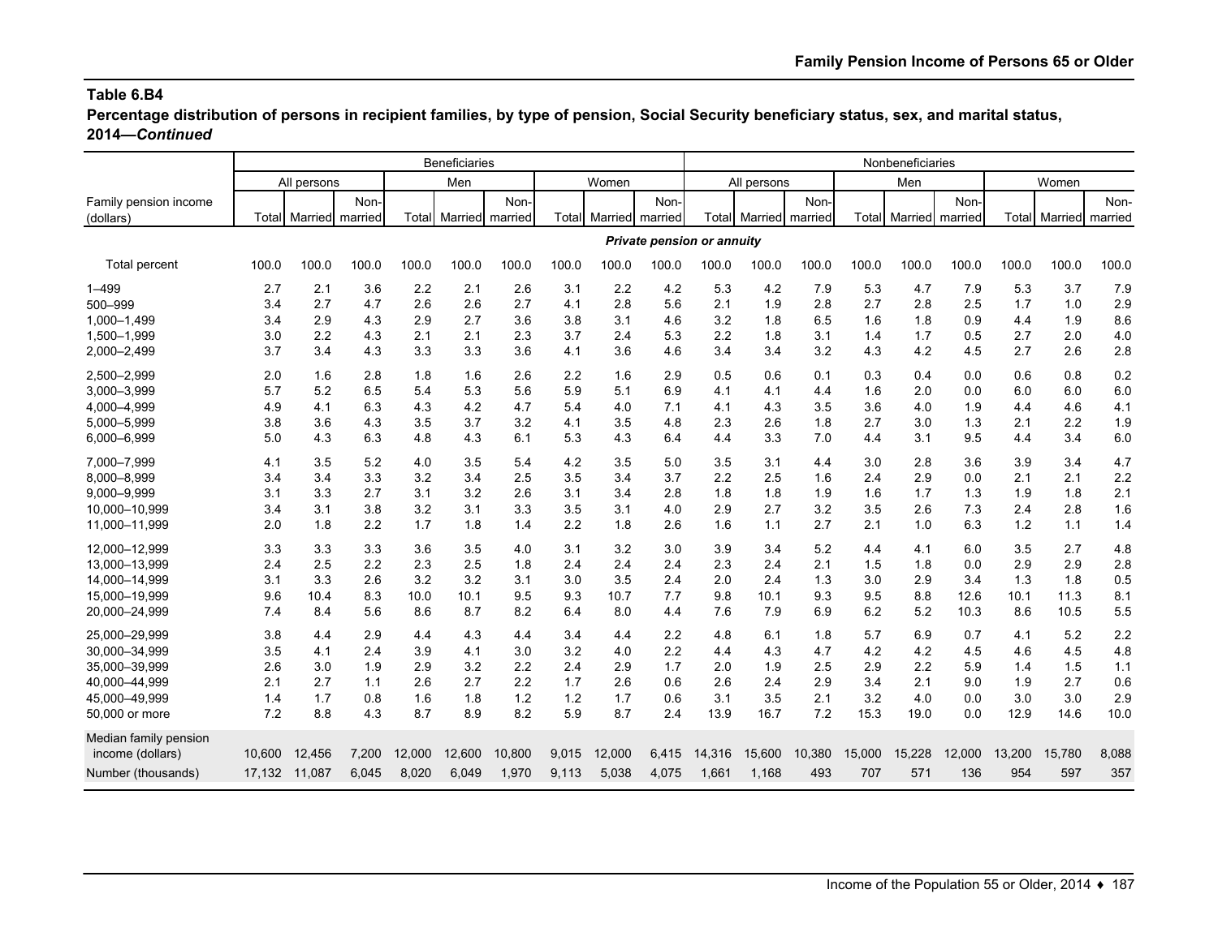## Table 6.B4

**Percentage distribution of persons in recipient families, by type of pension, Social Security beneficiary status, sex, and marital status, 2014—*Continued***

| Family pension income (dollars) | Beneficiaries | | | | | | | | | Nonbeneficiaries | | | | | | | | |
|---|---|---|---|---|---|---|---|---|---|---|---|---|---|---|---|---|---|---|
| | All persons | | | Men | | | Women | | | All persons | | | Men | | | Women | | |
| | Total | Married | Non-married | Total | Married | Non-married | Total | Married | Non-married | Total | Married | Non-married | Total | Married | Non-married | Total | Married | Non-married |
| | ***Private pension or annuity*** | | | | | | | | | | | | | | | | | |
| Total percent | 100.0 | 100.0 | 100.0 | 100.0 | 100.0 | 100.0 | 100.0 | 100.0 | 100.0 | 100.0 | 100.0 | 100.0 | 100.0 | 100.0 | 100.0 | 100.0 | 100.0 | 100.0 |
| 1–499 | 2.7 | 2.1 | 3.6 | 2.2 | 2.1 | 2.6 | 3.1 | 2.2 | 4.2 | 5.3 | 4.2 | 7.9 | 5.3 | 4.7 | 7.9 | 5.3 | 3.7 | 7.9 |
| 500–999 | 3.4 | 2.7 | 4.7 | 2.6 | 2.6 | 2.7 | 4.1 | 2.8 | 5.6 | 2.1 | 1.9 | 2.8 | 2.7 | 2.8 | 2.5 | 1.7 | 1.0 | 2.9 |
| 1,000–1,499 | 3.4 | 2.9 | 4.3 | 2.9 | 2.7 | 3.6 | 3.8 | 3.1 | 4.6 | 3.2 | 1.8 | 6.5 | 1.6 | 1.8 | 0.9 | 4.4 | 1.9 | 8.6 |
| 1,500–1,999 | 3.0 | 2.2 | 4.3 | 2.1 | 2.1 | 2.3 | 3.7 | 2.4 | 5.3 | 2.2 | 1.8 | 3.1 | 1.4 | 1.7 | 0.5 | 2.7 | 2.0 | 4.0 |
| 2,000–2,499 | 3.7 | 3.4 | 4.3 | 3.3 | 3.3 | 3.6 | 4.1 | 3.6 | 4.6 | 3.4 | 3.4 | 3.2 | 4.3 | 4.2 | 4.5 | 2.7 | 2.6 | 2.8 |
| 2,500–2,999 | 2.0 | 1.6 | 2.8 | 1.8 | 1.6 | 2.6 | 2.2 | 1.6 | 2.9 | 0.5 | 0.6 | 0.1 | 0.3 | 0.4 | 0.0 | 0.6 | 0.8 | 0.2 |
| 3,000–3,999 | 5.7 | 5.2 | 6.5 | 5.4 | 5.3 | 5.6 | 5.9 | 5.1 | 6.9 | 4.1 | 4.1 | 4.4 | 1.6 | 2.0 | 0.0 | 6.0 | 6.0 | 6.0 |
| 4,000–4,999 | 4.9 | 4.1 | 6.3 | 4.3 | 4.2 | 4.7 | 5.4 | 4.0 | 7.1 | 4.1 | 4.3 | 3.5 | 3.6 | 4.0 | 1.9 | 4.4 | 4.6 | 4.1 |
| 5,000–5,999 | 3.8 | 3.6 | 4.3 | 3.5 | 3.7 | 3.2 | 4.1 | 3.5 | 4.8 | 2.3 | 2.6 | 1.8 | 2.7 | 3.0 | 1.3 | 2.1 | 2.2 | 1.9 |
| 6,000–6,999 | 5.0 | 4.3 | 6.3 | 4.8 | 4.3 | 6.1 | 5.3 | 4.3 | 6.4 | 4.4 | 3.3 | 7.0 | 4.4 | 3.1 | 9.5 | 4.4 | 3.4 | 6.0 |
| 7,000–7,999 | 4.1 | 3.5 | 5.2 | 4.0 | 3.5 | 5.4 | 4.2 | 3.5 | 5.0 | 3.5 | 3.1 | 4.4 | 3.0 | 2.8 | 3.6 | 3.9 | 3.4 | 4.7 |
| 8,000–8,999 | 3.4 | 3.4 | 3.3 | 3.2 | 3.4 | 2.5 | 3.5 | 3.4 | 3.7 | 2.2 | 2.5 | 1.6 | 2.4 | 2.9 | 0.0 | 2.1 | 2.1 | 2.2 |
| 9,000–9,999 | 3.1 | 3.3 | 2.7 | 3.1 | 3.2 | 2.6 | 3.1 | 3.4 | 2.8 | 1.8 | 1.8 | 1.9 | 1.6 | 1.7 | 1.3 | 1.9 | 1.8 | 2.1 |
| 10,000–10,999 | 3.4 | 3.1 | 3.8 | 3.2 | 3.1 | 3.3 | 3.5 | 3.1 | 4.0 | 2.9 | 2.7 | 3.2 | 3.5 | 2.6 | 7.3 | 2.4 | 2.8 | 1.6 |
| 11,000–11,999 | 2.0 | 1.8 | 2.2 | 1.7 | 1.8 | 1.4 | 2.2 | 1.8 | 2.6 | 1.6 | 1.1 | 2.7 | 2.1 | 1.0 | 6.3 | 1.2 | 1.1 | 1.4 |
| 12,000–12,999 | 3.3 | 3.3 | 3.3 | 3.6 | 3.5 | 4.0 | 3.1 | 3.2 | 3.0 | 3.9 | 3.4 | 5.2 | 4.4 | 4.1 | 6.0 | 3.5 | 2.7 | 4.8 |
| 13,000–13,999 | 2.4 | 2.5 | 2.2 | 2.3 | 2.5 | 1.8 | 2.4 | 2.4 | 2.4 | 2.3 | 2.4 | 2.1 | 1.5 | 1.8 | 0.0 | 2.9 | 2.9 | 2.8 |
| 14,000–14,999 | 3.1 | 3.3 | 2.6 | 3.2 | 3.2 | 3.1 | 3.0 | 3.5 | 2.4 | 2.0 | 2.4 | 1.3 | 3.0 | 2.9 | 3.4 | 1.3 | 1.8 | 0.5 |
| 15,000–19,999 | 9.6 | 10.4 | 8.3 | 10.0 | 10.1 | 9.5 | 9.3 | 10.7 | 7.7 | 9.8 | 10.1 | 9.3 | 9.5 | 8.8 | 12.6 | 10.1 | 11.3 | 8.1 |
| 20,000–24,999 | 7.4 | 8.4 | 5.6 | 8.6 | 8.7 | 8.2 | 6.4 | 8.0 | 4.4 | 7.6 | 7.9 | 6.9 | 6.2 | 5.2 | 10.3 | 8.6 | 10.5 | 5.5 |
| 25,000–29,999 | 3.8 | 4.4 | 2.9 | 4.4 | 4.3 | 4.4 | 3.4 | 4.4 | 2.2 | 4.8 | 6.1 | 1.8 | 5.7 | 6.9 | 0.7 | 4.1 | 5.2 | 2.2 |
| 30,000–34,999 | 3.5 | 4.1 | 2.4 | 3.9 | 4.1 | 3.0 | 3.2 | 4.0 | 2.2 | 4.4 | 4.3 | 4.7 | 4.2 | 4.2 | 4.5 | 4.6 | 4.5 | 4.8 |
| 35,000–39,999 | 2.6 | 3.0 | 1.9 | 2.9 | 3.2 | 2.2 | 2.4 | 2.9 | 1.7 | 2.0 | 1.9 | 2.5 | 2.9 | 2.2 | 5.9 | 1.4 | 1.5 | 1.1 |
| 40,000–44,999 | 2.1 | 2.7 | 1.1 | 2.6 | 2.7 | 2.2 | 1.7 | 2.6 | 0.6 | 2.6 | 2.4 | 2.9 | 3.4 | 2.1 | 9.0 | 1.9 | 2.7 | 0.6 |
| 45,000–49,999 | 1.4 | 1.7 | 0.8 | 1.6 | 1.8 | 1.2 | 1.2 | 1.7 | 0.6 | 3.1 | 3.5 | 2.1 | 3.2 | 4.0 | 0.0 | 3.0 | 3.0 | 2.9 |
| 50,000 or more | 7.2 | 8.8 | 4.3 | 8.7 | 8.9 | 8.2 | 5.9 | 8.7 | 2.4 | 13.9 | 16.7 | 7.2 | 15.3 | 19.0 | 0.0 | 12.9 | 14.6 | 10.0 |
| Median family pension income (dollars) | 10,600 | 12,456 | 7,200 | 12,000 | 12,600 | 10,800 | 9,015 | 12,000 | 6,415 | 14,316 | 15,600 | 10,380 | 15,000 | 15,228 | 12,000 | 13,200 | 15,780 | 8,088 |
| Number (thousands) | 17,132 | 11,087 | 6,045 | 8,020 | 6,049 | 1,970 | 9,113 | 5,038 | 4,075 | 1,661 | 1,168 | 493 | 707 | 571 | 136 | 954 | 597 | 357 |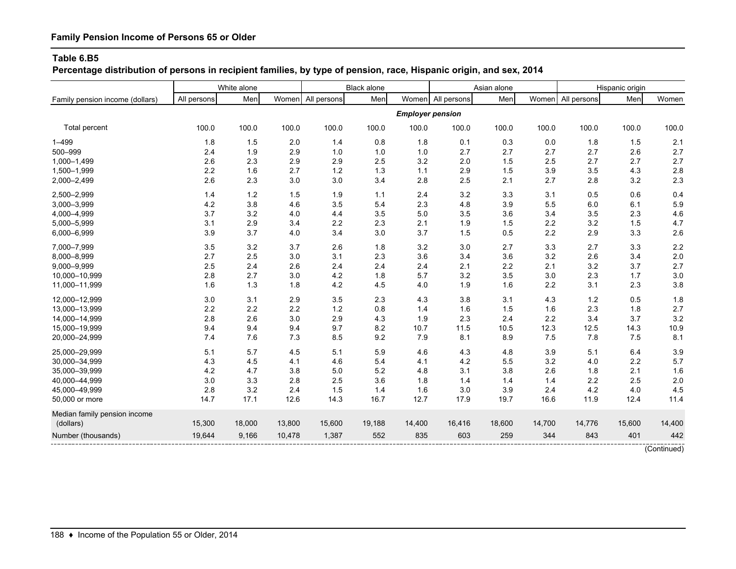## Family Pension Income of Persons 65 or Older

### Table 6.B5

**Percentage distribution of persons in recipient families, by type of pension, race, Hispanic origin, and sex, 2014**

| Family pension income (dollars) | White alone | | | Black alone | | | Asian alone | | | Hispanic origin | | |
|---|---|---|---|---|---|---|---|---|---|---|---|---|
| | All persons | Men | Women | All persons | Men | Women | All persons | Men | Women | All persons | Men | Women |
| | | | | | | | ***Employer pension*** | | | | | |
| Total percent | 100.0 | 100.0 | 100.0 | 100.0 | 100.0 | 100.0 | 100.0 | 100.0 | 100.0 | 100.0 | 100.0 | 100.0 |
| 1–499 | 1.8 | 1.5 | 2.0 | 1.4 | 0.8 | 1.8 | 0.1 | 0.3 | 0.0 | 1.8 | 1.5 | 2.1 |
| 500–999 | 2.4 | 1.9 | 2.9 | 1.0 | 1.0 | 1.0 | 2.7 | 2.7 | 2.7 | 2.7 | 2.6 | 2.7 |
| 1,000–1,499 | 2.6 | 2.3 | 2.9 | 2.9 | 2.5 | 3.2 | 2.0 | 1.5 | 2.5 | 2.7 | 2.7 | 2.7 |
| 1,500–1,999 | 2.2 | 1.6 | 2.7 | 1.2 | 1.3 | 1.1 | 2.9 | 1.5 | 3.9 | 3.5 | 4.3 | 2.8 |
| 2,000–2,499 | 2.6 | 2.3 | 3.0 | 3.0 | 3.4 | 2.8 | 2.5 | 2.1 | 2.7 | 2.8 | 3.2 | 2.3 |
| 2,500–2,999 | 1.4 | 1.2 | 1.5 | 1.9 | 1.1 | 2.4 | 3.2 | 3.3 | 3.1 | 0.5 | 0.6 | 0.4 |
| 3,000–3,999 | 4.2 | 3.8 | 4.6 | 3.5 | 5.4 | 2.3 | 4.8 | 3.9 | 5.5 | 6.0 | 6.1 | 5.9 |
| 4,000–4,999 | 3.7 | 3.2 | 4.0 | 4.4 | 3.5 | 5.0 | 3.5 | 3.6 | 3.4 | 3.5 | 2.3 | 4.6 |
| 5,000–5,999 | 3.1 | 2.9 | 3.4 | 2.2 | 2.3 | 2.1 | 1.9 | 1.5 | 2.2 | 3.2 | 1.5 | 4.7 |
| 6,000–6,999 | 3.9 | 3.7 | 4.0 | 3.4 | 3.0 | 3.7 | 1.5 | 0.5 | 2.2 | 2.9 | 3.3 | 2.6 |
| 7,000–7,999 | 3.5 | 3.2 | 3.7 | 2.6 | 1.8 | 3.2 | 3.0 | 2.7 | 3.3 | 2.7 | 3.3 | 2.2 |
| 8,000–8,999 | 2.7 | 2.5 | 3.0 | 3.1 | 2.3 | 3.6 | 3.4 | 3.6 | 3.2 | 2.6 | 3.4 | 2.0 |
| 9,000–9,999 | 2.5 | 2.4 | 2.6 | 2.4 | 2.4 | 2.4 | 2.1 | 2.2 | 2.1 | 3.2 | 3.7 | 2.7 |
| 10,000–10,999 | 2.8 | 2.7 | 3.0 | 4.2 | 1.8 | 5.7 | 3.2 | 3.5 | 3.0 | 2.3 | 1.7 | 3.0 |
| 11,000–11,999 | 1.6 | 1.3 | 1.8 | 4.2 | 4.5 | 4.0 | 1.9 | 1.6 | 2.2 | 3.1 | 2.3 | 3.8 |
| 12,000–12,999 | 3.0 | 3.1 | 2.9 | 3.5 | 2.3 | 4.3 | 3.8 | 3.1 | 4.3 | 1.2 | 0.5 | 1.8 |
| 13,000–13,999 | 2.2 | 2.2 | 2.2 | 1.2 | 0.8 | 1.4 | 1.6 | 1.5 | 1.6 | 2.3 | 1.8 | 2.7 |
| 14,000–14,999 | 2.8 | 2.6 | 3.0 | 2.9 | 4.3 | 1.9 | 2.3 | 2.4 | 2.2 | 3.4 | 3.7 | 3.2 |
| 15,000–19,999 | 9.4 | 9.4 | 9.4 | 9.7 | 8.2 | 10.7 | 11.5 | 10.5 | 12.3 | 12.5 | 14.3 | 10.9 |
| 20,000–24,999 | 7.4 | 7.6 | 7.3 | 8.5 | 9.2 | 7.9 | 8.1 | 8.9 | 7.5 | 7.8 | 7.5 | 8.1 |
| 25,000–29,999 | 5.1 | 5.7 | 4.5 | 5.1 | 5.9 | 4.6 | 4.3 | 4.8 | 3.9 | 5.1 | 6.4 | 3.9 |
| 30,000–34,999 | 4.3 | 4.5 | 4.1 | 4.6 | 5.4 | 4.1 | 4.2 | 5.5 | 3.2 | 4.0 | 2.2 | 5.7 |
| 35,000–39,999 | 4.2 | 4.7 | 3.8 | 5.0 | 5.2 | 4.8 | 3.1 | 3.8 | 2.6 | 1.8 | 2.1 | 1.6 |
| 40,000–44,999 | 3.0 | 3.3 | 2.8 | 2.5 | 3.6 | 1.8 | 1.4 | 1.4 | 1.4 | 2.2 | 2.5 | 2.0 |
| 45,000–49,999 | 2.8 | 3.2 | 2.4 | 1.5 | 1.4 | 1.6 | 3.0 | 3.9 | 2.4 | 4.2 | 4.0 | 4.5 |
| 50,000 or more | 14.7 | 17.1 | 12.6 | 14.3 | 16.7 | 12.7 | 17.9 | 19.7 | 16.6 | 11.9 | 12.4 | 11.4 |
| Median family pension income (dollars) | 15,300 | 18,000 | 13,800 | 15,600 | 19,188 | 14,400 | 16,416 | 18,600 | 14,700 | 14,776 | 15,600 | 14,400 |
| Number (thousands) | 19,644 | 9,166 | 10,478 | 1,387 | 552 | 835 | 603 | 259 | 344 | 843 | 401 | 442 |

(Continued)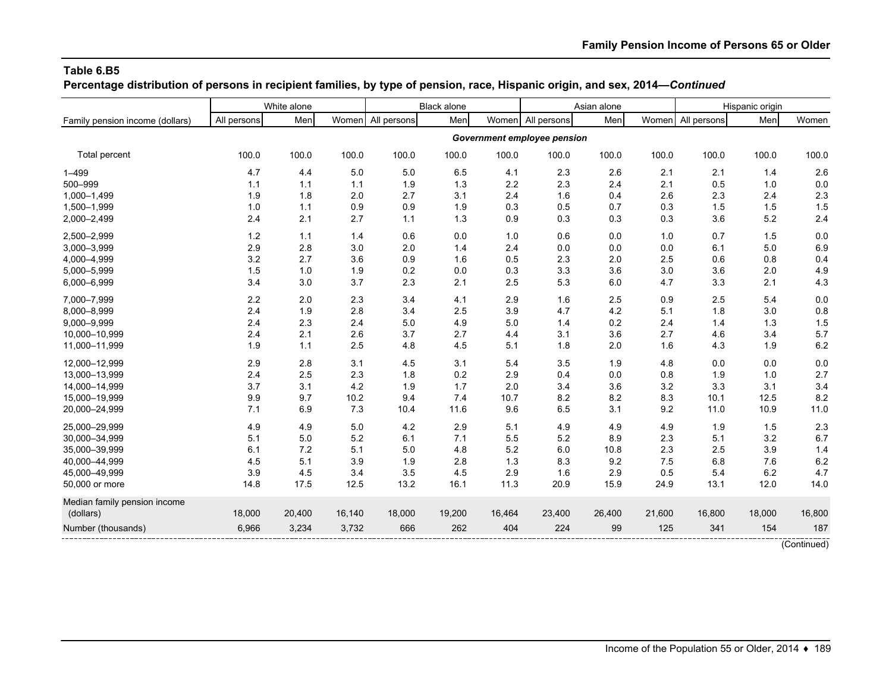**Table 6.B5**

**Percentage distribution of persons in recipient families, by type of pension, race, Hispanic origin, and sex, 2014—*Continued***

| Family pension income (dollars) | White alone | | | Black alone | | | Asian alone | | | Hispanic origin | | |
|---|---|---|---|---|---|---|---|---|---|---|---|---|
| | All persons | Men | Women | All persons | Men | Women | All persons | Men | Women | All persons | Men | Women |
| | | | | | | | *Government employee pension* | | | | | |
| Total percent | 100.0 | 100.0 | 100.0 | 100.0 | 100.0 | 100.0 | 100.0 | 100.0 | 100.0 | 100.0 | 100.0 | 100.0 |
| 1–499 | 4.7 | 4.4 | 5.0 | 5.0 | 6.5 | 4.1 | 2.3 | 2.6 | 2.1 | 2.1 | 1.4 | 2.6 |
| 500–999 | 1.1 | 1.1 | 1.1 | 1.9 | 1.3 | 2.2 | 2.3 | 2.4 | 2.1 | 0.5 | 1.0 | 0.0 |
| 1,000–1,499 | 1.9 | 1.8 | 2.0 | 2.7 | 3.1 | 2.4 | 1.6 | 0.4 | 2.6 | 2.3 | 2.4 | 2.3 |
| 1,500–1,999 | 1.0 | 1.1 | 0.9 | 0.9 | 1.9 | 0.3 | 0.5 | 0.7 | 0.3 | 1.5 | 1.5 | 1.5 |
| 2,000–2,499 | 2.4 | 2.1 | 2.7 | 1.1 | 1.3 | 0.9 | 0.3 | 0.3 | 0.3 | 3.6 | 5.2 | 2.4 |
| 2,500–2,999 | 1.2 | 1.1 | 1.4 | 0.6 | 0.0 | 1.0 | 0.6 | 0.0 | 1.0 | 0.7 | 1.5 | 0.0 |
| 3,000–3,999 | 2.9 | 2.8 | 3.0 | 2.0 | 1.4 | 2.4 | 0.0 | 0.0 | 0.0 | 6.1 | 5.0 | 6.9 |
| 4,000–4,999 | 3.2 | 2.7 | 3.6 | 0.9 | 1.6 | 0.5 | 2.3 | 2.0 | 2.5 | 0.6 | 0.8 | 0.4 |
| 5,000–5,999 | 1.5 | 1.0 | 1.9 | 0.2 | 0.0 | 0.3 | 3.3 | 3.6 | 3.0 | 3.6 | 2.0 | 4.9 |
| 6,000–6,999 | 3.4 | 3.0 | 3.7 | 2.3 | 2.1 | 2.5 | 5.3 | 6.0 | 4.7 | 3.3 | 2.1 | 4.3 |
| 7,000–7,999 | 2.2 | 2.0 | 2.3 | 3.4 | 4.1 | 2.9 | 1.6 | 2.5 | 0.9 | 2.5 | 5.4 | 0.0 |
| 8,000–8,999 | 2.4 | 1.9 | 2.8 | 3.4 | 2.5 | 3.9 | 4.7 | 4.2 | 5.1 | 1.8 | 3.0 | 0.8 |
| 9,000–9,999 | 2.4 | 2.3 | 2.4 | 5.0 | 4.9 | 5.0 | 1.4 | 0.2 | 2.4 | 1.4 | 1.3 | 1.5 |
| 10,000–10,999 | 2.4 | 2.1 | 2.6 | 3.7 | 2.7 | 4.4 | 3.1 | 3.6 | 2.7 | 4.6 | 3.4 | 5.7 |
| 11,000–11,999 | 1.9 | 1.1 | 2.5 | 4.8 | 4.5 | 5.1 | 1.8 | 2.0 | 1.6 | 4.3 | 1.9 | 6.2 |
| 12,000–12,999 | 2.9 | 2.8 | 3.1 | 4.5 | 3.1 | 5.4 | 3.5 | 1.9 | 4.8 | 0.0 | 0.0 | 0.0 |
| 13,000–13,999 | 2.4 | 2.5 | 2.3 | 1.8 | 0.2 | 2.9 | 0.4 | 0.0 | 0.8 | 1.9 | 1.0 | 2.7 |
| 14,000–14,999 | 3.7 | 3.1 | 4.2 | 1.9 | 1.7 | 2.0 | 3.4 | 3.6 | 3.2 | 3.3 | 3.1 | 3.4 |
| 15,000–19,999 | 9.9 | 9.7 | 10.2 | 9.4 | 7.4 | 10.7 | 8.2 | 8.2 | 8.3 | 10.1 | 12.5 | 8.2 |
| 20,000–24,999 | 7.1 | 6.9 | 7.3 | 10.4 | 11.6 | 9.6 | 6.5 | 3.1 | 9.2 | 11.0 | 10.9 | 11.0 |
| 25,000–29,999 | 4.9 | 4.9 | 5.0 | 4.2 | 2.9 | 5.1 | 4.9 | 4.9 | 4.9 | 1.9 | 1.5 | 2.3 |
| 30,000–34,999 | 5.1 | 5.0 | 5.2 | 6.1 | 7.1 | 5.5 | 5.2 | 8.9 | 2.3 | 5.1 | 3.2 | 6.7 |
| 35,000–39,999 | 6.1 | 7.2 | 5.1 | 5.0 | 4.8 | 5.2 | 6.0 | 10.8 | 2.3 | 2.5 | 3.9 | 1.4 |
| 40,000–44,999 | 4.5 | 5.1 | 3.9 | 1.9 | 2.8 | 1.3 | 8.3 | 9.2 | 7.5 | 6.8 | 7.6 | 6.2 |
| 45,000–49,999 | 3.9 | 4.5 | 3.4 | 3.5 | 4.5 | 2.9 | 1.6 | 2.9 | 0.5 | 5.4 | 6.2 | 4.7 |
| 50,000 or more | 14.8 | 17.5 | 12.5 | 13.2 | 16.1 | 11.3 | 20.9 | 15.9 | 24.9 | 13.1 | 12.0 | 14.0 |
| Median family pension income (dollars) | 18,000 | 20,400 | 16,140 | 18,000 | 19,200 | 16,464 | 23,400 | 26,400 | 21,600 | 16,800 | 18,000 | 16,800 |
| Number (thousands) | 6,966 | 3,234 | 3,732 | 666 | 262 | 404 | 224 | 99 | 125 | 341 | 154 | 187 |

(Continued)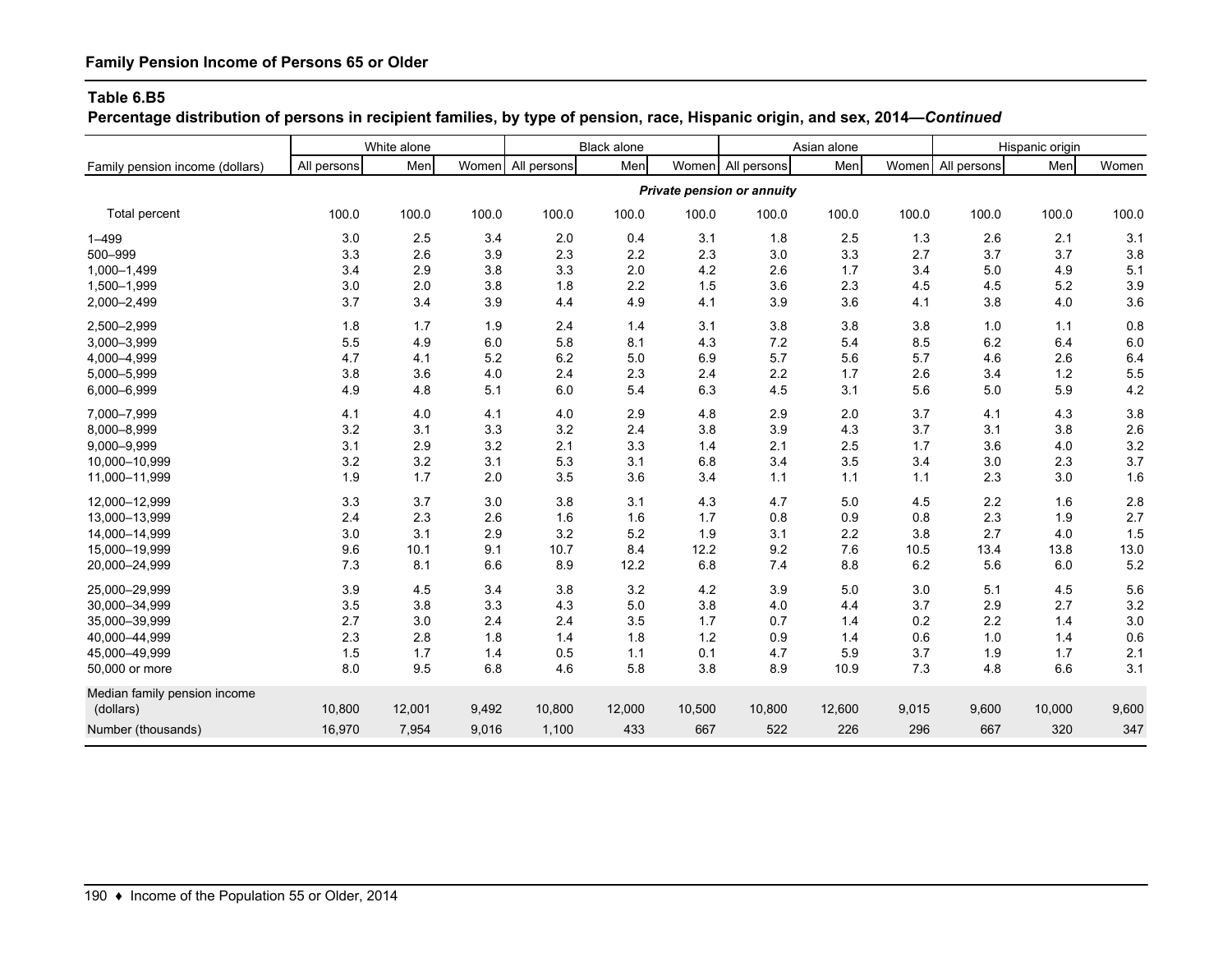**Family Pension Income of Persons 65 or Older**

**Table 6.B5**

**Percentage distribution of persons in recipient families, by type of pension, race, Hispanic origin, and sex, 2014—*Continued***

| Family pension income (dollars) | White alone | | | Black alone | | | Asian alone | | | Hispanic origin | | |
|---|---|---|---|---|---|---|---|---|---|---|---|---|
| | All persons | Men | Women | All persons | Men | Women | All persons | Men | Women | All persons | Men | Women |
| | | | | | | | ***Private pension or annuity*** | | | | | |
| Total percent | 100.0 | 100.0 | 100.0 | 100.0 | 100.0 | 100.0 | 100.0 | 100.0 | 100.0 | 100.0 | 100.0 | 100.0 |
| 1–499 | 3.0 | 2.5 | 3.4 | 2.0 | 0.4 | 3.1 | 1.8 | 2.5 | 1.3 | 2.6 | 2.1 | 3.1 |
| 500–999 | 3.3 | 2.6 | 3.9 | 2.3 | 2.2 | 2.3 | 3.0 | 3.3 | 2.7 | 3.7 | 3.7 | 3.8 |
| 1,000–1,499 | 3.4 | 2.9 | 3.8 | 3.3 | 2.0 | 4.2 | 2.6 | 1.7 | 3.4 | 5.0 | 4.9 | 5.1 |
| 1,500–1,999 | 3.0 | 2.0 | 3.8 | 1.8 | 2.2 | 1.5 | 3.6 | 2.3 | 4.5 | 4.5 | 5.2 | 3.9 |
| 2,000–2,499 | 3.7 | 3.4 | 3.9 | 4.4 | 4.9 | 4.1 | 3.9 | 3.6 | 4.1 | 3.8 | 4.0 | 3.6 |
| 2,500–2,999 | 1.8 | 1.7 | 1.9 | 2.4 | 1.4 | 3.1 | 3.8 | 3.8 | 3.8 | 1.0 | 1.1 | 0.8 |
| 3,000–3,999 | 5.5 | 4.9 | 6.0 | 5.8 | 8.1 | 4.3 | 7.2 | 5.4 | 8.5 | 6.2 | 6.4 | 6.0 |
| 4,000–4,999 | 4.7 | 4.1 | 5.2 | 6.2 | 5.0 | 6.9 | 5.7 | 5.6 | 5.7 | 4.6 | 2.6 | 6.4 |
| 5,000–5,999 | 3.8 | 3.6 | 4.0 | 2.4 | 2.3 | 2.4 | 2.2 | 1.7 | 2.6 | 3.4 | 1.2 | 5.5 |
| 6,000–6,999 | 4.9 | 4.8 | 5.1 | 6.0 | 5.4 | 6.3 | 4.5 | 3.1 | 5.6 | 5.0 | 5.9 | 4.2 |
| 7,000–7,999 | 4.1 | 4.0 | 4.1 | 4.0 | 2.9 | 4.8 | 2.9 | 2.0 | 3.7 | 4.1 | 4.3 | 3.8 |
| 8,000–8,999 | 3.2 | 3.1 | 3.3 | 3.2 | 2.4 | 3.8 | 3.9 | 4.3 | 3.7 | 3.1 | 3.8 | 2.6 |
| 9,000–9,999 | 3.1 | 2.9 | 3.2 | 2.1 | 3.3 | 1.4 | 2.1 | 2.5 | 1.7 | 3.6 | 4.0 | 3.2 |
| 10,000–10,999 | 3.2 | 3.2 | 3.1 | 5.3 | 3.1 | 6.8 | 3.4 | 3.5 | 3.4 | 3.0 | 2.3 | 3.7 |
| 11,000–11,999 | 1.9 | 1.7 | 2.0 | 3.5 | 3.6 | 3.4 | 1.1 | 1.1 | 1.1 | 2.3 | 3.0 | 1.6 |
| 12,000–12,999 | 3.3 | 3.7 | 3.0 | 3.8 | 3.1 | 4.3 | 4.7 | 5.0 | 4.5 | 2.2 | 1.6 | 2.8 |
| 13,000–13,999 | 2.4 | 2.3 | 2.6 | 1.6 | 1.6 | 1.7 | 0.8 | 0.9 | 0.8 | 2.3 | 1.9 | 2.7 |
| 14,000–14,999 | 3.0 | 3.1 | 2.9 | 3.2 | 5.2 | 1.9 | 3.1 | 2.2 | 3.8 | 2.7 | 4.0 | 1.5 |
| 15,000–19,999 | 9.6 | 10.1 | 9.1 | 10.7 | 8.4 | 12.2 | 9.2 | 7.6 | 10.5 | 13.4 | 13.8 | 13.0 |
| 20,000–24,999 | 7.3 | 8.1 | 6.6 | 8.9 | 12.2 | 6.8 | 7.4 | 8.8 | 6.2 | 5.6 | 6.0 | 5.2 |
| 25,000–29,999 | 3.9 | 4.5 | 3.4 | 3.8 | 3.2 | 4.2 | 3.9 | 5.0 | 3.0 | 5.1 | 4.5 | 5.6 |
| 30,000–34,999 | 3.5 | 3.8 | 3.3 | 4.3 | 5.0 | 3.8 | 4.0 | 4.4 | 3.7 | 2.9 | 2.7 | 3.2 |
| 35,000–39,999 | 2.7 | 3.0 | 2.4 | 2.4 | 3.5 | 1.7 | 0.7 | 1.4 | 0.2 | 2.2 | 1.4 | 3.0 |
| 40,000–44,999 | 2.3 | 2.8 | 1.8 | 1.4 | 1.8 | 1.2 | 0.9 | 1.4 | 0.6 | 1.0 | 1.4 | 0.6 |
| 45,000–49,999 | 1.5 | 1.7 | 1.4 | 0.5 | 1.1 | 0.1 | 4.7 | 5.9 | 3.7 | 1.9 | 1.7 | 2.1 |
| 50,000 or more | 8.0 | 9.5 | 6.8 | 4.6 | 5.8 | 3.8 | 8.9 | 10.9 | 7.3 | 4.8 | 6.6 | 3.1 |
| Median family pension income (dollars) | 10,800 | 12,001 | 9,492 | 10,800 | 12,000 | 10,500 | 10,800 | 12,600 | 9,015 | 9,600 | 10,000 | 9,600 |
| Number (thousands) | 16,970 | 7,954 | 9,016 | 1,100 | 433 | 667 | 522 | 226 | 296 | 667 | 320 | 347 |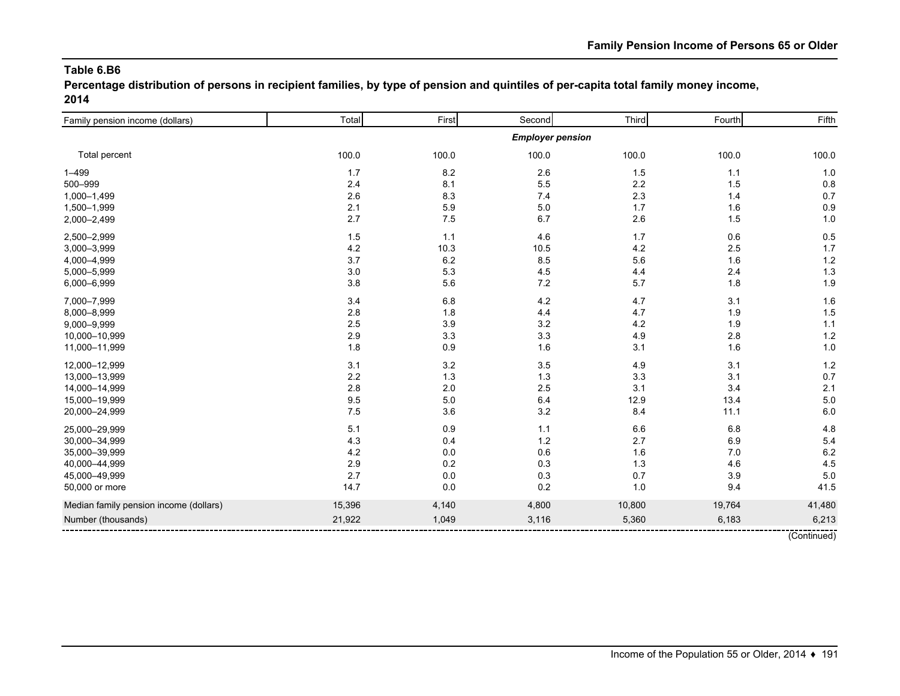## Table 6.B6

**Percentage distribution of persons in recipient families, by type of pension and quintiles of per-capita total family money income, 2014**

| Family pension income (dollars) | Total | First | Second | Third | Fourth | Fifth |
|---|---|---|---|---|---|---|
| | | | ***Employer pension*** | | | |
| Total percent | 100.0 | 100.0 | 100.0 | 100.0 | 100.0 | 100.0 |
| 1–499 | 1.7 | 8.2 | 2.6 | 1.5 | 1.1 | 1.0 |
| 500–999 | 2.4 | 8.1 | 5.5 | 2.2 | 1.5 | 0.8 |
| 1,000–1,499 | 2.6 | 8.3 | 7.4 | 2.3 | 1.4 | 0.7 |
| 1,500–1,999 | 2.1 | 5.9 | 5.0 | 1.7 | 1.6 | 0.9 |
| 2,000–2,499 | 2.7 | 7.5 | 6.7 | 2.6 | 1.5 | 1.0 |
| 2,500–2,999 | 1.5 | 1.1 | 4.6 | 1.7 | 0.6 | 0.5 |
| 3,000–3,999 | 4.2 | 10.3 | 10.5 | 4.2 | 2.5 | 1.7 |
| 4,000–4,999 | 3.7 | 6.2 | 8.5 | 5.6 | 1.6 | 1.2 |
| 5,000–5,999 | 3.0 | 5.3 | 4.5 | 4.4 | 2.4 | 1.3 |
| 6,000–6,999 | 3.8 | 5.6 | 7.2 | 5.7 | 1.8 | 1.9 |
| 7,000–7,999 | 3.4 | 6.8 | 4.2 | 4.7 | 3.1 | 1.6 |
| 8,000–8,999 | 2.8 | 1.8 | 4.4 | 4.7 | 1.9 | 1.5 |
| 9,000–9,999 | 2.5 | 3.9 | 3.2 | 4.2 | 1.9 | 1.1 |
| 10,000–10,999 | 2.9 | 3.3 | 3.3 | 4.9 | 2.8 | 1.2 |
| 11,000–11,999 | 1.8 | 0.9 | 1.6 | 3.1 | 1.6 | 1.0 |
| 12,000–12,999 | 3.1 | 3.2 | 3.5 | 4.9 | 3.1 | 1.2 |
| 13,000–13,999 | 2.2 | 1.3 | 1.3 | 3.3 | 3.1 | 0.7 |
| 14,000–14,999 | 2.8 | 2.0 | 2.5 | 3.1 | 3.4 | 2.1 |
| 15,000–19,999 | 9.5 | 5.0 | 6.4 | 12.9 | 13.4 | 5.0 |
| 20,000–24,999 | 7.5 | 3.6 | 3.2 | 8.4 | 11.1 | 6.0 |
| 25,000–29,999 | 5.1 | 0.9 | 1.1 | 6.6 | 6.8 | 4.8 |
| 30,000–34,999 | 4.3 | 0.4 | 1.2 | 2.7 | 6.9 | 5.4 |
| 35,000–39,999 | 4.2 | 0.0 | 0.6 | 1.6 | 7.0 | 6.2 |
| 40,000–44,999 | 2.9 | 0.2 | 0.3 | 1.3 | 4.6 | 4.5 |
| 45,000–49,999 | 2.7 | 0.0 | 0.3 | 0.7 | 3.9 | 5.0 |
| 50,000 or more | 14.7 | 0.0 | 0.2 | 1.0 | 9.4 | 41.5 |
| Median family pension income (dollars) | 15,396 | 4,140 | 4,800 | 10,800 | 19,764 | 41,480 |
| Number (thousands) | 21,922 | 1,049 | 3,116 | 5,360 | 6,183 | 6,213 |

(Continued)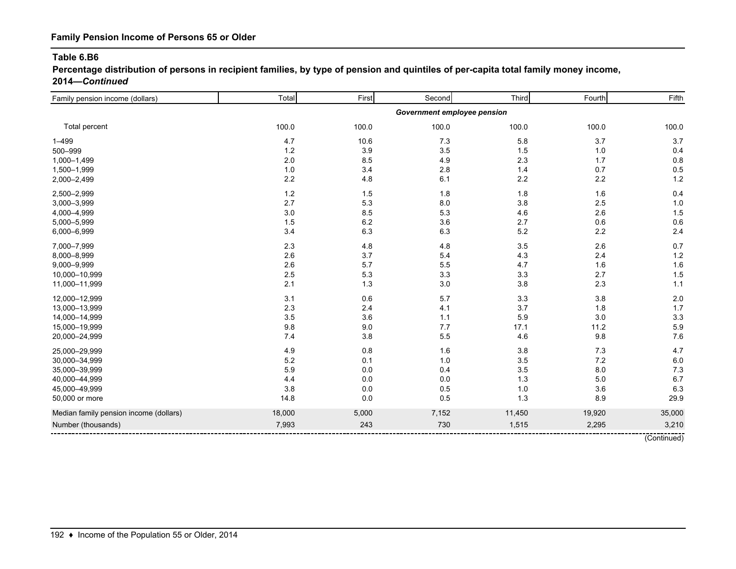## Family Pension Income of Persons 65 or Older

### Table 6.B6

**Percentage distribution of persons in recipient families, by type of pension and quintiles of per-capita total family money income, 2014—*Continued***

| Family pension income (dollars) | Total | First | Second | Third | Fourth | Fifth |
|---|---|---|---|---|---|---|
| | | | ***Government employee pension*** | | | |
| Total percent | 100.0 | 100.0 | 100.0 | 100.0 | 100.0 | 100.0 |
| 1–499 | 4.7 | 10.6 | 7.3 | 5.8 | 3.7 | 3.7 |
| 500–999 | 1.2 | 3.9 | 3.5 | 1.5 | 1.0 | 0.4 |
| 1,000–1,499 | 2.0 | 8.5 | 4.9 | 2.3 | 1.7 | 0.8 |
| 1,500–1,999 | 1.0 | 3.4 | 2.8 | 1.4 | 0.7 | 0.5 |
| 2,000–2,499 | 2.2 | 4.8 | 6.1 | 2.2 | 2.2 | 1.2 |
| 2,500–2,999 | 1.2 | 1.5 | 1.8 | 1.8 | 1.6 | 0.4 |
| 3,000–3,999 | 2.7 | 5.3 | 8.0 | 3.8 | 2.5 | 1.0 |
| 4,000–4,999 | 3.0 | 8.5 | 5.3 | 4.6 | 2.6 | 1.5 |
| 5,000–5,999 | 1.5 | 6.2 | 3.6 | 2.7 | 0.6 | 0.6 |
| 6,000–6,999 | 3.4 | 6.3 | 6.3 | 5.2 | 2.2 | 2.4 |
| 7,000–7,999 | 2.3 | 4.8 | 4.8 | 3.5 | 2.6 | 0.7 |
| 8,000–8,999 | 2.6 | 3.7 | 5.4 | 4.3 | 2.4 | 1.2 |
| 9,000–9,999 | 2.6 | 5.7 | 5.5 | 4.7 | 1.6 | 1.6 |
| 10,000–10,999 | 2.5 | 5.3 | 3.3 | 3.3 | 2.7 | 1.5 |
| 11,000–11,999 | 2.1 | 1.3 | 3.0 | 3.8 | 2.3 | 1.1 |
| 12,000–12,999 | 3.1 | 0.6 | 5.7 | 3.3 | 3.8 | 2.0 |
| 13,000–13,999 | 2.3 | 2.4 | 4.1 | 3.7 | 1.8 | 1.7 |
| 14,000–14,999 | 3.5 | 3.6 | 1.1 | 5.9 | 3.0 | 3.3 |
| 15,000–19,999 | 9.8 | 9.0 | 7.7 | 17.1 | 11.2 | 5.9 |
| 20,000–24,999 | 7.4 | 3.8 | 5.5 | 4.6 | 9.8 | 7.6 |
| 25,000–29,999 | 4.9 | 0.8 | 1.6 | 3.8 | 7.3 | 4.7 |
| 30,000–34,999 | 5.2 | 0.1 | 1.0 | 3.5 | 7.2 | 6.0 |
| 35,000–39,999 | 5.9 | 0.0 | 0.4 | 3.5 | 8.0 | 7.3 |
| 40,000–44,999 | 4.4 | 0.0 | 0.0 | 1.3 | 5.0 | 6.7 |
| 45,000–49,999 | 3.8 | 0.0 | 0.5 | 1.0 | 3.6 | 6.3 |
| 50,000 or more | 14.8 | 0.0 | 0.5 | 1.3 | 8.9 | 29.9 |
| Median family pension income (dollars) | 18,000 | 5,000 | 7,152 | 11,450 | 19,920 | 35,000 |
| Number (thousands) | 7,993 | 243 | 730 | 1,515 | 2,295 | 3,210 |

(Continued)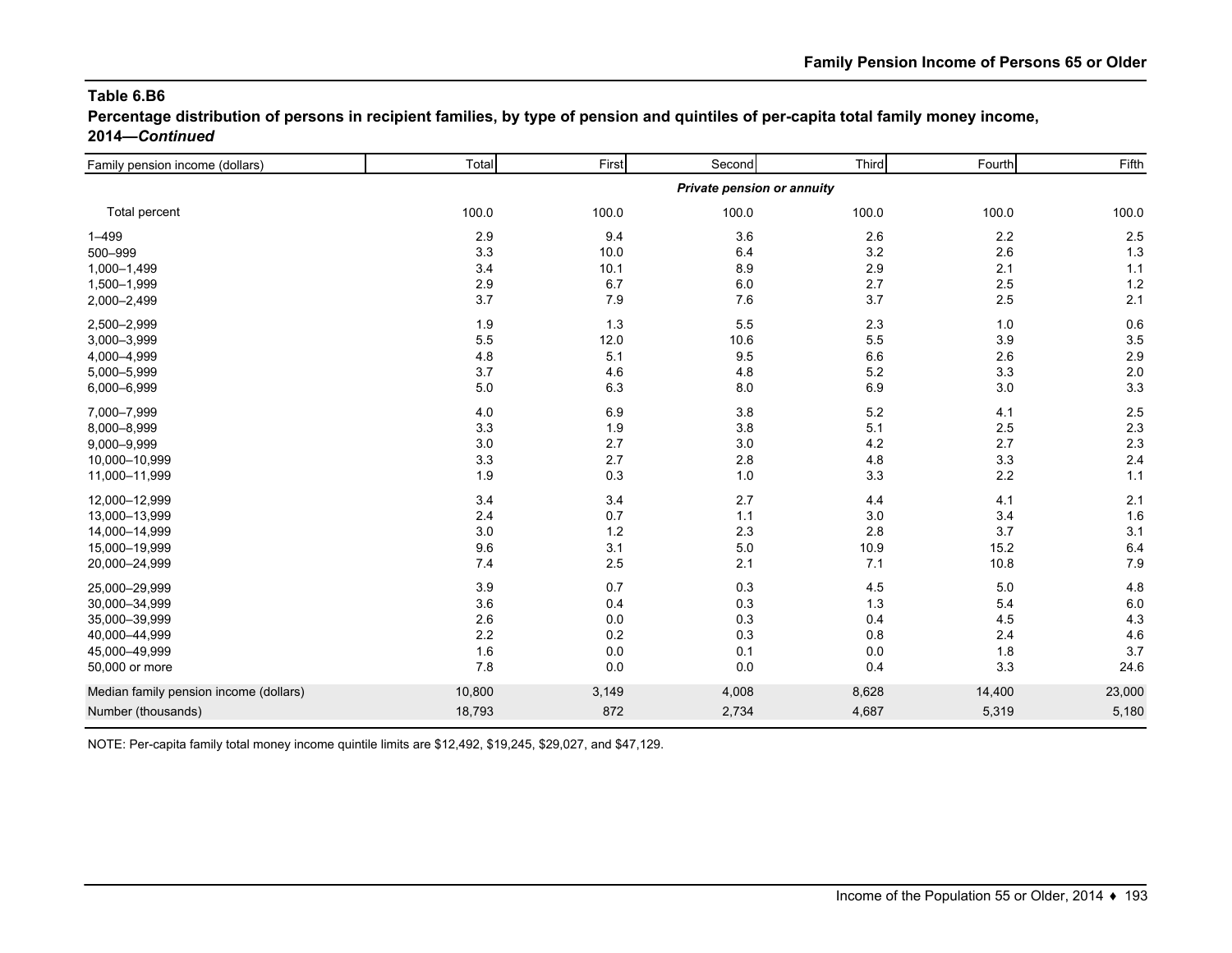## Table 6.B6

**Percentage distribution of persons in recipient families, by type of pension and quintiles of per-capita total family money income, 2014—*Continued***

| Family pension income (dollars) | Total | First | Second | Third | Fourth | Fifth |
|---|---|---|---|---|---|---|
| | | | *Private pension or annuity* | | | |
| Total percent | 100.0 | 100.0 | 100.0 | 100.0 | 100.0 | 100.0 |
| 1–499 | 2.9 | 9.4 | 3.6 | 2.6 | 2.2 | 2.5 |
| 500–999 | 3.3 | 10.0 | 6.4 | 3.2 | 2.6 | 1.3 |
| 1,000–1,499 | 3.4 | 10.1 | 8.9 | 2.9 | 2.1 | 1.1 |
| 1,500–1,999 | 2.9 | 6.7 | 6.0 | 2.7 | 2.5 | 1.2 |
| 2,000–2,499 | 3.7 | 7.9 | 7.6 | 3.7 | 2.5 | 2.1 |
| 2,500–2,999 | 1.9 | 1.3 | 5.5 | 2.3 | 1.0 | 0.6 |
| 3,000–3,999 | 5.5 | 12.0 | 10.6 | 5.5 | 3.9 | 3.5 |
| 4,000–4,999 | 4.8 | 5.1 | 9.5 | 6.6 | 2.6 | 2.9 |
| 5,000–5,999 | 3.7 | 4.6 | 4.8 | 5.2 | 3.3 | 2.0 |
| 6,000–6,999 | 5.0 | 6.3 | 8.0 | 6.9 | 3.0 | 3.3 |
| 7,000–7,999 | 4.0 | 6.9 | 3.8 | 5.2 | 4.1 | 2.5 |
| 8,000–8,999 | 3.3 | 1.9 | 3.8 | 5.1 | 2.5 | 2.3 |
| 9,000–9,999 | 3.0 | 2.7 | 3.0 | 4.2 | 2.7 | 2.3 |
| 10,000–10,999 | 3.3 | 2.7 | 2.8 | 4.8 | 3.3 | 2.4 |
| 11,000–11,999 | 1.9 | 0.3 | 1.0 | 3.3 | 2.2 | 1.1 |
| 12,000–12,999 | 3.4 | 3.4 | 2.7 | 4.4 | 4.1 | 2.1 |
| 13,000–13,999 | 2.4 | 0.7 | 1.1 | 3.0 | 3.4 | 1.6 |
| 14,000–14,999 | 3.0 | 1.2 | 2.3 | 2.8 | 3.7 | 3.1 |
| 15,000–19,999 | 9.6 | 3.1 | 5.0 | 10.9 | 15.2 | 6.4 |
| 20,000–24,999 | 7.4 | 2.5 | 2.1 | 7.1 | 10.8 | 7.9 |
| 25,000–29,999 | 3.9 | 0.7 | 0.3 | 4.5 | 5.0 | 4.8 |
| 30,000–34,999 | 3.6 | 0.4 | 0.3 | 1.3 | 5.4 | 6.0 |
| 35,000–39,999 | 2.6 | 0.0 | 0.3 | 0.4 | 4.5 | 4.3 |
| 40,000–44,999 | 2.2 | 0.2 | 0.3 | 0.8 | 2.4 | 4.6 |
| 45,000–49,999 | 1.6 | 0.0 | 0.1 | 0.0 | 1.8 | 3.7 |
| 50,000 or more | 7.8 | 0.0 | 0.0 | 0.4 | 3.3 | 24.6 |
| Median family pension income (dollars) | 10,800 | 3,149 | 4,008 | 8,628 | 14,400 | 23,000 |
| Number (thousands) | 18,793 | 872 | 2,734 | 4,687 | 5,319 | 5,180 |

NOTE: Per-capita family total money income quintile limits are $12,492, $19,245, $29,027, and $47,129.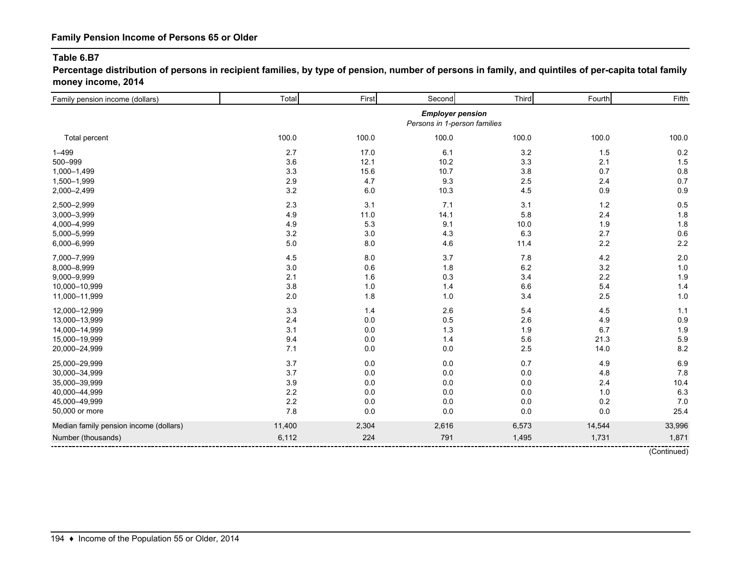## Family Pension Income of Persons 65 or Older

### Table 6.B7

**Percentage distribution of persons in recipient families, by type of pension, number of persons in family, and quintiles of per-capita total family money income, 2014**

| Family pension income (dollars) | Total | First | Second | Third | Fourth | Fifth |
|---|---|---|---|---|---|---|
| | ***Employer pension*** | | | | | |
| | *Persons in 1-person families* | | | | | |
| Total percent | 100.0 | 100.0 | 100.0 | 100.0 | 100.0 | 100.0 |
| 1–499 | 2.7 | 17.0 | 6.1 | 3.2 | 1.5 | 0.2 |
| 500–999 | 3.6 | 12.1 | 10.2 | 3.3 | 2.1 | 1.5 |
| 1,000–1,499 | 3.3 | 15.6 | 10.7 | 3.8 | 0.7 | 0.8 |
| 1,500–1,999 | 2.9 | 4.7 | 9.3 | 2.5 | 2.4 | 0.7 |
| 2,000–2,499 | 3.2 | 6.0 | 10.3 | 4.5 | 0.9 | 0.9 |
| 2,500–2,999 | 2.3 | 3.1 | 7.1 | 3.1 | 1.2 | 0.5 |
| 3,000–3,999 | 4.9 | 11.0 | 14.1 | 5.8 | 2.4 | 1.8 |
| 4,000–4,999 | 4.9 | 5.3 | 9.1 | 10.0 | 1.9 | 1.8 |
| 5,000–5,999 | 3.2 | 3.0 | 4.3 | 6.3 | 2.7 | 0.6 |
| 6,000–6,999 | 5.0 | 8.0 | 4.6 | 11.4 | 2.2 | 2.2 |
| 7,000–7,999 | 4.5 | 8.0 | 3.7 | 7.8 | 4.2 | 2.0 |
| 8,000–8,999 | 3.0 | 0.6 | 1.8 | 6.2 | 3.2 | 1.0 |
| 9,000–9,999 | 2.1 | 1.6 | 0.3 | 3.4 | 2.2 | 1.9 |
| 10,000–10,999 | 3.8 | 1.0 | 1.4 | 6.6 | 5.4 | 1.4 |
| 11,000–11,999 | 2.0 | 1.8 | 1.0 | 3.4 | 2.5 | 1.0 |
| 12,000–12,999 | 3.3 | 1.4 | 2.6 | 5.4 | 4.5 | 1.1 |
| 13,000–13,999 | 2.4 | 0.0 | 0.5 | 2.6 | 4.9 | 0.9 |
| 14,000–14,999 | 3.1 | 0.0 | 1.3 | 1.9 | 6.7 | 1.9 |
| 15,000–19,999 | 9.4 | 0.0 | 1.4 | 5.6 | 21.3 | 5.9 |
| 20,000–24,999 | 7.1 | 0.0 | 0.0 | 2.5 | 14.0 | 8.2 |
| 25,000–29,999 | 3.7 | 0.0 | 0.0 | 0.7 | 4.9 | 6.9 |
| 30,000–34,999 | 3.7 | 0.0 | 0.0 | 0.0 | 4.8 | 7.8 |
| 35,000–39,999 | 3.9 | 0.0 | 0.0 | 0.0 | 2.4 | 10.4 |
| 40,000–44,999 | 2.2 | 0.0 | 0.0 | 0.0 | 1.0 | 6.3 |
| 45,000–49,999 | 2.2 | 0.0 | 0.0 | 0.0 | 0.2 | 7.0 |
| 50,000 or more | 7.8 | 0.0 | 0.0 | 0.0 | 0.0 | 25.4 |
| Median family pension income (dollars) | 11,400 | 2,304 | 2,616 | 6,573 | 14,544 | 33,996 |
| Number (thousands) | 6,112 | 224 | 791 | 1,495 | 1,731 | 1,871 |

(Continued)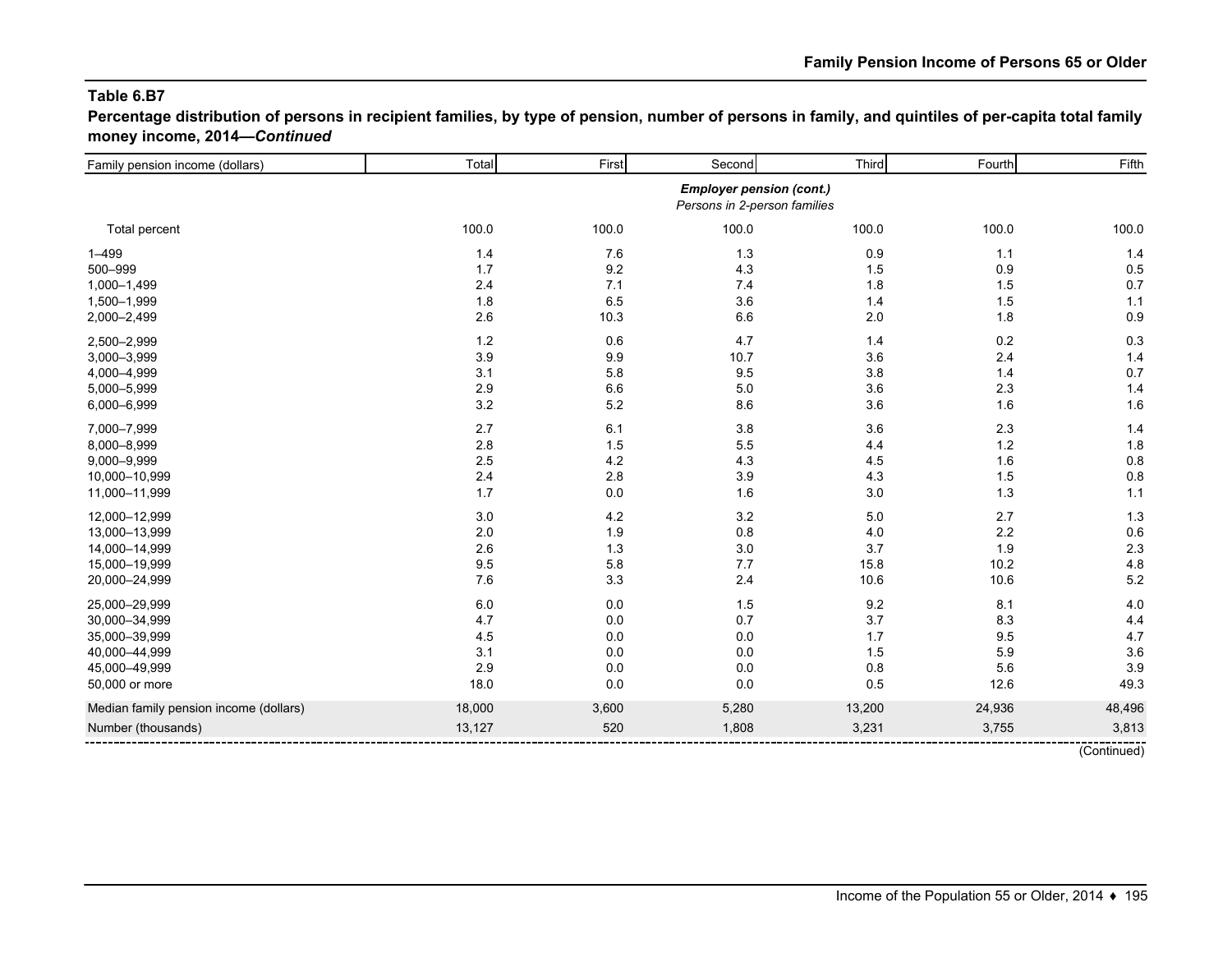## Table 6.B7

**Percentage distribution of persons in recipient families, by type of pension, number of persons in family, and quintiles of per-capita total family money income, 2014—*Continued***

| Family pension income (dollars) | Total | First | Second | Third | Fourth | Fifth |
|---|---|---|---|---|---|---|
| | ***Employer pension (cont.)*** *Persons in 2-person families* | | | | | |
| Total percent | 100.0 | 100.0 | 100.0 | 100.0 | 100.0 | 100.0 |
| 1–499 | 1.4 | 7.6 | 1.3 | 0.9 | 1.1 | 1.4 |
| 500–999 | 1.7 | 9.2 | 4.3 | 1.5 | 0.9 | 0.5 |
| 1,000–1,499 | 2.4 | 7.1 | 7.4 | 1.8 | 1.5 | 0.7 |
| 1,500–1,999 | 1.8 | 6.5 | 3.6 | 1.4 | 1.5 | 1.1 |
| 2,000–2,499 | 2.6 | 10.3 | 6.6 | 2.0 | 1.8 | 0.9 |
| 2,500–2,999 | 1.2 | 0.6 | 4.7 | 1.4 | 0.2 | 0.3 |
| 3,000–3,999 | 3.9 | 9.9 | 10.7 | 3.6 | 2.4 | 1.4 |
| 4,000–4,999 | 3.1 | 5.8 | 9.5 | 3.8 | 1.4 | 0.7 |
| 5,000–5,999 | 2.9 | 6.6 | 5.0 | 3.6 | 2.3 | 1.4 |
| 6,000–6,999 | 3.2 | 5.2 | 8.6 | 3.6 | 1.6 | 1.6 |
| 7,000–7,999 | 2.7 | 6.1 | 3.8 | 3.6 | 2.3 | 1.4 |
| 8,000–8,999 | 2.8 | 1.5 | 5.5 | 4.4 | 1.2 | 1.8 |
| 9,000–9,999 | 2.5 | 4.2 | 4.3 | 4.5 | 1.6 | 0.8 |
| 10,000–10,999 | 2.4 | 2.8 | 3.9 | 4.3 | 1.5 | 0.8 |
| 11,000–11,999 | 1.7 | 0.0 | 1.6 | 3.0 | 1.3 | 1.1 |
| 12,000–12,999 | 3.0 | 4.2 | 3.2 | 5.0 | 2.7 | 1.3 |
| 13,000–13,999 | 2.0 | 1.9 | 0.8 | 4.0 | 2.2 | 0.6 |
| 14,000–14,999 | 2.6 | 1.3 | 3.0 | 3.7 | 1.9 | 2.3 |
| 15,000–19,999 | 9.5 | 5.8 | 7.7 | 15.8 | 10.2 | 4.8 |
| 20,000–24,999 | 7.6 | 3.3 | 2.4 | 10.6 | 10.6 | 5.2 |
| 25,000–29,999 | 6.0 | 0.0 | 1.5 | 9.2 | 8.1 | 4.0 |
| 30,000–34,999 | 4.7 | 0.0 | 0.7 | 3.7 | 8.3 | 4.4 |
| 35,000–39,999 | 4.5 | 0.0 | 0.0 | 1.7 | 9.5 | 4.7 |
| 40,000–44,999 | 3.1 | 0.0 | 0.0 | 1.5 | 5.9 | 3.6 |
| 45,000–49,999 | 2.9 | 0.0 | 0.0 | 0.8 | 5.6 | 3.9 |
| 50,000 or more | 18.0 | 0.0 | 0.0 | 0.5 | 12.6 | 49.3 |
| Median family pension income (dollars) | 18,000 | 3,600 | 5,280 | 13,200 | 24,936 | 48,496 |
| Number (thousands) | 13,127 | 520 | 1,808 | 3,231 | 3,755 | 3,813 |

(Continued)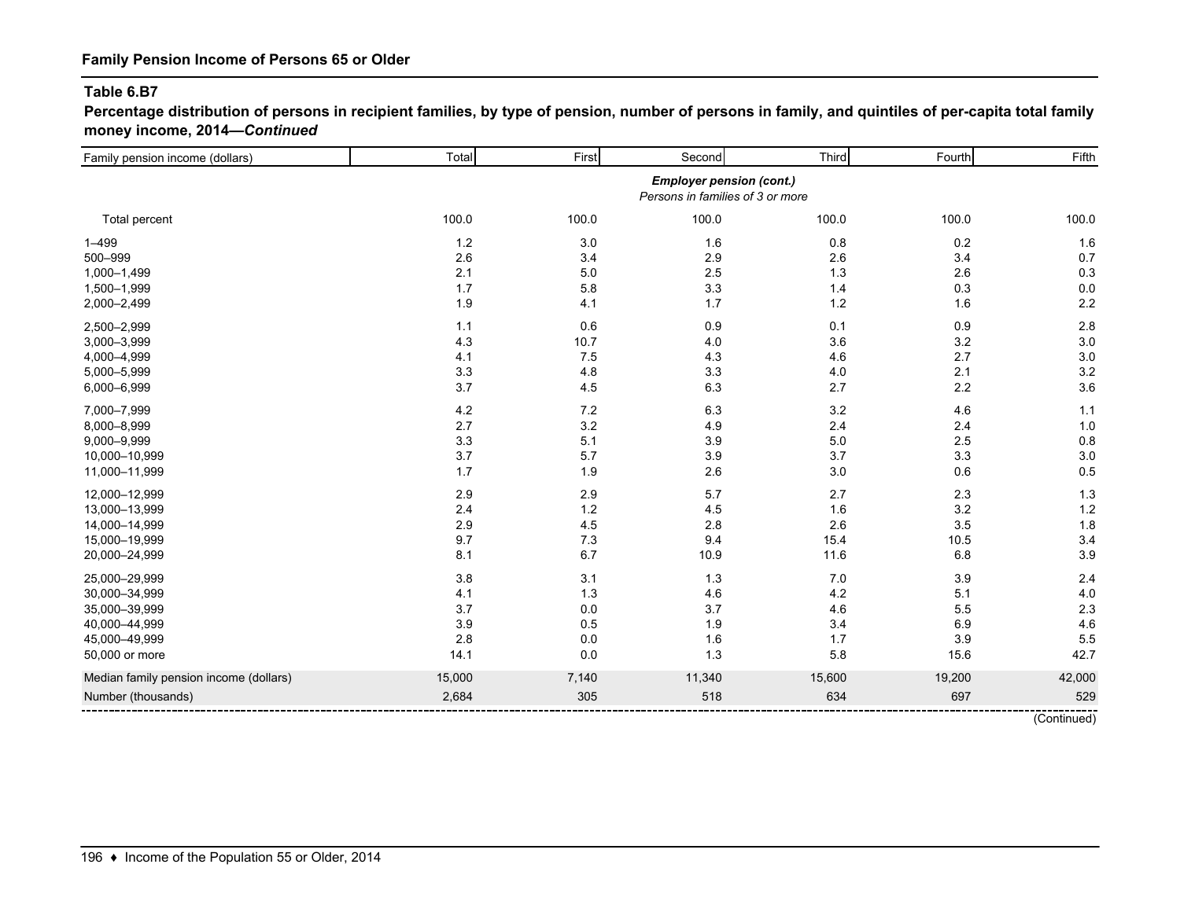## Family Pension Income of Persons 65 or Older

### Table 6.B7

**Percentage distribution of persons in recipient families, by type of pension, number of persons in family, and quintiles of per-capita total family money income, 2014—*Continued***

| Family pension income (dollars) | Total | First | Second | Third | Fourth | Fifth |
|---|---|---|---|---|---|---|
| | | | ***Employer pension (cont.)*** *Persons in families of 3 or more* | | | |
| Total percent | 100.0 | 100.0 | 100.0 | 100.0 | 100.0 | 100.0 |
| 1–499 | 1.2 | 3.0 | 1.6 | 0.8 | 0.2 | 1.6 |
| 500–999 | 2.6 | 3.4 | 2.9 | 2.6 | 3.4 | 0.7 |
| 1,000–1,499 | 2.1 | 5.0 | 2.5 | 1.3 | 2.6 | 0.3 |
| 1,500–1,999 | 1.7 | 5.8 | 3.3 | 1.4 | 0.3 | 0.0 |
| 2,000–2,499 | 1.9 | 4.1 | 1.7 | 1.2 | 1.6 | 2.2 |
| 2,500–2,999 | 1.1 | 0.6 | 0.9 | 0.1 | 0.9 | 2.8 |
| 3,000–3,999 | 4.3 | 10.7 | 4.0 | 3.6 | 3.2 | 3.0 |
| 4,000–4,999 | 4.1 | 7.5 | 4.3 | 4.6 | 2.7 | 3.0 |
| 5,000–5,999 | 3.3 | 4.8 | 3.3 | 4.0 | 2.1 | 3.2 |
| 6,000–6,999 | 3.7 | 4.5 | 6.3 | 2.7 | 2.2 | 3.6 |
| 7,000–7,999 | 4.2 | 7.2 | 6.3 | 3.2 | 4.6 | 1.1 |
| 8,000–8,999 | 2.7 | 3.2 | 4.9 | 2.4 | 2.4 | 1.0 |
| 9,000–9,999 | 3.3 | 5.1 | 3.9 | 5.0 | 2.5 | 0.8 |
| 10,000–10,999 | 3.7 | 5.7 | 3.9 | 3.7 | 3.3 | 3.0 |
| 11,000–11,999 | 1.7 | 1.9 | 2.6 | 3.0 | 0.6 | 0.5 |
| 12,000–12,999 | 2.9 | 2.9 | 5.7 | 2.7 | 2.3 | 1.3 |
| 13,000–13,999 | 2.4 | 1.2 | 4.5 | 1.6 | 3.2 | 1.2 |
| 14,000–14,999 | 2.9 | 4.5 | 2.8 | 2.6 | 3.5 | 1.8 |
| 15,000–19,999 | 9.7 | 7.3 | 9.4 | 15.4 | 10.5 | 3.4 |
| 20,000–24,999 | 8.1 | 6.7 | 10.9 | 11.6 | 6.8 | 3.9 |
| 25,000–29,999 | 3.8 | 3.1 | 1.3 | 7.0 | 3.9 | 2.4 |
| 30,000–34,999 | 4.1 | 1.3 | 4.6 | 4.2 | 5.1 | 4.0 |
| 35,000–39,999 | 3.7 | 0.0 | 3.7 | 4.6 | 5.5 | 2.3 |
| 40,000–44,999 | 3.9 | 0.5 | 1.9 | 3.4 | 6.9 | 4.6 |
| 45,000–49,999 | 2.8 | 0.0 | 1.6 | 1.7 | 3.9 | 5.5 |
| 50,000 or more | 14.1 | 0.0 | 1.3 | 5.8 | 15.6 | 42.7 |
| Median family pension income (dollars) | 15,000 | 7,140 | 11,340 | 15,600 | 19,200 | 42,000 |
| Number (thousands) | 2,684 | 305 | 518 | 634 | 697 | 529 |

(Continued)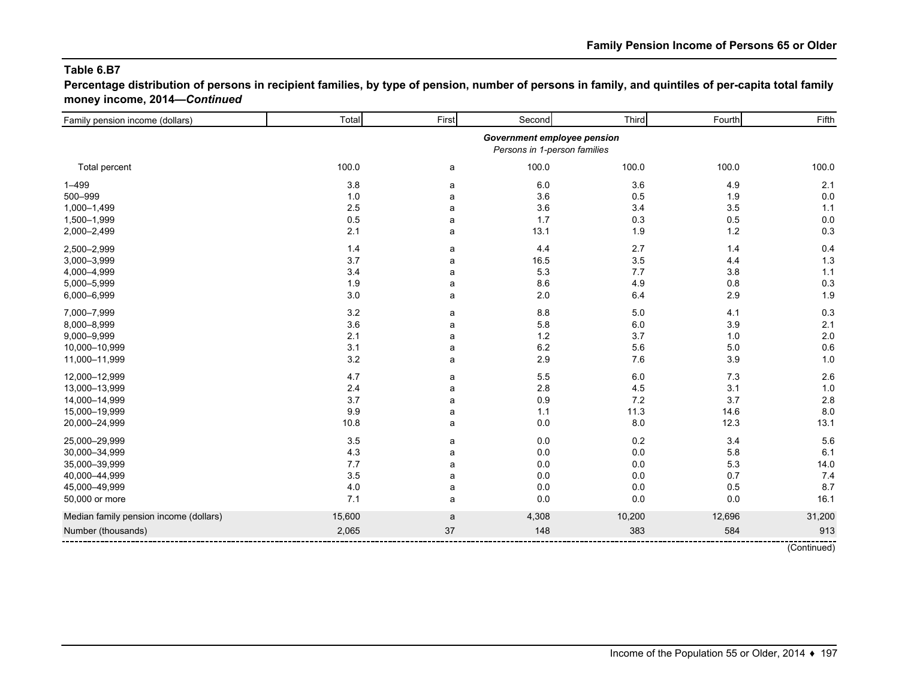**Table 6.B7**

**Percentage distribution of persons in recipient families, by type of pension, number of persons in family, and quintiles of per-capita total family money income, 2014—*Continued***

| Family pension income (dollars) | Total | First | Second | Third | Fourth | Fifth |
|---|---|---|---|---|---|---|
| | | | ***Government employee pension*** *Persons in 1-person families* | | | |
| Total percent | 100.0 | a | 100.0 | 100.0 | 100.0 | 100.0 |
| 1–499 | 3.8 | a | 6.0 | 3.6 | 4.9 | 2.1 |
| 500–999 | 1.0 | a | 3.6 | 0.5 | 1.9 | 0.0 |
| 1,000–1,499 | 2.5 | a | 3.6 | 3.4 | 3.5 | 1.1 |
| 1,500–1,999 | 0.5 | a | 1.7 | 0.3 | 0.5 | 0.0 |
| 2,000–2,499 | 2.1 | a | 13.1 | 1.9 | 1.2 | 0.3 |
| 2,500–2,999 | 1.4 | a | 4.4 | 2.7 | 1.4 | 0.4 |
| 3,000–3,999 | 3.7 | a | 16.5 | 3.5 | 4.4 | 1.3 |
| 4,000–4,999 | 3.4 | a | 5.3 | 7.7 | 3.8 | 1.1 |
| 5,000–5,999 | 1.9 | a | 8.6 | 4.9 | 0.8 | 0.3 |
| 6,000–6,999 | 3.0 | a | 2.0 | 6.4 | 2.9 | 1.9 |
| 7,000–7,999 | 3.2 | a | 8.8 | 5.0 | 4.1 | 0.3 |
| 8,000–8,999 | 3.6 | a | 5.8 | 6.0 | 3.9 | 2.1 |
| 9,000–9,999 | 2.1 | a | 1.2 | 3.7 | 1.0 | 2.0 |
| 10,000–10,999 | 3.1 | a | 6.2 | 5.6 | 5.0 | 0.6 |
| 11,000–11,999 | 3.2 | a | 2.9 | 7.6 | 3.9 | 1.0 |
| 12,000–12,999 | 4.7 | a | 5.5 | 6.0 | 7.3 | 2.6 |
| 13,000–13,999 | 2.4 | a | 2.8 | 4.5 | 3.1 | 1.0 |
| 14,000–14,999 | 3.7 | a | 0.9 | 7.2 | 3.7 | 2.8 |
| 15,000–19,999 | 9.9 | a | 1.1 | 11.3 | 14.6 | 8.0 |
| 20,000–24,999 | 10.8 | a | 0.0 | 8.0 | 12.3 | 13.1 |
| 25,000–29,999 | 3.5 | a | 0.0 | 0.2 | 3.4 | 5.6 |
| 30,000–34,999 | 4.3 | a | 0.0 | 0.0 | 5.8 | 6.1 |
| 35,000–39,999 | 7.7 | a | 0.0 | 0.0 | 5.3 | 14.0 |
| 40,000–44,999 | 3.5 | a | 0.0 | 0.0 | 0.7 | 7.4 |
| 45,000–49,999 | 4.0 | a | 0.0 | 0.0 | 0.5 | 8.7 |
| 50,000 or more | 7.1 | a | 0.0 | 0.0 | 0.0 | 16.1 |
| Median family pension income (dollars) | 15,600 | a | 4,308 | 10,200 | 12,696 | 31,200 |
| Number (thousands) | 2,065 | 37 | 148 | 383 | 584 | 913 |

(Continued)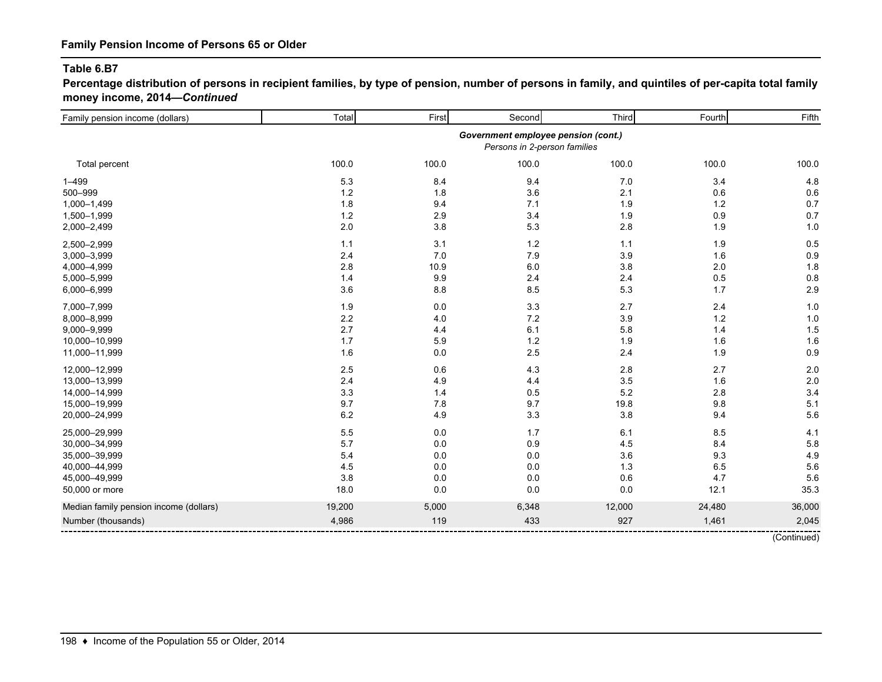## Family Pension Income of Persons 65 or Older

### Table 6.B7

**Percentage distribution of persons in recipient families, by type of pension, number of persons in family, and quintiles of per-capita total family money income, 2014—*Continued***

| Family pension income (dollars) | Total | First | Second | Third | Fourth | Fifth |
|---|---|---|---|---|---|---|
| | ***Government employee pension (cont.)*** *Persons in 2-person families* | | | | | |
| Total percent | 100.0 | 100.0 | 100.0 | 100.0 | 100.0 | 100.0 |
| 1–499 | 5.3 | 8.4 | 9.4 | 7.0 | 3.4 | 4.8 |
| 500–999 | 1.2 | 1.8 | 3.6 | 2.1 | 0.6 | 0.6 |
| 1,000–1,499 | 1.8 | 9.4 | 7.1 | 1.9 | 1.2 | 0.7 |
| 1,500–1,999 | 1.2 | 2.9 | 3.4 | 1.9 | 0.9 | 0.7 |
| 2,000–2,499 | 2.0 | 3.8 | 5.3 | 2.8 | 1.9 | 1.0 |
| 2,500–2,999 | 1.1 | 3.1 | 1.2 | 1.1 | 1.9 | 0.5 |
| 3,000–3,999 | 2.4 | 7.0 | 7.9 | 3.9 | 1.6 | 0.9 |
| 4,000–4,999 | 2.8 | 10.9 | 6.0 | 3.8 | 2.0 | 1.8 |
| 5,000–5,999 | 1.4 | 9.9 | 2.4 | 2.4 | 0.5 | 0.8 |
| 6,000–6,999 | 3.6 | 8.8 | 8.5 | 5.3 | 1.7 | 2.9 |
| 7,000–7,999 | 1.9 | 0.0 | 3.3 | 2.7 | 2.4 | 1.0 |
| 8,000–8,999 | 2.2 | 4.0 | 7.2 | 3.9 | 1.2 | 1.0 |
| 9,000–9,999 | 2.7 | 4.4 | 6.1 | 5.8 | 1.4 | 1.5 |
| 10,000–10,999 | 1.7 | 5.9 | 1.2 | 1.9 | 1.6 | 1.6 |
| 11,000–11,999 | 1.6 | 0.0 | 2.5 | 2.4 | 1.9 | 0.9 |
| 12,000–12,999 | 2.5 | 0.6 | 4.3 | 2.8 | 2.7 | 2.0 |
| 13,000–13,999 | 2.4 | 4.9 | 4.4 | 3.5 | 1.6 | 2.0 |
| 14,000–14,999 | 3.3 | 1.4 | 0.5 | 5.2 | 2.8 | 3.4 |
| 15,000–19,999 | 9.7 | 7.8 | 9.7 | 19.8 | 9.8 | 5.1 |
| 20,000–24,999 | 6.2 | 4.9 | 3.3 | 3.8 | 9.4 | 5.6 |
| 25,000–29,999 | 5.5 | 0.0 | 1.7 | 6.1 | 8.5 | 4.1 |
| 30,000–34,999 | 5.7 | 0.0 | 0.9 | 4.5 | 8.4 | 5.8 |
| 35,000–39,999 | 5.4 | 0.0 | 0.0 | 3.6 | 9.3 | 4.9 |
| 40,000–44,999 | 4.5 | 0.0 | 0.0 | 1.3 | 6.5 | 5.6 |
| 45,000–49,999 | 3.8 | 0.0 | 0.0 | 0.6 | 4.7 | 5.6 |
| 50,000 or more | 18.0 | 0.0 | 0.0 | 0.0 | 12.1 | 35.3 |
| Median family pension income (dollars) | 19,200 | 5,000 | 6,348 | 12,000 | 24,480 | 36,000 |
| Number (thousands) | 4,986 | 119 | 433 | 927 | 1,461 | 2,045 |

(Continued)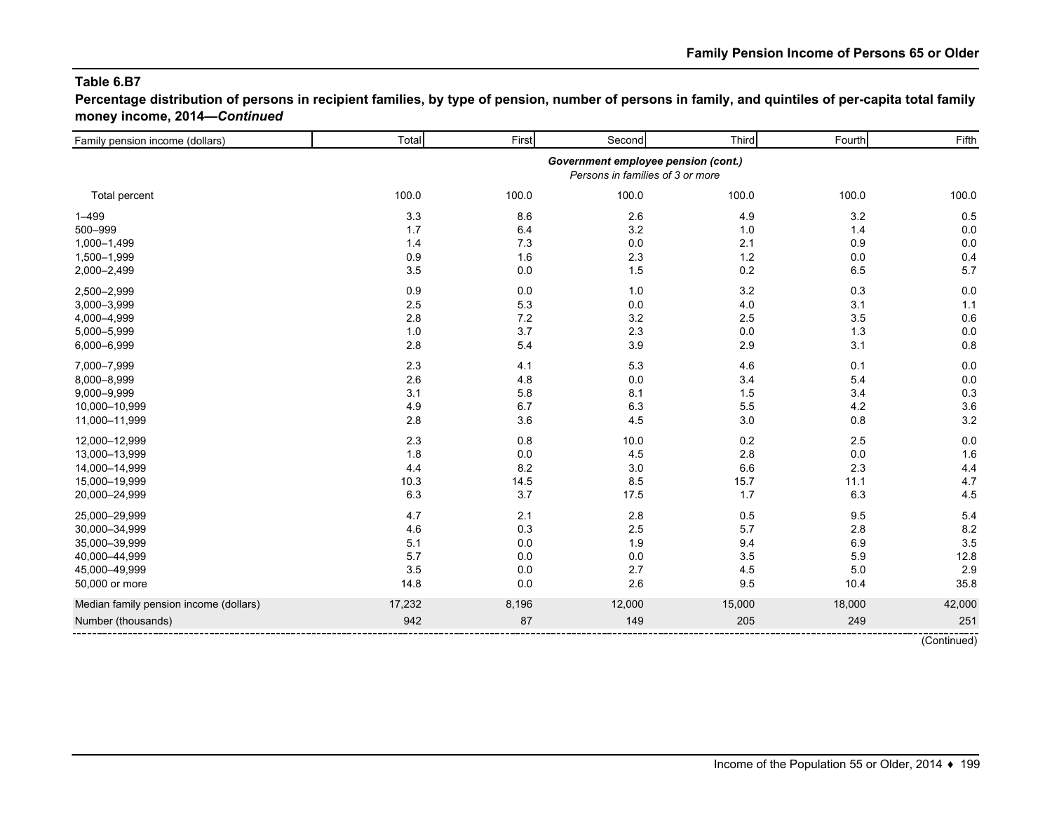## Table 6.B7

**Percentage distribution of persons in recipient families, by type of pension, number of persons in family, and quintiles of per-capita total family money income, 2014—*Continued***

| Family pension income (dollars) | Total | First | Second | Third | Fourth | Fifth |
|---|---|---|---|---|---|---|
| | ***Government employee pension (cont.)*** *Persons in families of 3 or more* | | | | | |
| Total percent | 100.0 | 100.0 | 100.0 | 100.0 | 100.0 | 100.0 |
| 1–499 | 3.3 | 8.6 | 2.6 | 4.9 | 3.2 | 0.5 |
| 500–999 | 1.7 | 6.4 | 3.2 | 1.0 | 1.4 | 0.0 |
| 1,000–1,499 | 1.4 | 7.3 | 0.0 | 2.1 | 0.9 | 0.0 |
| 1,500–1,999 | 0.9 | 1.6 | 2.3 | 1.2 | 0.0 | 0.4 |
| 2,000–2,499 | 3.5 | 0.0 | 1.5 | 0.2 | 6.5 | 5.7 |
| 2,500–2,999 | 0.9 | 0.0 | 1.0 | 3.2 | 0.3 | 0.0 |
| 3,000–3,999 | 2.5 | 5.3 | 0.0 | 4.0 | 3.1 | 1.1 |
| 4,000–4,999 | 2.8 | 7.2 | 3.2 | 2.5 | 3.5 | 0.6 |
| 5,000–5,999 | 1.0 | 3.7 | 2.3 | 0.0 | 1.3 | 0.0 |
| 6,000–6,999 | 2.8 | 5.4 | 3.9 | 2.9 | 3.1 | 0.8 |
| 7,000–7,999 | 2.3 | 4.1 | 5.3 | 4.6 | 0.1 | 0.0 |
| 8,000–8,999 | 2.6 | 4.8 | 0.0 | 3.4 | 5.4 | 0.0 |
| 9,000–9,999 | 3.1 | 5.8 | 8.1 | 1.5 | 3.4 | 0.3 |
| 10,000–10,999 | 4.9 | 6.7 | 6.3 | 5.5 | 4.2 | 3.6 |
| 11,000–11,999 | 2.8 | 3.6 | 4.5 | 3.0 | 0.8 | 3.2 |
| 12,000–12,999 | 2.3 | 0.8 | 10.0 | 0.2 | 2.5 | 0.0 |
| 13,000–13,999 | 1.8 | 0.0 | 4.5 | 2.8 | 0.0 | 1.6 |
| 14,000–14,999 | 4.4 | 8.2 | 3.0 | 6.6 | 2.3 | 4.4 |
| 15,000–19,999 | 10.3 | 14.5 | 8.5 | 15.7 | 11.1 | 4.7 |
| 20,000–24,999 | 6.3 | 3.7 | 17.5 | 1.7 | 6.3 | 4.5 |
| 25,000–29,999 | 4.7 | 2.1 | 2.8 | 0.5 | 9.5 | 5.4 |
| 30,000–34,999 | 4.6 | 0.3 | 2.5 | 5.7 | 2.8 | 8.2 |
| 35,000–39,999 | 5.1 | 0.0 | 1.9 | 9.4 | 6.9 | 3.5 |
| 40,000–44,999 | 5.7 | 0.0 | 0.0 | 3.5 | 5.9 | 12.8 |
| 45,000–49,999 | 3.5 | 0.0 | 2.7 | 4.5 | 5.0 | 2.9 |
| 50,000 or more | 14.8 | 0.0 | 2.6 | 9.5 | 10.4 | 35.8 |
| Median family pension income (dollars) | 17,232 | 8,196 | 12,000 | 15,000 | 18,000 | 42,000 |
| Number (thousands) | 942 | 87 | 149 | 205 | 249 | 251 |

(Continued)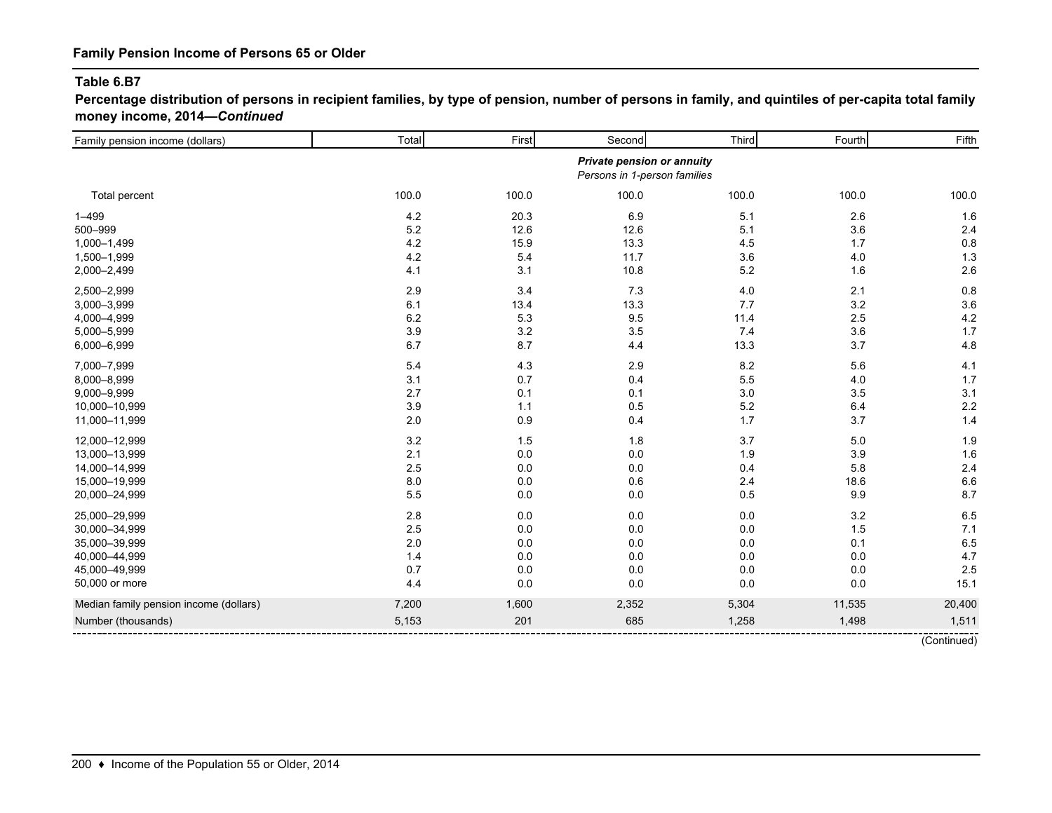## Family Pension Income of Persons 65 or Older

### Table 6.B7

**Percentage distribution of persons in recipient families, by type of pension, number of persons in family, and quintiles of per-capita total family money income, 2014—*Continued***

| Family pension income (dollars) | Total | First | Second | Third | Fourth | Fifth |
|---|---|---|---|---|---|---|
| | | | ***Private pension or annuity*** *Persons in 1-person families* | | | |
| Total percent | 100.0 | 100.0 | 100.0 | 100.0 | 100.0 | 100.0 |
| 1–499 | 4.2 | 20.3 | 6.9 | 5.1 | 2.6 | 1.6 |
| 500–999 | 5.2 | 12.6 | 12.6 | 5.1 | 3.6 | 2.4 |
| 1,000–1,499 | 4.2 | 15.9 | 13.3 | 4.5 | 1.7 | 0.8 |
| 1,500–1,999 | 4.2 | 5.4 | 11.7 | 3.6 | 4.0 | 1.3 |
| 2,000–2,499 | 4.1 | 3.1 | 10.8 | 5.2 | 1.6 | 2.6 |
| 2,500–2,999 | 2.9 | 3.4 | 7.3 | 4.0 | 2.1 | 0.8 |
| 3,000–3,999 | 6.1 | 13.4 | 13.3 | 7.7 | 3.2 | 3.6 |
| 4,000–4,999 | 6.2 | 5.3 | 9.5 | 11.4 | 2.5 | 4.2 |
| 5,000–5,999 | 3.9 | 3.2 | 3.5 | 7.4 | 3.6 | 1.7 |
| 6,000–6,999 | 6.7 | 8.7 | 4.4 | 13.3 | 3.7 | 4.8 |
| 7,000–7,999 | 5.4 | 4.3 | 2.9 | 8.2 | 5.6 | 4.1 |
| 8,000–8,999 | 3.1 | 0.7 | 0.4 | 5.5 | 4.0 | 1.7 |
| 9,000–9,999 | 2.7 | 0.1 | 0.1 | 3.0 | 3.5 | 3.1 |
| 10,000–10,999 | 3.9 | 1.1 | 0.5 | 5.2 | 6.4 | 2.2 |
| 11,000–11,999 | 2.0 | 0.9 | 0.4 | 1.7 | 3.7 | 1.4 |
| 12,000–12,999 | 3.2 | 1.5 | 1.8 | 3.7 | 5.0 | 1.9 |
| 13,000–13,999 | 2.1 | 0.0 | 0.0 | 1.9 | 3.9 | 1.6 |
| 14,000–14,999 | 2.5 | 0.0 | 0.0 | 0.4 | 5.8 | 2.4 |
| 15,000–19,999 | 8.0 | 0.0 | 0.6 | 2.4 | 18.6 | 6.6 |
| 20,000–24,999 | 5.5 | 0.0 | 0.0 | 0.5 | 9.9 | 8.7 |
| 25,000–29,999 | 2.8 | 0.0 | 0.0 | 0.0 | 3.2 | 6.5 |
| 30,000–34,999 | 2.5 | 0.0 | 0.0 | 0.0 | 1.5 | 7.1 |
| 35,000–39,999 | 2.0 | 0.0 | 0.0 | 0.0 | 0.1 | 6.5 |
| 40,000–44,999 | 1.4 | 0.0 | 0.0 | 0.0 | 0.0 | 4.7 |
| 45,000–49,999 | 0.7 | 0.0 | 0.0 | 0.0 | 0.0 | 2.5 |
| 50,000 or more | 4.4 | 0.0 | 0.0 | 0.0 | 0.0 | 15.1 |
| Median family pension income (dollars) | 7,200 | 1,600 | 2,352 | 5,304 | 11,535 | 20,400 |
| Number (thousands) | 5,153 | 201 | 685 | 1,258 | 1,498 | 1,511 |

(Continued)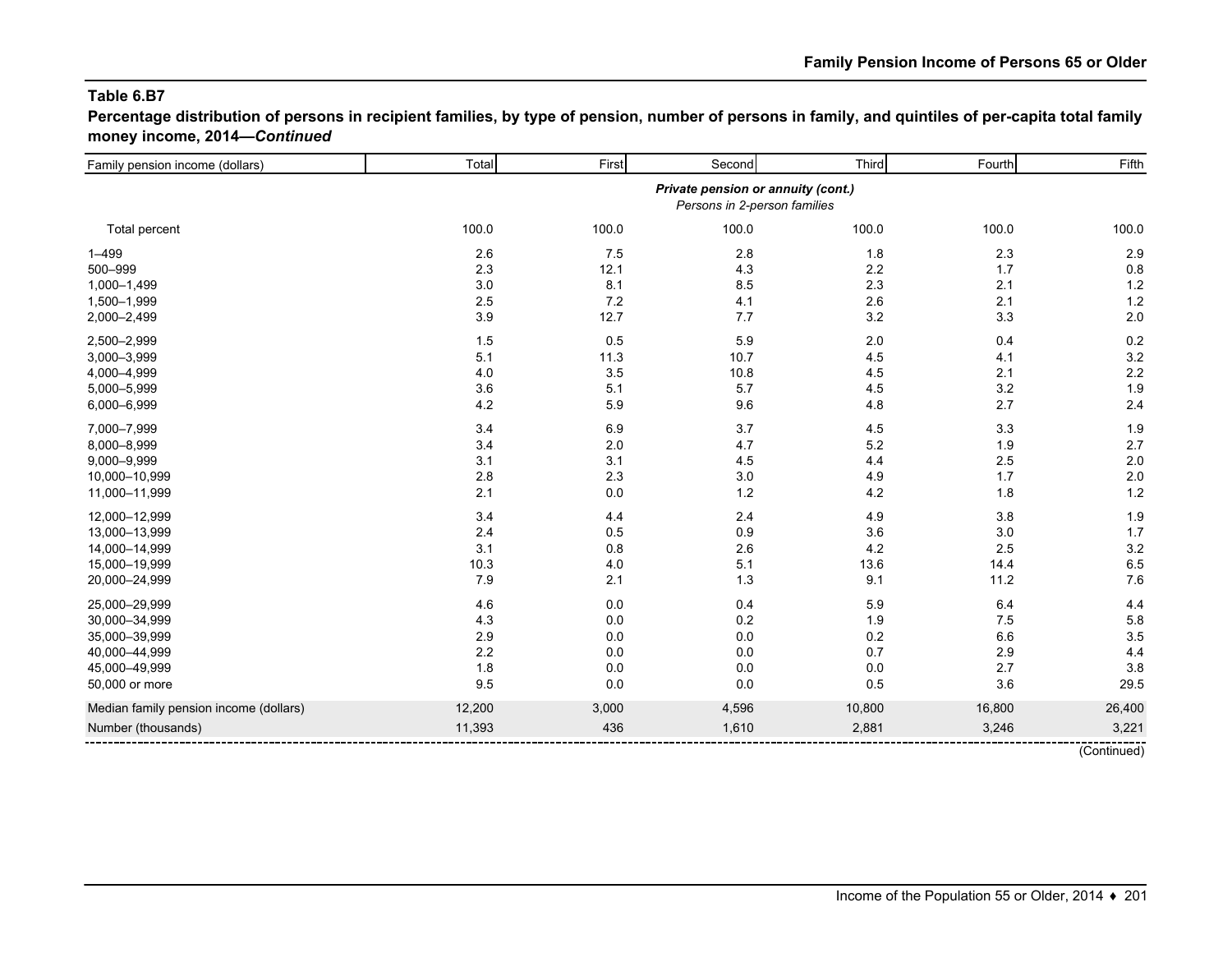## Table 6.B7

**Percentage distribution of persons in recipient families, by type of pension, number of persons in family, and quintiles of per-capita total family money income, 2014—*Continued***

| Family pension income (dollars) | Total | First | Second | Third | Fourth | Fifth |
|---|---|---|---|---|---|---|
| | ***Private pension or annuity (cont.)*** | | | | | |
| | *Persons in 2-person families* | | | | | |
| Total percent | 100.0 | 100.0 | 100.0 | 100.0 | 100.0 | 100.0 |
| 1–499 | 2.6 | 7.5 | 2.8 | 1.8 | 2.3 | 2.9 |
| 500–999 | 2.3 | 12.1 | 4.3 | 2.2 | 1.7 | 0.8 |
| 1,000–1,499 | 3.0 | 8.1 | 8.5 | 2.3 | 2.1 | 1.2 |
| 1,500–1,999 | 2.5 | 7.2 | 4.1 | 2.6 | 2.1 | 1.2 |
| 2,000–2,499 | 3.9 | 12.7 | 7.7 | 3.2 | 3.3 | 2.0 |
| 2,500–2,999 | 1.5 | 0.5 | 5.9 | 2.0 | 0.4 | 0.2 |
| 3,000–3,999 | 5.1 | 11.3 | 10.7 | 4.5 | 4.1 | 3.2 |
| 4,000–4,999 | 4.0 | 3.5 | 10.8 | 4.5 | 2.1 | 2.2 |
| 5,000–5,999 | 3.6 | 5.1 | 5.7 | 4.5 | 3.2 | 1.9 |
| 6,000–6,999 | 4.2 | 5.9 | 9.6 | 4.8 | 2.7 | 2.4 |
| 7,000–7,999 | 3.4 | 6.9 | 3.7 | 4.5 | 3.3 | 1.9 |
| 8,000–8,999 | 3.4 | 2.0 | 4.7 | 5.2 | 1.9 | 2.7 |
| 9,000–9,999 | 3.1 | 3.1 | 4.5 | 4.4 | 2.5 | 2.0 |
| 10,000–10,999 | 2.8 | 2.3 | 3.0 | 4.9 | 1.7 | 2.0 |
| 11,000–11,999 | 2.1 | 0.0 | 1.2 | 4.2 | 1.8 | 1.2 |
| 12,000–12,999 | 3.4 | 4.4 | 2.4 | 4.9 | 3.8 | 1.9 |
| 13,000–13,999 | 2.4 | 0.5 | 0.9 | 3.6 | 3.0 | 1.7 |
| 14,000–14,999 | 3.1 | 0.8 | 2.6 | 4.2 | 2.5 | 3.2 |
| 15,000–19,999 | 10.3 | 4.0 | 5.1 | 13.6 | 14.4 | 6.5 |
| 20,000–24,999 | 7.9 | 2.1 | 1.3 | 9.1 | 11.2 | 7.6 |
| 25,000–29,999 | 4.6 | 0.0 | 0.4 | 5.9 | 6.4 | 4.4 |
| 30,000–34,999 | 4.3 | 0.0 | 0.2 | 1.9 | 7.5 | 5.8 |
| 35,000–39,999 | 2.9 | 0.0 | 0.0 | 0.2 | 6.6 | 3.5 |
| 40,000–44,999 | 2.2 | 0.0 | 0.0 | 0.7 | 2.9 | 4.4 |
| 45,000–49,999 | 1.8 | 0.0 | 0.0 | 0.0 | 2.7 | 3.8 |
| 50,000 or more | 9.5 | 0.0 | 0.0 | 0.5 | 3.6 | 29.5 |
| Median family pension income (dollars) | 12,200 | 3,000 | 4,596 | 10,800 | 16,800 | 26,400 |
| Number (thousands) | 11,393 | 436 | 1,610 | 2,881 | 3,246 | 3,221 |

(Continued)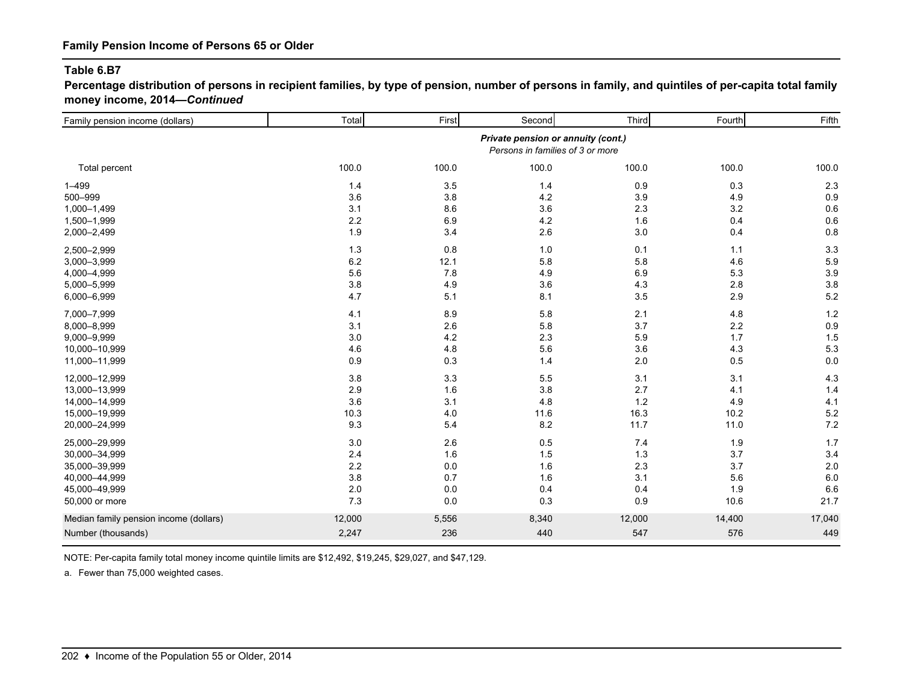## Family Pension Income of Persons 65 or Older

### Table 6.B7

**Percentage distribution of persons in recipient families, by type of pension, number of persons in family, and quintiles of per-capita total family money income, 2014—*Continued***

| Family pension income (dollars) | Total | First | Second | Third | Fourth | Fifth |
|---|---|---|---|---|---|---|
| | | | ***Private pension or annuity (cont.)*** *Persons in families of 3 or more* | | | |
| Total percent | 100.0 | 100.0 | 100.0 | 100.0 | 100.0 | 100.0 |
| 1–499 | 1.4 | 3.5 | 1.4 | 0.9 | 0.3 | 2.3 |
| 500–999 | 3.6 | 3.8 | 4.2 | 3.9 | 4.9 | 0.9 |
| 1,000–1,499 | 3.1 | 8.6 | 3.6 | 2.3 | 3.2 | 0.6 |
| 1,500–1,999 | 2.2 | 6.9 | 4.2 | 1.6 | 0.4 | 0.6 |
| 2,000–2,499 | 1.9 | 3.4 | 2.6 | 3.0 | 0.4 | 0.8 |
| 2,500–2,999 | 1.3 | 0.8 | 1.0 | 0.1 | 1.1 | 3.3 |
| 3,000–3,999 | 6.2 | 12.1 | 5.8 | 5.8 | 4.6 | 5.9 |
| 4,000–4,999 | 5.6 | 7.8 | 4.9 | 6.9 | 5.3 | 3.9 |
| 5,000–5,999 | 3.8 | 4.9 | 3.6 | 4.3 | 2.8 | 3.8 |
| 6,000–6,999 | 4.7 | 5.1 | 8.1 | 3.5 | 2.9 | 5.2 |
| 7,000–7,999 | 4.1 | 8.9 | 5.8 | 2.1 | 4.8 | 1.2 |
| 8,000–8,999 | 3.1 | 2.6 | 5.8 | 3.7 | 2.2 | 0.9 |
| 9,000–9,999 | 3.0 | 4.2 | 2.3 | 5.9 | 1.7 | 1.5 |
| 10,000–10,999 | 4.6 | 4.8 | 5.6 | 3.6 | 4.3 | 5.3 |
| 11,000–11,999 | 0.9 | 0.3 | 1.4 | 2.0 | 0.5 | 0.0 |
| 12,000–12,999 | 3.8 | 3.3 | 5.5 | 3.1 | 3.1 | 4.3 |
| 13,000–13,999 | 2.9 | 1.6 | 3.8 | 2.7 | 4.1 | 1.4 |
| 14,000–14,999 | 3.6 | 3.1 | 4.8 | 1.2 | 4.9 | 4.1 |
| 15,000–19,999 | 10.3 | 4.0 | 11.6 | 16.3 | 10.2 | 5.2 |
| 20,000–24,999 | 9.3 | 5.4 | 8.2 | 11.7 | 11.0 | 7.2 |
| 25,000–29,999 | 3.0 | 2.6 | 0.5 | 7.4 | 1.9 | 1.7 |
| 30,000–34,999 | 2.4 | 1.6 | 1.5 | 1.3 | 3.7 | 3.4 |
| 35,000–39,999 | 2.2 | 0.0 | 1.6 | 2.3 | 3.7 | 2.0 |
| 40,000–44,999 | 3.8 | 0.7 | 1.6 | 3.1 | 5.6 | 6.0 |
| 45,000–49,999 | 2.0 | 0.0 | 0.4 | 0.4 | 1.9 | 6.6 |
| 50,000 or more | 7.3 | 0.0 | 0.3 | 0.9 | 10.6 | 21.7 |
| Median family pension income (dollars) | 12,000 | 5,556 | 8,340 | 12,000 | 14,400 | 17,040 |
| Number (thousands) | 2,247 | 236 | 440 | 547 | 576 | 449 |

NOTE: Per-capita family total money income quintile limits are $12,492, $19,245, $29,027, and $47,129.

a. Fewer than 75,000 weighted cases.